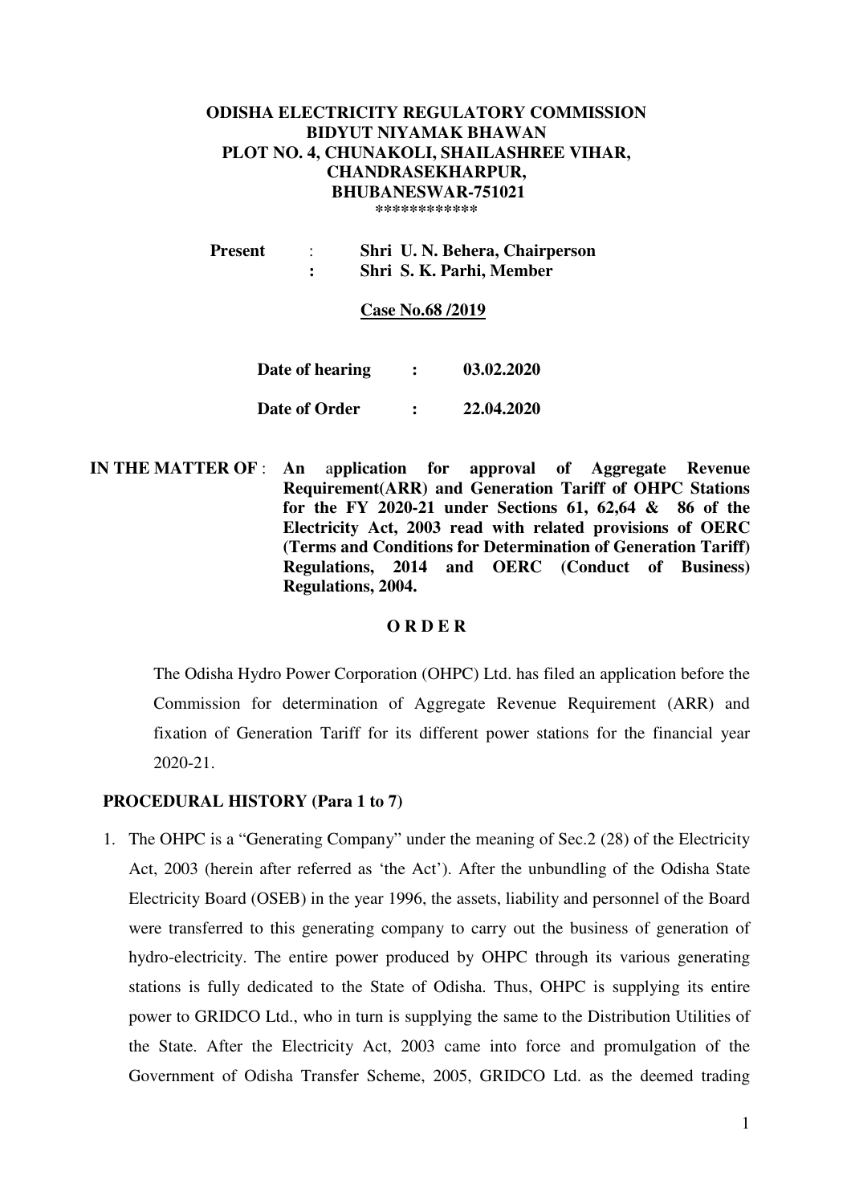**ODISHA ELECTRICITY REGULATORY COMMISSION**
**BIDYUT NIYAMAK BHAWAN**
**PLOT NO. 4, CHUNAKOLI, SHAILASHREE VIHAR,**
**CHANDRASEKHARPUR,**
**BHUBANESWAR-751021**
\*\*\*\*\*\*\*\*\*\*\*\*

**Present** : **Shri U. N. Behera, Chairperson**
: **Shri S. K. Parhi, Member**

**Case No.68 /2019**

**Date of hearing : 03.02.2020**

**Date of Order : 22.04.2020**

**IN THE MATTER OF** : **An application for approval of Aggregate Revenue Requirement(ARR) and Generation Tariff of OHPC Stations for the FY 2020-21 under Sections 61, 62,64 & 86 of the Electricity Act, 2003 read with related provisions of OERC (Terms and Conditions for Determination of Generation Tariff) Regulations, 2014 and OERC (Conduct of Business) Regulations, 2004.**

**O R D E R**

The Odisha Hydro Power Corporation (OHPC) Ltd. has filed an application before the Commission for determination of Aggregate Revenue Requirement (ARR) and fixation of Generation Tariff for its different power stations for the financial year 2020-21.

**PROCEDURAL HISTORY (Para 1 to 7)**

1. The OHPC is a "Generating Company" under the meaning of Sec.2 (28) of the Electricity Act, 2003 (herein after referred as 'the Act'). After the unbundling of the Odisha State Electricity Board (OSEB) in the year 1996, the assets, liability and personnel of the Board were transferred to this generating company to carry out the business of generation of hydro-electricity. The entire power produced by OHPC through its various generating stations is fully dedicated to the State of Odisha. Thus, OHPC is supplying its entire power to GRIDCO Ltd., who in turn is supplying the same to the Distribution Utilities of the State. After the Electricity Act, 2003 came into force and promulgation of the Government of Odisha Transfer Scheme, 2005, GRIDCO Ltd. as the deemed trading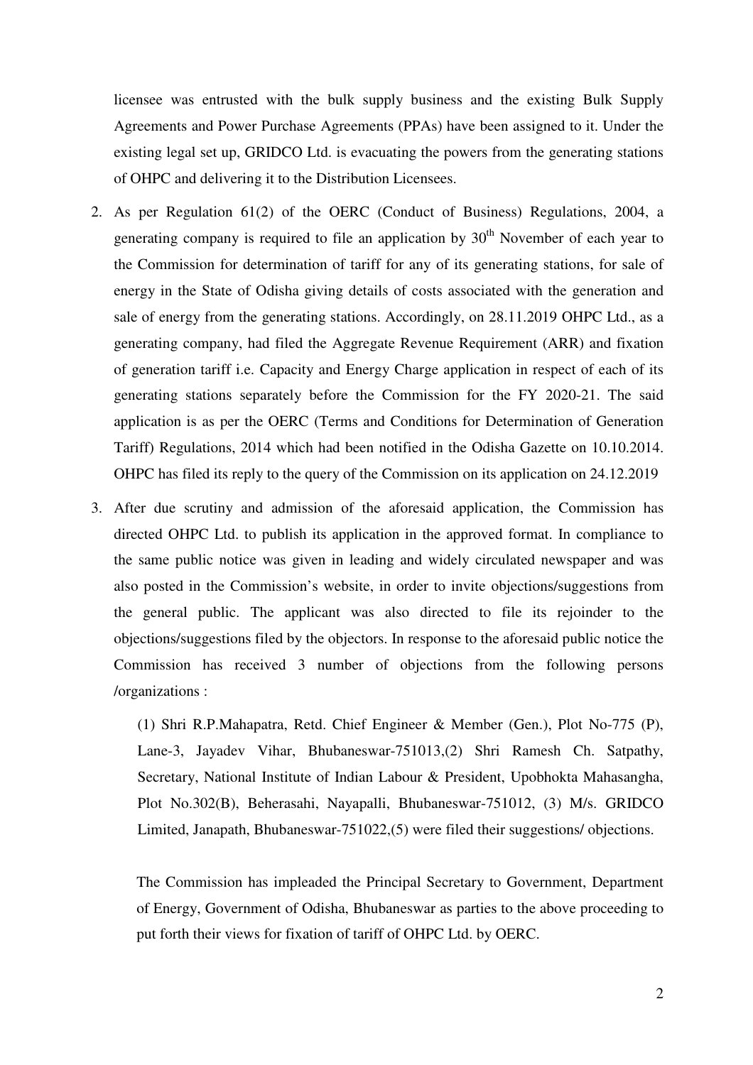licensee was entrusted with the bulk supply business and the existing Bulk Supply Agreements and Power Purchase Agreements (PPAs) have been assigned to it. Under the existing legal set up, GRIDCO Ltd. is evacuating the powers from the generating stations of OHPC and delivering it to the Distribution Licensees.

2. As per Regulation 61(2) of the OERC (Conduct of Business) Regulations, 2004, a generating company is required to file an application by 30th November of each year to the Commission for determination of tariff for any of its generating stations, for sale of energy in the State of Odisha giving details of costs associated with the generation and sale of energy from the generating stations. Accordingly, on 28.11.2019 OHPC Ltd., as a generating company, had filed the Aggregate Revenue Requirement (ARR) and fixation of generation tariff i.e. Capacity and Energy Charge application in respect of each of its generating stations separately before the Commission for the FY 2020-21. The said application is as per the OERC (Terms and Conditions for Determination of Generation Tariff) Regulations, 2014 which had been notified in the Odisha Gazette on 10.10.2014. OHPC has filed its reply to the query of the Commission on its application on 24.12.2019

3. After due scrutiny and admission of the aforesaid application, the Commission has directed OHPC Ltd. to publish its application in the approved format. In compliance to the same public notice was given in leading and widely circulated newspaper and was also posted in the Commission's website, in order to invite objections/suggestions from the general public. The applicant was also directed to file its rejoinder to the objections/suggestions filed by the objectors. In response to the aforesaid public notice the Commission has received 3 number of objections from the following persons /organizations :

   (1) Shri R.P.Mahapatra, Retd. Chief Engineer & Member (Gen.), Plot No-775 (P), Lane-3, Jayadev Vihar, Bhubaneswar-751013,(2) Shri Ramesh Ch. Satpathy, Secretary, National Institute of Indian Labour & President, Upobhokta Mahasangha, Plot No.302(B), Beherasahi, Nayapalli, Bhubaneswar-751012, (3) M/s. GRIDCO Limited, Janapath, Bhubaneswar-751022,(5) were filed their suggestions/ objections.

   The Commission has impleaded the Principal Secretary to Government, Department of Energy, Government of Odisha, Bhubaneswar as parties to the above proceeding to put forth their views for fixation of tariff of OHPC Ltd. by OERC.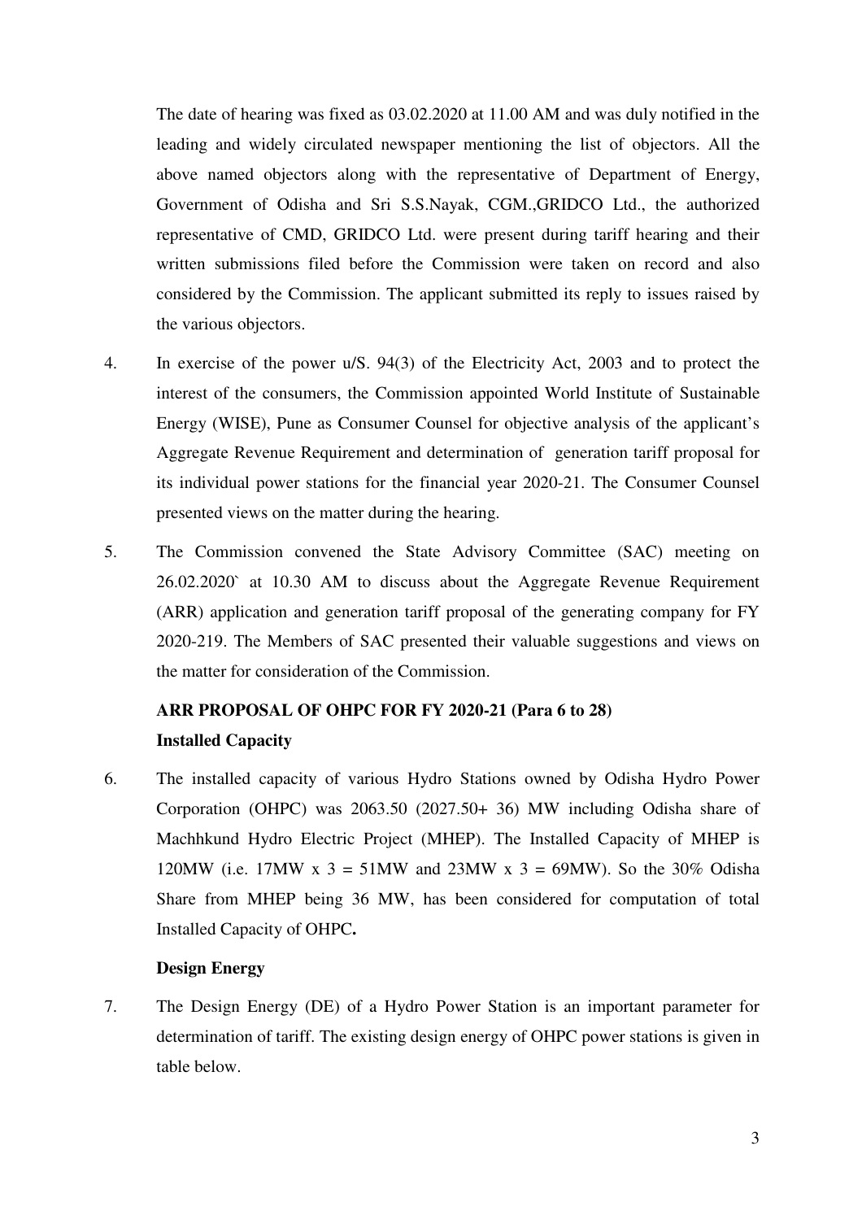The date of hearing was fixed as 03.02.2020 at 11.00 AM and was duly notified in the leading and widely circulated newspaper mentioning the list of objectors. All the above named objectors along with the representative of Department of Energy, Government of Odisha and Sri S.S.Nayak, CGM.,GRIDCO Ltd., the authorized representative of CMD, GRIDCO Ltd. were present during tariff hearing and their written submissions filed before the Commission were taken on record and also considered by the Commission. The applicant submitted its reply to issues raised by the various objectors.

4. In exercise of the power u/S. 94(3) of the Electricity Act, 2003 and to protect the interest of the consumers, the Commission appointed World Institute of Sustainable Energy (WISE), Pune as Consumer Counsel for objective analysis of the applicant's Aggregate Revenue Requirement and determination of generation tariff proposal for its individual power stations for the financial year 2020-21. The Consumer Counsel presented views on the matter during the hearing.

5. The Commission convened the State Advisory Committee (SAC) meeting on 26.02.2020` at 10.30 AM to discuss about the Aggregate Revenue Requirement (ARR) application and generation tariff proposal of the generating company for FY 2020-219. The Members of SAC presented their valuable suggestions and views on the matter for consideration of the Commission.

**ARR PROPOSAL OF OHPC FOR FY 2020-21 (Para 6 to 28)**

**Installed Capacity**

6. The installed capacity of various Hydro Stations owned by Odisha Hydro Power Corporation (OHPC) was 2063.50 (2027.50+ 36) MW including Odisha share of Machhkund Hydro Electric Project (MHEP). The Installed Capacity of MHEP is 120MW (i.e. 17MW x 3 = 51MW and 23MW x 3 = 69MW). So the 30% Odisha Share from MHEP being 36 MW, has been considered for computation of total Installed Capacity of OHPC**.**

**Design Energy**

7. The Design Energy (DE) of a Hydro Power Station is an important parameter for determination of tariff. The existing design energy of OHPC power stations is given in table below.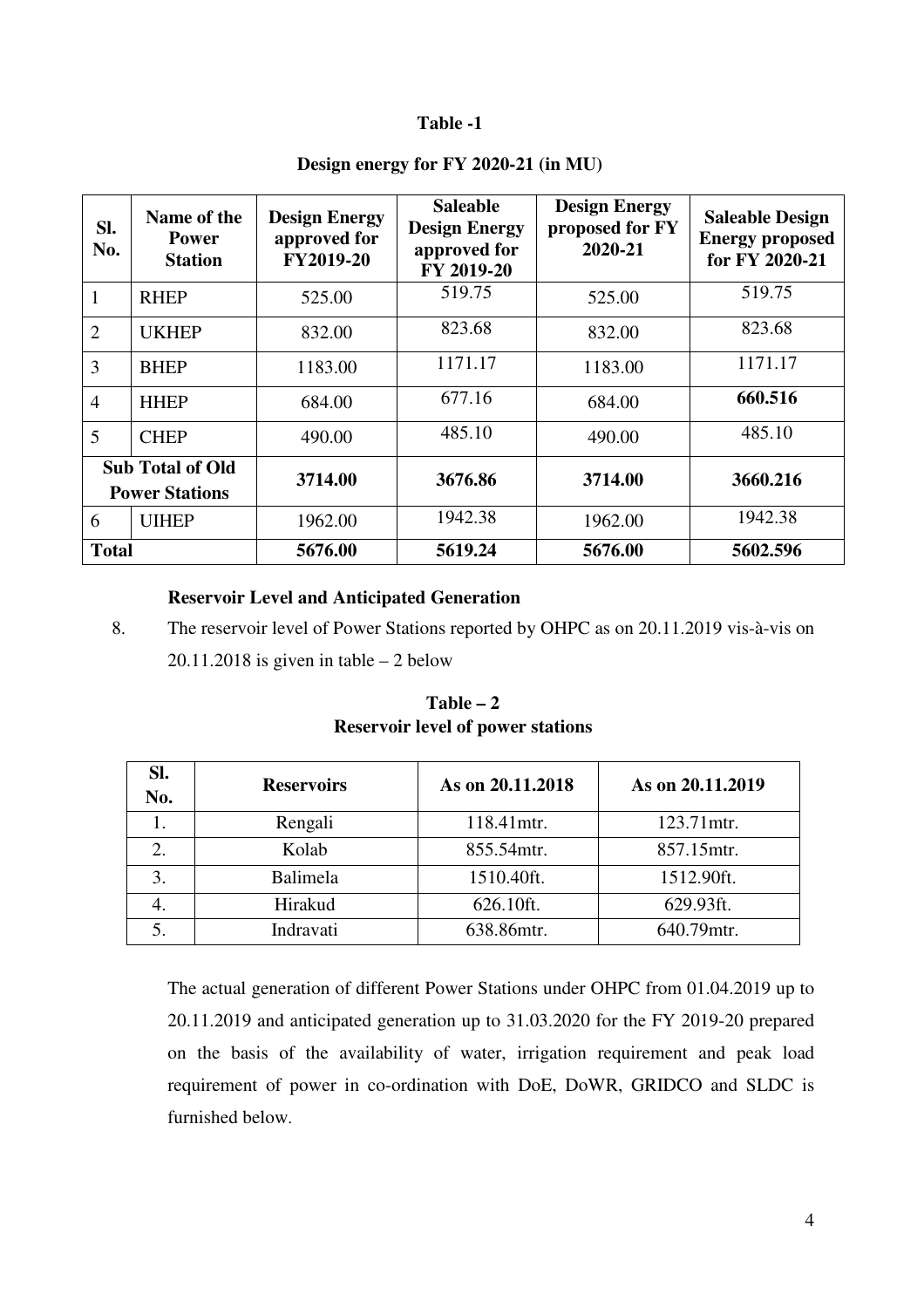**Table -1**

**Design energy for FY 2020-21 (in MU)**

| Sl. No. | Name of the Power Station | Design Energy approved for FY2019-20 | Saleable Design Energy approved for FY 2019-20 | Design Energy proposed for FY 2020-21 | Saleable Design Energy proposed for FY 2020-21 |
|---|---|---|---|---|---|
| 1 | RHEP | 525.00 | 519.75 | 525.00 | 519.75 |
| 2 | UKHEP | 832.00 | 823.68 | 832.00 | 823.68 |
| 3 | BHEP | 1183.00 | 1171.17 | 1183.00 | 1171.17 |
| 4 | HHEP | 684.00 | 677.16 | 684.00 | **660.516** |
| 5 | CHEP | 490.00 | 485.10 | 490.00 | 485.10 |
| **Sub Total of Old Power Stations** | | **3714.00** | **3676.86** | **3714.00** | **3660.216** |
| 6 | UIHEP | 1962.00 | 1942.38 | 1962.00 | 1942.38 |
| **Total** | | **5676.00** | **5619.24** | **5676.00** | **5602.596** |

**Reservoir Level and Anticipated Generation**

8. The reservoir level of Power Stations reported by OHPC as on 20.11.2019 vis-à-vis on 20.11.2018 is given in table – 2 below

**Table – 2**
**Reservoir level of power stations**

| Sl. No. | Reservoirs | As on 20.11.2018 | As on 20.11.2019 |
|---|---|---|---|
| 1. | Rengali | 118.41mtr. | 123.71mtr. |
| 2. | Kolab | 855.54mtr. | 857.15mtr. |
| 3. | Balimela | 1510.40ft. | 1512.90ft. |
| 4. | Hirakud | 626.10ft. | 629.93ft. |
| 5. | Indravati | 638.86mtr. | 640.79mtr. |

The actual generation of different Power Stations under OHPC from 01.04.2019 up to 20.11.2019 and anticipated generation up to 31.03.2020 for the FY 2019-20 prepared on the basis of the availability of water, irrigation requirement and peak load requirement of power in co-ordination with DoE, DoWR, GRIDCO and SLDC is furnished below.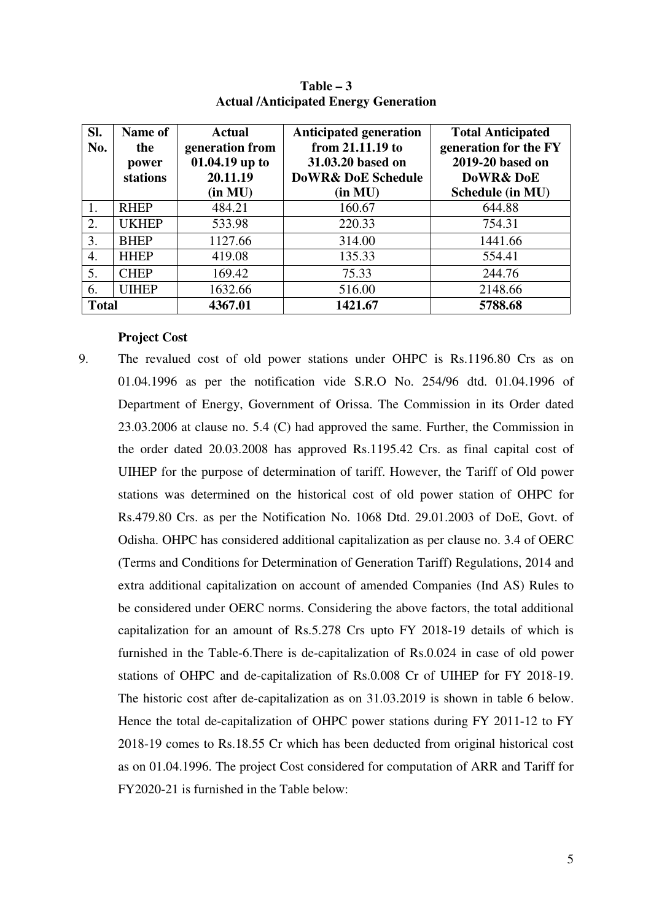**Table – 3**
**Actual /Anticipated Energy Generation**

| Sl. No. | Name of the power stations | Actual generation from 01.04.19 up to 20.11.19 (in MU) | Anticipated generation from 21.11.19 to 31.03.20 based on DoWR& DoE Schedule (in MU) | Total Anticipated generation for the FY 2019-20 based on DoWR& DoE Schedule (in MU) |
|---|---|---|---|---|
| 1. | RHEP | 484.21 | 160.67 | 644.88 |
| 2. | UKHEP | 533.98 | 220.33 | 754.31 |
| 3. | BHEP | 1127.66 | 314.00 | 1441.66 |
| 4. | HHEP | 419.08 | 135.33 | 554.41 |
| 5. | CHEP | 169.42 | 75.33 | 244.76 |
| 6. | UIHEP | 1632.66 | 516.00 | 2148.66 |
| **Total** | | **4367.01** | **1421.67** | **5788.68** |

**Project Cost**

9. The revalued cost of old power stations under OHPC is Rs.1196.80 Crs as on 01.04.1996 as per the notification vide S.R.O No. 254/96 dtd. 01.04.1996 of Department of Energy, Government of Orissa. The Commission in its Order dated 23.03.2006 at clause no. 5.4 (C) had approved the same. Further, the Commission in the order dated 20.03.2008 has approved Rs.1195.42 Crs. as final capital cost of UIHEP for the purpose of determination of tariff. However, the Tariff of Old power stations was determined on the historical cost of old power station of OHPC for Rs.479.80 Crs. as per the Notification No. 1068 Dtd. 29.01.2003 of DoE, Govt. of Odisha. OHPC has considered additional capitalization as per clause no. 3.4 of OERC (Terms and Conditions for Determination of Generation Tariff) Regulations, 2014 and extra additional capitalization on account of amended Companies (Ind AS) Rules to be considered under OERC norms. Considering the above factors, the total additional capitalization for an amount of Rs.5.278 Crs upto FY 2018-19 details of which is furnished in the Table-6.There is de-capitalization of Rs.0.024 in case of old power stations of OHPC and de-capitalization of Rs.0.008 Cr of UIHEP for FY 2018-19. The historic cost after de-capitalization as on 31.03.2019 is shown in table 6 below. Hence the total de-capitalization of OHPC power stations during FY 2011-12 to FY 2018-19 comes to Rs.18.55 Cr which has been deducted from original historical cost as on 01.04.1996. The project Cost considered for computation of ARR and Tariff for FY2020-21 is furnished in the Table below: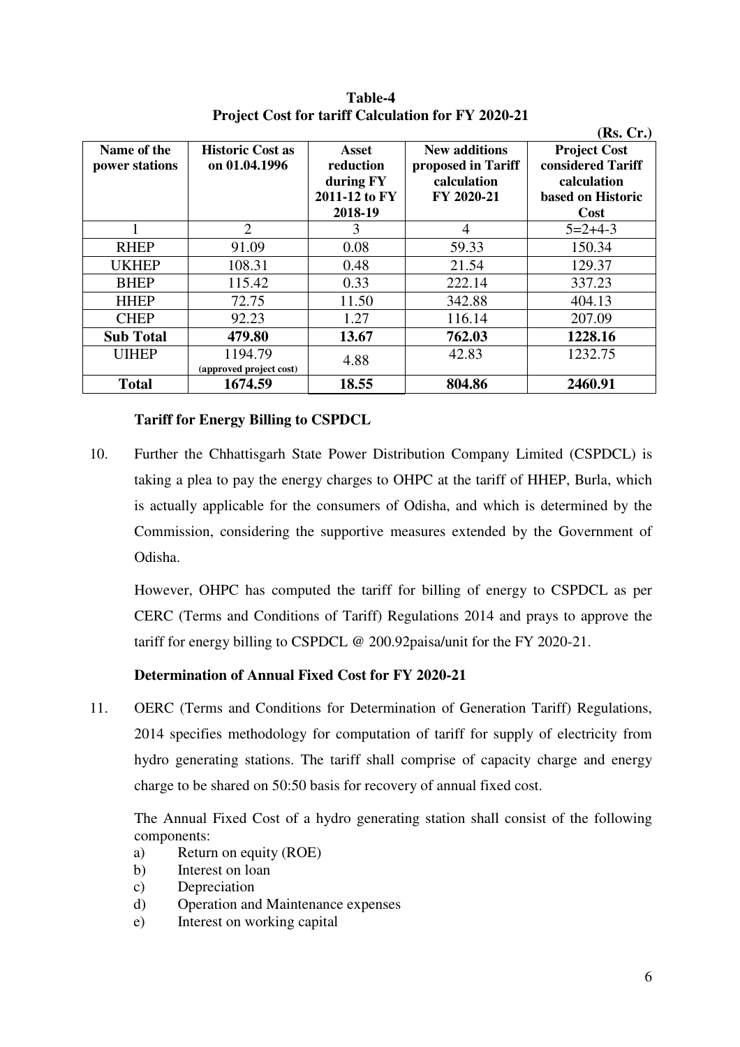**Table-4**
**Project Cost for tariff Calculation for FY 2020-21**

**(Rs. Cr.)**

| Name of the power stations | Historic Cost as on 01.04.1996 | Asset reduction during FY 2011-12 to FY 2018-19 | New additions proposed in Tariff calculation FY 2020-21 | Project Cost considered Tariff calculation based on Historic Cost |
|---|---|---|---|---|
| 1 | 2 | 3 | 4 | 5=2+4-3 |
| RHEP | 91.09 | 0.08 | 59.33 | 150.34 |
| UKHEP | 108.31 | 0.48 | 21.54 | 129.37 |
| BHEP | 115.42 | 0.33 | 222.14 | 337.23 |
| HHEP | 72.75 | 11.50 | 342.88 | 404.13 |
| CHEP | 92.23 | 1.27 | 116.14 | 207.09 |
| **Sub Total** | **479.80** | **13.67** | **762.03** | **1228.16** |
| UIHEP | 1194.79 (approved project cost) | 4.88 | 42.83 | 1232.75 |
| **Total** | **1674.59** | **18.55** | **804.86** | **2460.91** |

**Tariff for Energy Billing to CSPDCL**

10. Further the Chhattisgarh State Power Distribution Company Limited (CSPDCL) is taking a plea to pay the energy charges to OHPC at the tariff of HHEP, Burla, which is actually applicable for the consumers of Odisha, and which is determined by the Commission, considering the supportive measures extended by the Government of Odisha.

    However, OHPC has computed the tariff for billing of energy to CSPDCL as per CERC (Terms and Conditions of Tariff) Regulations 2014 and prays to approve the tariff for energy billing to CSPDCL @ 200.92paisa/unit for the FY 2020-21.

**Determination of Annual Fixed Cost for FY 2020-21**

11. OERC (Terms and Conditions for Determination of Generation Tariff) Regulations, 2014 specifies methodology for computation of tariff for supply of electricity from hydro generating stations. The tariff shall comprise of capacity charge and energy charge to be shared on 50:50 basis for recovery of annual fixed cost.

    The Annual Fixed Cost of a hydro generating station shall consist of the following components:

    a) Return on equity (ROE)
    b) Interest on loan
    c) Depreciation
    d) Operation and Maintenance expenses
    e) Interest on working capital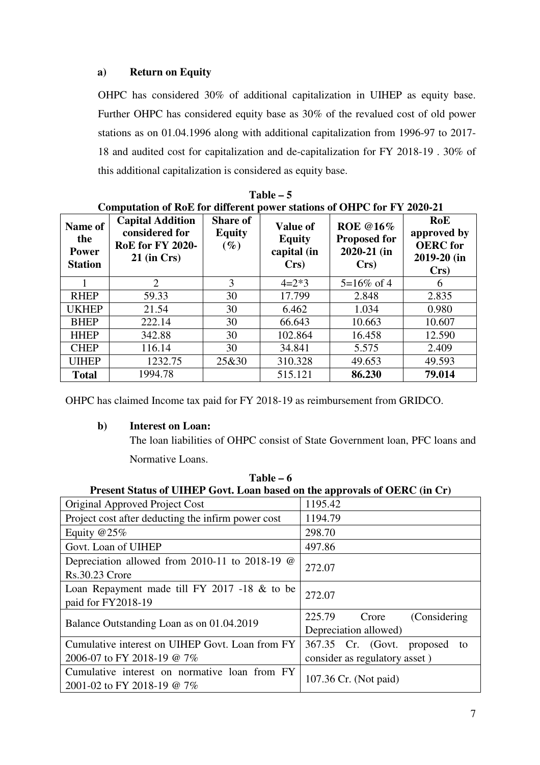#### a) Return on Equity

OHPC has considered 30% of additional capitalization in UIHEP as equity base. Further OHPC has considered equity base as 30% of the revalued cost of old power stations as on 01.04.1996 along with additional capitalization from 1996-97 to 2017-18 and audited cost for capitalization and de-capitalization for FY 2018-19 . 30% of this additional capitalization is considered as equity base.

**Table – 5**
**Computation of RoE for different power stations of OHPC for FY 2020-21**

| Name of the Power Station | Capital Addition considered for RoE for FY 2020-21 (in Crs) | Share of Equity (%) | Value of Equity capital (in Crs) | ROE @16% Proposed for 2020-21 (in Crs) | RoE approved by OERC for 2019-20 (in Crs) |
|---|---|---|---|---|---|
| 1 | 2 | 3 | 4=2*3 | 5=16% of 4 | 6 |
| RHEP | 59.33 | 30 | 17.799 | 2.848 | 2.835 |
| UKHEP | 21.54 | 30 | 6.462 | 1.034 | 0.980 |
| BHEP | 222.14 | 30 | 66.643 | 10.663 | 10.607 |
| HHEP | 342.88 | 30 | 102.864 | 16.458 | 12.590 |
| CHEP | 116.14 | 30 | 34.841 | 5.575 | 2.409 |
| UIHEP | 1232.75 | 25&30 | 310.328 | 49.653 | 49.593 |
| **Total** | 1994.78 | | 515.121 | **86.230** | **79.014** |

OHPC has claimed Income tax paid for FY 2018-19 as reimbursement from GRIDCO.

#### b) Interest on Loan:

The loan liabilities of OHPC consist of State Government loan, PFC loans and Normative Loans.

**Table – 6**
**Present Status of UIHEP Govt. Loan based on the approvals of OERC (in Cr)**

| | |
|---|---|
| Original Approved Project Cost | 1195.42 |
| Project cost after deducting the infirm power cost | 1194.79 |
| Equity @25% | 298.70 |
| Govt. Loan of UIHEP | 497.86 |
| Depreciation allowed from 2010-11 to 2018-19 @ Rs.30.23 Crore | 272.07 |
| Loan Repayment made till FY 2017 -18 & to be paid for FY2018-19 | 272.07 |
| Balance Outstanding Loan as on 01.04.2019 | 225.79 Crore (Considering Depreciation allowed) |
| Cumulative interest on UIHEP Govt. Loan from FY 2006-07 to FY 2018-19 @ 7% | 367.35 Cr. (Govt. proposed to consider as regulatory asset ) |
| Cumulative interest on normative loan from FY 2001-02 to FY 2018-19 @ 7% | 107.36 Cr. (Not paid) |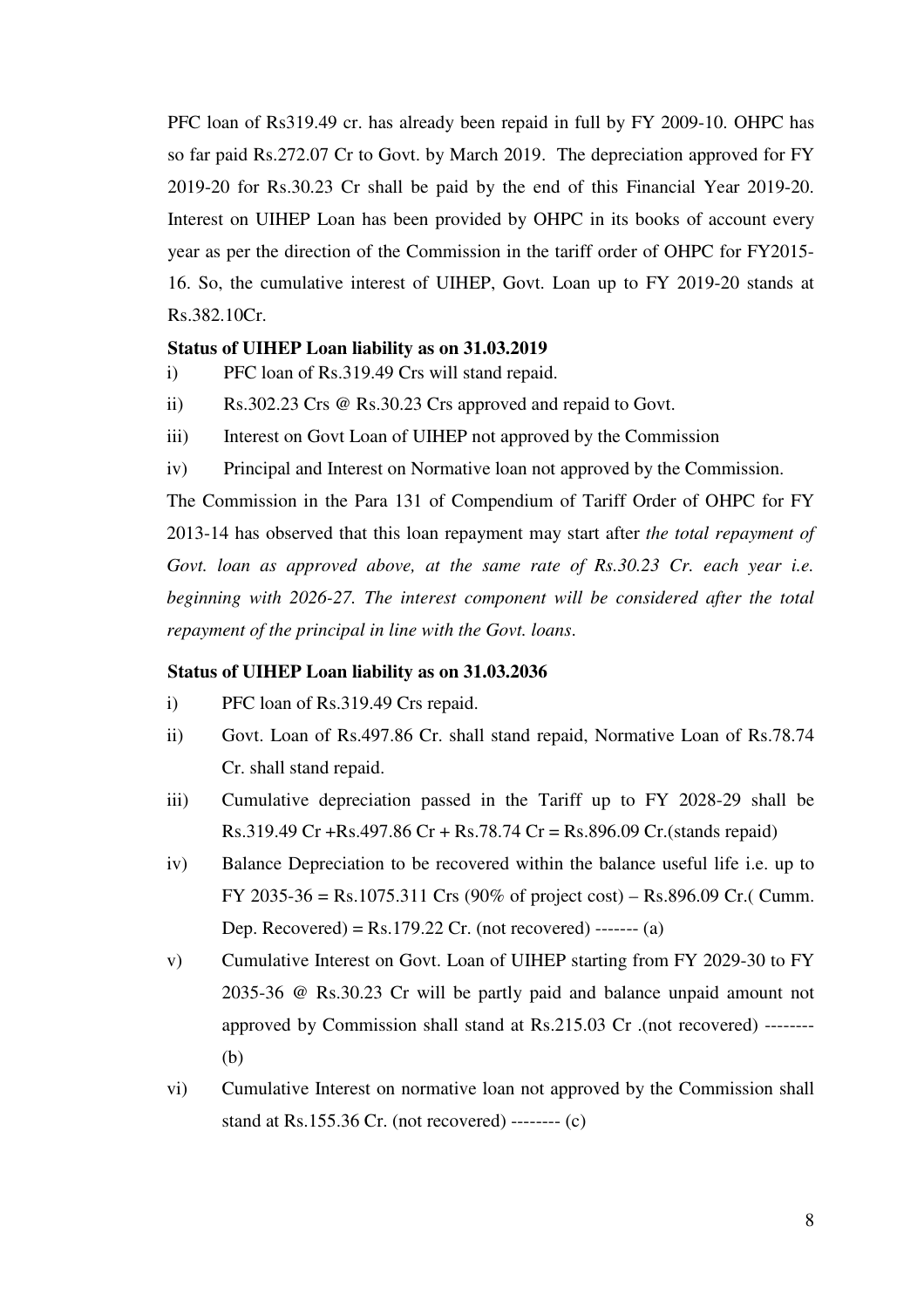PFC loan of Rs319.49 cr. has already been repaid in full by FY 2009-10. OHPC has so far paid Rs.272.07 Cr to Govt. by March 2019. The depreciation approved for FY 2019-20 for Rs.30.23 Cr shall be paid by the end of this Financial Year 2019-20. Interest on UIHEP Loan has been provided by OHPC in its books of account every year as per the direction of the Commission in the tariff order of OHPC for FY2015-16. So, the cumulative interest of UIHEP, Govt. Loan up to FY 2019-20 stands at Rs.382.10Cr.

**Status of UIHEP Loan liability as on 31.03.2019**

i) PFC loan of Rs.319.49 Crs will stand repaid.

ii) Rs.302.23 Crs @ Rs.30.23 Crs approved and repaid to Govt.

iii) Interest on Govt Loan of UIHEP not approved by the Commission

iv) Principal and Interest on Normative loan not approved by the Commission.

The Commission in the Para 131 of Compendium of Tariff Order of OHPC for FY 2013-14 has observed that this loan repayment may start after *the total repayment of Govt. loan as approved above, at the same rate of Rs.30.23 Cr. each year i.e. beginning with 2026-27. The interest component will be considered after the total repayment of the principal in line with the Govt. loans*.

**Status of UIHEP Loan liability as on 31.03.2036**

i) PFC loan of Rs.319.49 Crs repaid.

ii) Govt. Loan of Rs.497.86 Cr. shall stand repaid, Normative Loan of Rs.78.74 Cr. shall stand repaid.

iii) Cumulative depreciation passed in the Tariff up to FY 2028-29 shall be Rs.319.49 Cr +Rs.497.86 Cr + Rs.78.74 Cr = Rs.896.09 Cr.(stands repaid)

iv) Balance Depreciation to be recovered within the balance useful life i.e. up to FY 2035-36 = Rs.1075.311 Crs (90% of project cost) – Rs.896.09 Cr.( Cumm. Dep. Recovered) = Rs.179.22 Cr. (not recovered) ------- (a)

v) Cumulative Interest on Govt. Loan of UIHEP starting from FY 2029-30 to FY 2035-36 @ Rs.30.23 Cr will be partly paid and balance unpaid amount not approved by Commission shall stand at Rs.215.03 Cr .(not recovered) -------- (b)

vi) Cumulative Interest on normative loan not approved by the Commission shall stand at Rs.155.36 Cr. (not recovered) -------- (c)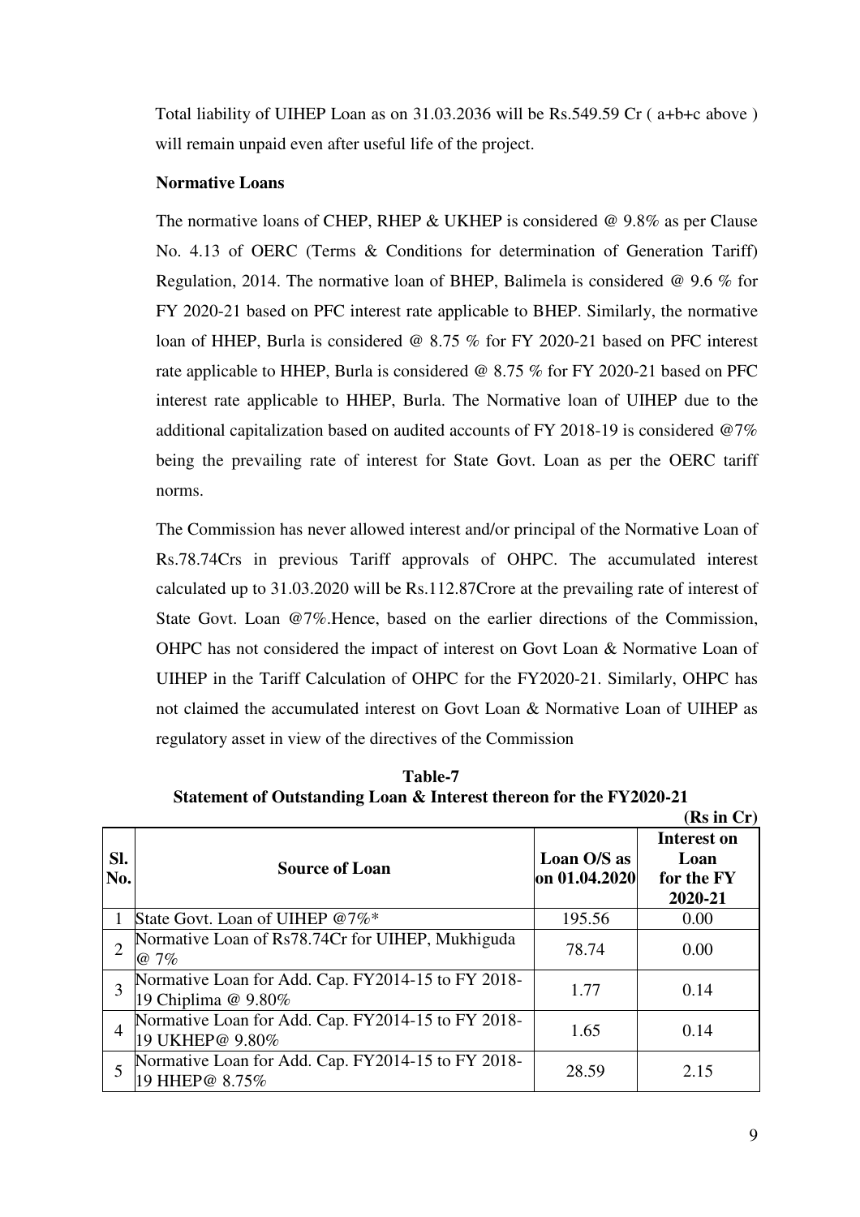Total liability of UIHEP Loan as on 31.03.2036 will be Rs.549.59 Cr ( a+b+c above ) will remain unpaid even after useful life of the project.

**Normative Loans**

The normative loans of CHEP, RHEP & UKHEP is considered @ 9.8% as per Clause No. 4.13 of OERC (Terms & Conditions for determination of Generation Tariff) Regulation, 2014. The normative loan of BHEP, Balimela is considered @ 9.6 % for FY 2020-21 based on PFC interest rate applicable to BHEP. Similarly, the normative loan of HHEP, Burla is considered @ 8.75 % for FY 2020-21 based on PFC interest rate applicable to HHEP, Burla is considered @ 8.75 % for FY 2020-21 based on PFC interest rate applicable to HHEP, Burla. The Normative loan of UIHEP due to the additional capitalization based on audited accounts of FY 2018-19 is considered @7% being the prevailing rate of interest for State Govt. Loan as per the OERC tariff norms.

The Commission has never allowed interest and/or principal of the Normative Loan of Rs.78.74Crs in previous Tariff approvals of OHPC. The accumulated interest calculated up to 31.03.2020 will be Rs.112.87Crore at the prevailing rate of interest of State Govt. Loan @7%.Hence, based on the earlier directions of the Commission, OHPC has not considered the impact of interest on Govt Loan & Normative Loan of UIHEP in the Tariff Calculation of OHPC for the FY2020-21. Similarly, OHPC has not claimed the accumulated interest on Govt Loan & Normative Loan of UIHEP as regulatory asset in view of the directives of the Commission

**Table-7**
**Statement of Outstanding Loan & Interest thereon for the FY2020-21**

**(Rs in Cr)**

| Sl. No. | Source of Loan | Loan O/S as on 01.04.2020 | Interest on Loan for the FY 2020-21 |
|---|---|---|---|
| 1 | State Govt. Loan of UIHEP @7%* | 195.56 | 0.00 |
| 2 | Normative Loan of Rs78.74Cr for UIHEP, Mukhiguda @ 7% | 78.74 | 0.00 |
| 3 | Normative Loan for Add. Cap. FY2014-15 to FY 2018-19 Chiplima @ 9.80% | 1.77 | 0.14 |
| 4 | Normative Loan for Add. Cap. FY2014-15 to FY 2018-19 UKHEP@ 9.80% | 1.65 | 0.14 |
| 5 | Normative Loan for Add. Cap. FY2014-15 to FY 2018-19 HHEP@ 8.75% | 28.59 | 2.15 |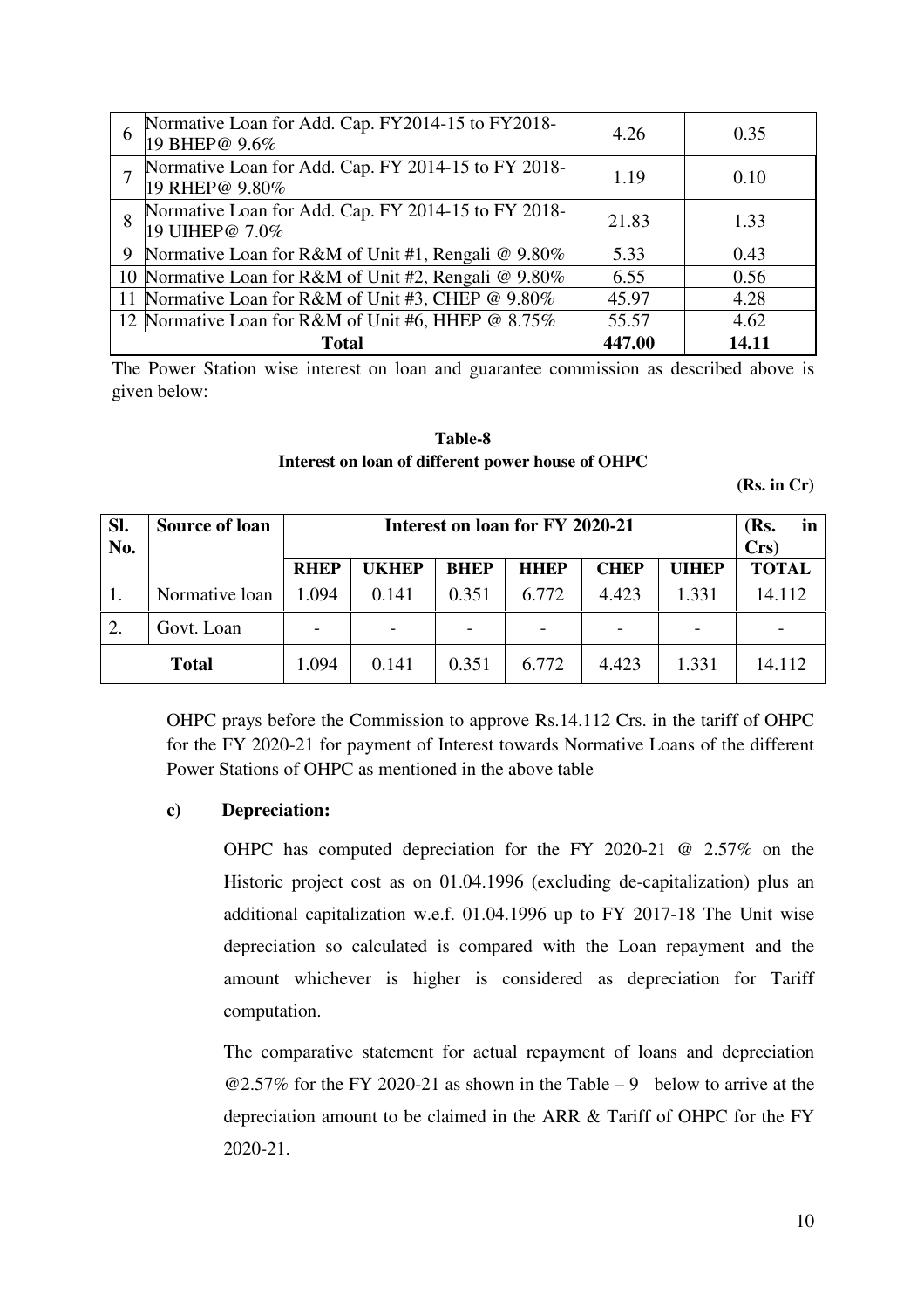| 6 | Normative Loan for Add. Cap. FY2014-15 to FY2018-19 BHEP@ 9.6% | 4.26 | 0.35 |
|---|---|---|---|
| 7 | Normative Loan for Add. Cap. FY 2014-15 to FY 2018-19 RHEP@ 9.80% | 1.19 | 0.10 |
| 8 | Normative Loan for Add. Cap. FY 2014-15 to FY 2018-19 UIHEP@ 7.0% | 21.83 | 1.33 |
| 9 | Normative Loan for R&M of Unit #1, Rengali @ 9.80% | 5.33 | 0.43 |
| 10 | Normative Loan for R&M of Unit #2, Rengali @ 9.80% | 6.55 | 0.56 |
| 11 | Normative Loan for R&M of Unit #3, CHEP @ 9.80% | 45.97 | 4.28 |
| 12 | Normative Loan for R&M of Unit #6, HHEP @ 8.75% | 55.57 | 4.62 |
| | **Total** | **447.00** | **14.11** |

The Power Station wise interest on loan and guarantee commission as described above is given below:

**Table-8**
**Interest on loan of different power house of OHPC**

**(Rs. in Cr)**

| Sl. No. | Source of loan | Interest on loan for FY 2020-21 | | | | | | (Rs. in Crs) |
|---|---|---|---|---|---|---|---|---|
| | | **RHEP** | **UKHEP** | **BHEP** | **HHEP** | **CHEP** | **UIHEP** | **TOTAL** |
| 1. | Normative loan | 1.094 | 0.141 | 0.351 | 6.772 | 4.423 | 1.331 | 14.112 |
| 2. | Govt. Loan | - | - | - | - | - | - | - |
| **Total** | | 1.094 | 0.141 | 0.351 | 6.772 | 4.423 | 1.331 | 14.112 |

OHPC prays before the Commission to approve Rs.14.112 Crs. in the tariff of OHPC for the FY 2020-21 for payment of Interest towards Normative Loans of the different Power Stations of OHPC as mentioned in the above table

**c) Depreciation:**

OHPC has computed depreciation for the FY 2020-21 @ 2.57% on the Historic project cost as on 01.04.1996 (excluding de-capitalization) plus an additional capitalization w.e.f. 01.04.1996 up to FY 2017-18 The Unit wise depreciation so calculated is compared with the Loan repayment and the amount whichever is higher is considered as depreciation for Tariff computation.

The comparative statement for actual repayment of loans and depreciation @2.57% for the FY 2020-21 as shown in the Table – 9 below to arrive at the depreciation amount to be claimed in the ARR & Tariff of OHPC for the FY 2020-21.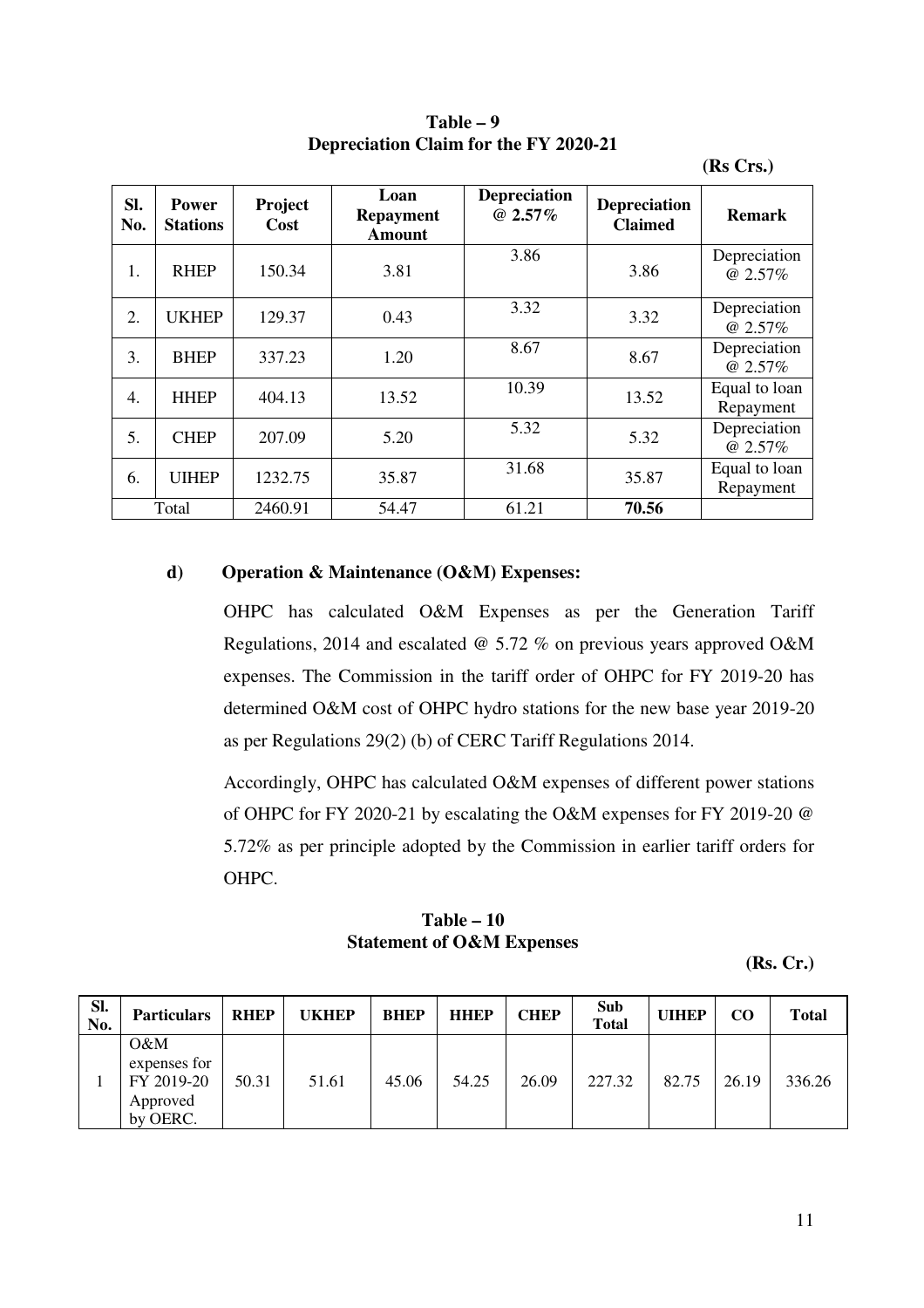**Table – 9**
**Depreciation Claim for the FY 2020-21**

**(Rs Crs.)**

| Sl. No. | Power Stations | Project Cost | Loan Repayment Amount | Depreciation @ 2.57% | Depreciation Claimed | Remark |
|---|---|---|---|---|---|---|
| 1. | RHEP | 150.34 | 3.81 | 3.86 | 3.86 | Depreciation @ 2.57% |
| 2. | UKHEP | 129.37 | 0.43 | 3.32 | 3.32 | Depreciation @ 2.57% |
| 3. | BHEP | 337.23 | 1.20 | 8.67 | 8.67 | Depreciation @ 2.57% |
| 4. | HHEP | 404.13 | 13.52 | 10.39 | 13.52 | Equal to loan Repayment |
| 5. | CHEP | 207.09 | 5.20 | 5.32 | 5.32 | Depreciation @ 2.57% |
| 6. | UIHEP | 1232.75 | 35.87 | 31.68 | 35.87 | Equal to loan Repayment |
| Total | | 2460.91 | 54.47 | 61.21 | **70.56** | |

**d) Operation & Maintenance (O&M) Expenses:**

OHPC has calculated O&M Expenses as per the Generation Tariff Regulations, 2014 and escalated @ 5.72 % on previous years approved O&M expenses. The Commission in the tariff order of OHPC for FY 2019-20 has determined O&M cost of OHPC hydro stations for the new base year 2019-20 as per Regulations 29(2) (b) of CERC Tariff Regulations 2014.

Accordingly, OHPC has calculated O&M expenses of different power stations of OHPC for FY 2020-21 by escalating the O&M expenses for FY 2019-20 @ 5.72% as per principle adopted by the Commission in earlier tariff orders for OHPC.

**Table – 10**
**Statement of O&M Expenses**

**(Rs. Cr.)**

| Sl. No. | Particulars | RHEP | UKHEP | BHEP | HHEP | CHEP | Sub Total | UIHEP | CO | Total |
|---|---|---|---|---|---|---|---|---|---|---|
| 1 | O&M expenses for FY 2019-20 Approved by OERC. | 50.31 | 51.61 | 45.06 | 54.25 | 26.09 | 227.32 | 82.75 | 26.19 | 336.26 |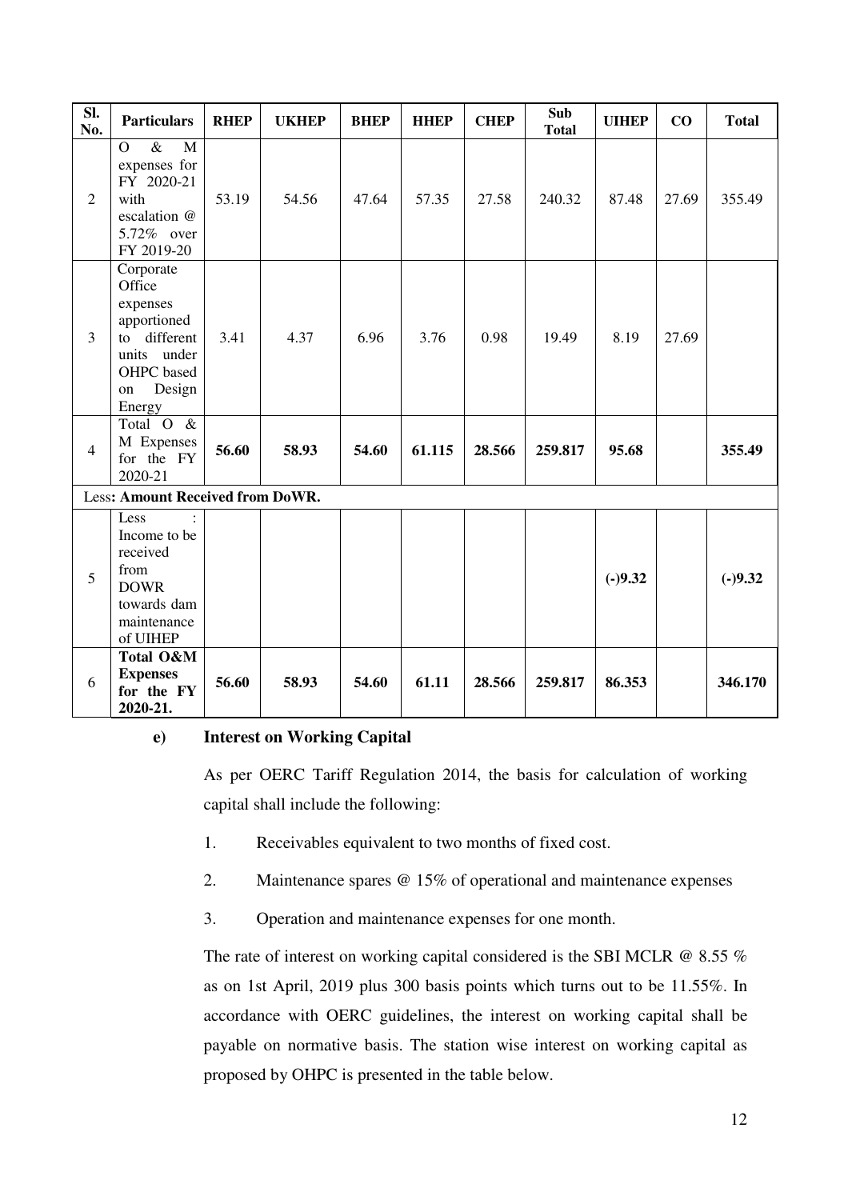| Sl. No. | Particulars | RHEP | UKHEP | BHEP | HHEP | CHEP | Sub Total | UIHEP | CO | Total |
|---|---|---|---|---|---|---|---|---|---|---|
| 2 | O & M expenses for FY 2020-21 with escalation @ 5.72% over FY 2019-20 | 53.19 | 54.56 | 47.64 | 57.35 | 27.58 | 240.32 | 87.48 | 27.69 | 355.49 |
| 3 | Corporate Office expenses apportioned to different units under OHPC based on Design Energy | 3.41 | 4.37 | 6.96 | 3.76 | 0.98 | 19.49 | 8.19 | 27.69 | |
| 4 | Total O & M Expenses for the FY 2020-21 | **56.60** | **58.93** | **54.60** | **61.115** | **28.566** | **259.817** | **95.68** | | **355.49** |
| Less: **Amount Received from DoWR.** | | | | | | | | | | |
| 5 | Less : Income to be received from DOWR towards dam maintenance of UIHEP | | | | | | | **(-)9.32** | | **(-)9.32** |
| 6 | **Total O&M Expenses for the FY 2020-21.** | **56.60** | **58.93** | **54.60** | **61.11** | **28.566** | **259.817** | **86.353** | | **346.170** |

**e) Interest on Working Capital**

As per OERC Tariff Regulation 2014, the basis for calculation of working capital shall include the following:

1. Receivables equivalent to two months of fixed cost.
2. Maintenance spares @ 15% of operational and maintenance expenses
3. Operation and maintenance expenses for one month.

The rate of interest on working capital considered is the SBI MCLR @ 8.55 % as on 1st April, 2019 plus 300 basis points which turns out to be 11.55%. In accordance with OERC guidelines, the interest on working capital shall be payable on normative basis. The station wise interest on working capital as proposed by OHPC is presented in the table below.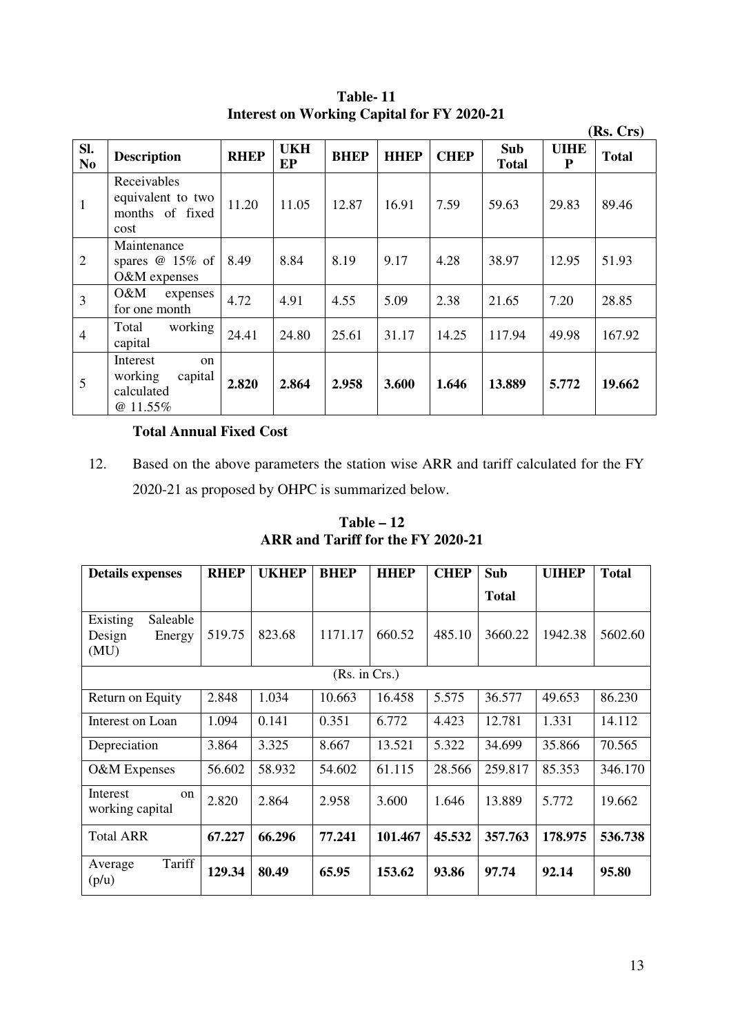**Table- 11**
**Interest on Working Capital for FY 2020-21**

**(Rs. Crs)**

| Sl. No | Description | RHEP | UKHEP | BHEP | HHEP | CHEP | Sub Total | UIHEP | Total |
|---|---|---|---|---|---|---|---|---|---|
| 1 | Receivables equivalent to two months of fixed cost | 11.20 | 11.05 | 12.87 | 16.91 | 7.59 | 59.63 | 29.83 | 89.46 |
| 2 | Maintenance spares @ 15% of O&M expenses | 8.49 | 8.84 | 8.19 | 9.17 | 4.28 | 38.97 | 12.95 | 51.93 |
| 3 | O&M expenses for one month | 4.72 | 4.91 | 4.55 | 5.09 | 2.38 | 21.65 | 7.20 | 28.85 |
| 4 | Total working capital | 24.41 | 24.80 | 25.61 | 31.17 | 14.25 | 117.94 | 49.98 | 167.92 |
| 5 | Interest on working capital calculated @ 11.55% | **2.820** | **2.864** | **2.958** | **3.600** | **1.646** | **13.889** | **5.772** | **19.662** |

**Total Annual Fixed Cost**

12. Based on the above parameters the station wise ARR and tariff calculated for the FY 2020-21 as proposed by OHPC is summarized below.

**Table – 12**
**ARR and Tariff for the FY 2020-21**

| Details expenses | RHEP | UKHEP | BHEP | HHEP | CHEP | Sub Total | UIHEP | Total |
|---|---|---|---|---|---|---|---|---|
| Existing Saleable Design Energy (MU) | 519.75 | 823.68 | 1171.17 | 660.52 | 485.10 | 3660.22 | 1942.38 | 5602.60 |
| (Rs. in Crs.) | | | | | | | | |
| Return on Equity | 2.848 | 1.034 | 10.663 | 16.458 | 5.575 | 36.577 | 49.653 | 86.230 |
| Interest on Loan | 1.094 | 0.141 | 0.351 | 6.772 | 4.423 | 12.781 | 1.331 | 14.112 |
| Depreciation | 3.864 | 3.325 | 8.667 | 13.521 | 5.322 | 34.699 | 35.866 | 70.565 |
| O&M Expenses | 56.602 | 58.932 | 54.602 | 61.115 | 28.566 | 259.817 | 85.353 | 346.170 |
| Interest on working capital | 2.820 | 2.864 | 2.958 | 3.600 | 1.646 | 13.889 | 5.772 | 19.662 |
| Total ARR | **67.227** | **66.296** | **77.241** | **101.467** | **45.532** | **357.763** | **178.975** | **536.738** |
| Average Tariff (p/u) | **129.34** | **80.49** | **65.95** | **153.62** | **93.86** | **97.74** | **92.14** | **95.80** |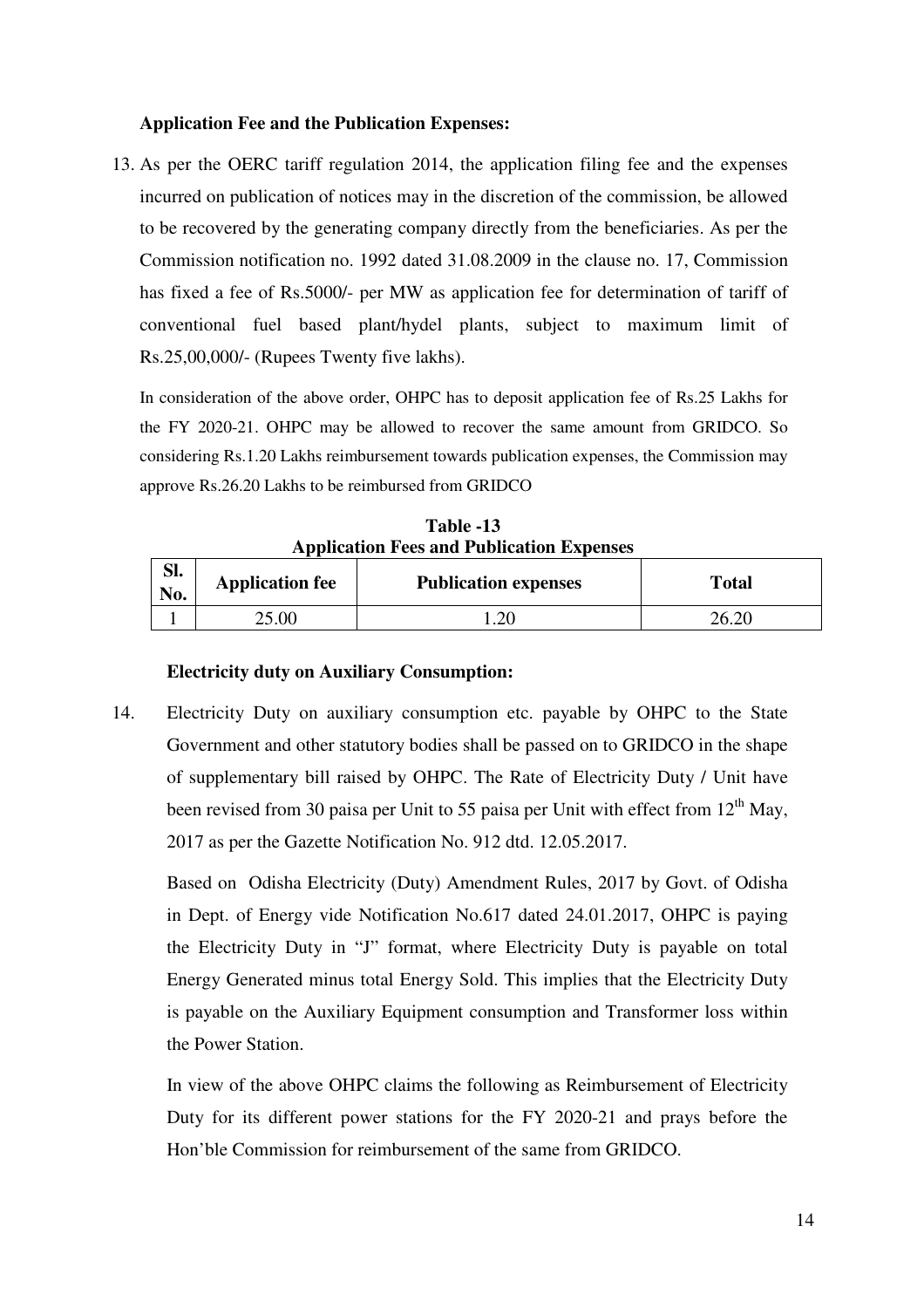**Application Fee and the Publication Expenses:**

13. As per the OERC tariff regulation 2014, the application filing fee and the expenses incurred on publication of notices may in the discretion of the commission, be allowed to be recovered by the generating company directly from the beneficiaries. As per the Commission notification no. 1992 dated 31.08.2009 in the clause no. 17, Commission has fixed a fee of Rs.5000/- per MW as application fee for determination of tariff of conventional fuel based plant/hydel plants, subject to maximum limit of Rs.25,00,000/- (Rupees Twenty five lakhs).

In consideration of the above order, OHPC has to deposit application fee of Rs.25 Lakhs for the FY 2020-21. OHPC may be allowed to recover the same amount from GRIDCO. So considering Rs.1.20 Lakhs reimbursement towards publication expenses, the Commission may approve Rs.26.20 Lakhs to be reimbursed from GRIDCO

**Table -13**
**Application Fees and Publication Expenses**

| Sl. No. | Application fee | Publication expenses | Total |
|---|---|---|---|
| 1 | 25.00 | 1.20 | 26.20 |

**Electricity duty on Auxiliary Consumption:**

14. Electricity Duty on auxiliary consumption etc. payable by OHPC to the State Government and other statutory bodies shall be passed on to GRIDCO in the shape of supplementary bill raised by OHPC. The Rate of Electricity Duty / Unit have been revised from 30 paisa per Unit to 55 paisa per Unit with effect from 12th May, 2017 as per the Gazette Notification No. 912 dtd. 12.05.2017.

Based on Odisha Electricity (Duty) Amendment Rules, 2017 by Govt. of Odisha in Dept. of Energy vide Notification No.617 dated 24.01.2017, OHPC is paying the Electricity Duty in "J" format, where Electricity Duty is payable on total Energy Generated minus total Energy Sold. This implies that the Electricity Duty is payable on the Auxiliary Equipment consumption and Transformer loss within the Power Station.

In view of the above OHPC claims the following as Reimbursement of Electricity Duty for its different power stations for the FY 2020-21 and prays before the Hon'ble Commission for reimbursement of the same from GRIDCO.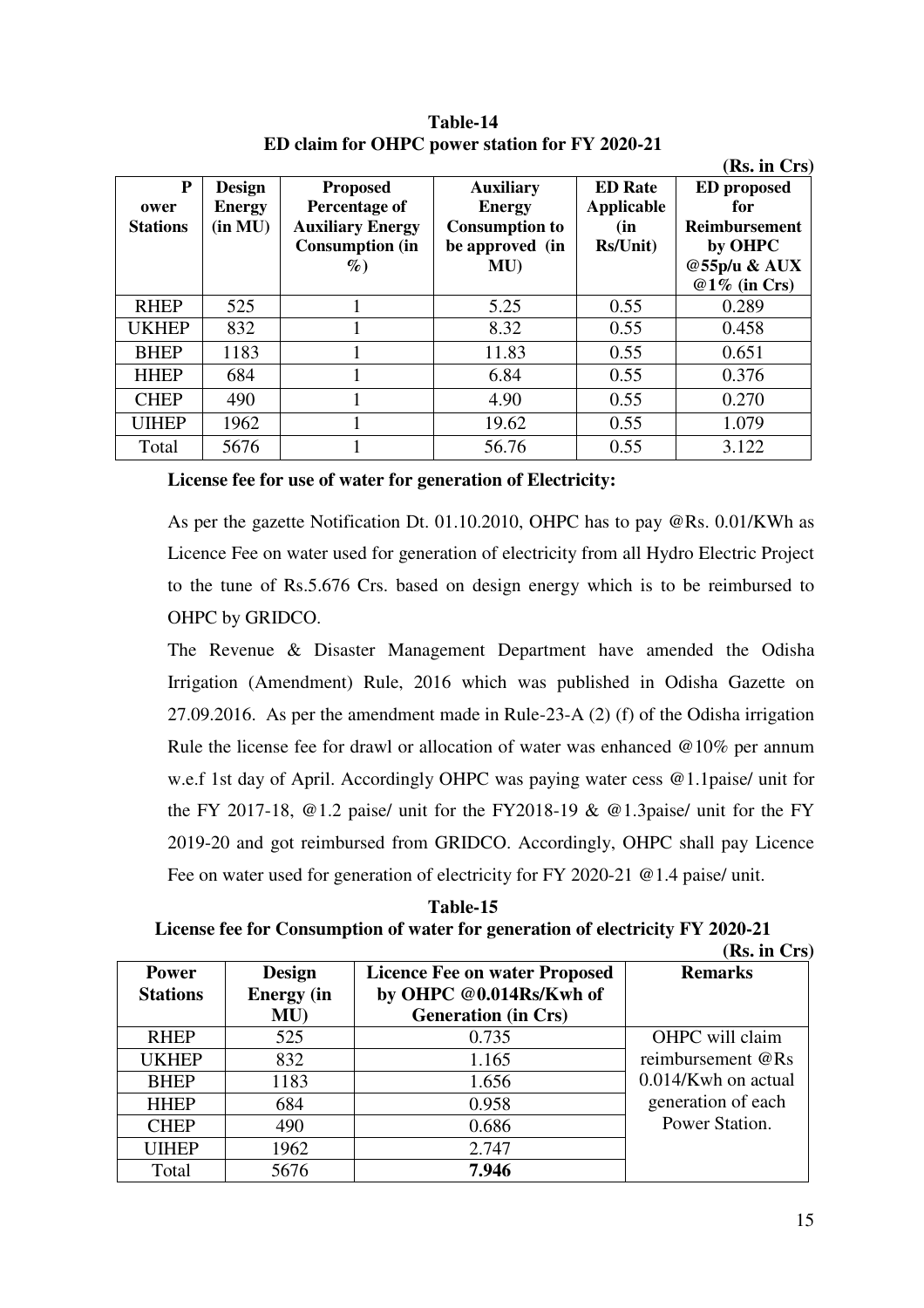**Table-14**
**ED claim for OHPC power station for FY 2020-21**

**(Rs. in Crs)**

| Power Stations | Design Energy (in MU) | Proposed Percentage of Auxiliary Energy Consumption (in %) | Auxiliary Energy Consumption to be approved (in MU) | ED Rate Applicable (in Rs/Unit) | ED proposed for Reimbursement by OHPC @55p/u & AUX @1% (in Crs) |
|---|---|---|---|---|---|
| RHEP | 525 | 1 | 5.25 | 0.55 | 0.289 |
| UKHEP | 832 | 1 | 8.32 | 0.55 | 0.458 |
| BHEP | 1183 | 1 | 11.83 | 0.55 | 0.651 |
| HHEP | 684 | 1 | 6.84 | 0.55 | 0.376 |
| CHEP | 490 | 1 | 4.90 | 0.55 | 0.270 |
| UIHEP | 1962 | 1 | 19.62 | 0.55 | 1.079 |
| Total | 5676 | 1 | 56.76 | 0.55 | 3.122 |

**License fee for use of water for generation of Electricity:**

As per the gazette Notification Dt. 01.10.2010, OHPC has to pay @Rs. 0.01/KWh as Licence Fee on water used for generation of electricity from all Hydro Electric Project to the tune of Rs.5.676 Crs. based on design energy which is to be reimbursed to OHPC by GRIDCO.

The Revenue & Disaster Management Department have amended the Odisha Irrigation (Amendment) Rule, 2016 which was published in Odisha Gazette on 27.09.2016. As per the amendment made in Rule-23-A (2) (f) of the Odisha irrigation Rule the license fee for drawl or allocation of water was enhanced @10% per annum w.e.f 1st day of April. Accordingly OHPC was paying water cess @1.1paise/ unit for the FY 2017-18, @1.2 paise/ unit for the FY2018-19 & @1.3paise/ unit for the FY 2019-20 and got reimbursed from GRIDCO. Accordingly, OHPC shall pay Licence Fee on water used for generation of electricity for FY 2020-21 @1.4 paise/ unit.

**Table-15**
**License fee for Consumption of water for generation of electricity FY 2020-21**

**(Rs. in Crs)**

| Power Stations | Design Energy (in MU) | Licence Fee on water Proposed by OHPC @0.014Rs/Kwh of Generation (in Crs) | Remarks |
|---|---|---|---|
| RHEP | 525 | 0.735 | OHPC will claim reimbursement @Rs 0.014/Kwh on actual generation of each Power Station. |
| UKHEP | 832 | 1.165 | |
| BHEP | 1183 | 1.656 | |
| HHEP | 684 | 0.958 | |
| CHEP | 490 | 0.686 | |
| UIHEP | 1962 | 2.747 | |
| Total | 5676 | **7.946** | |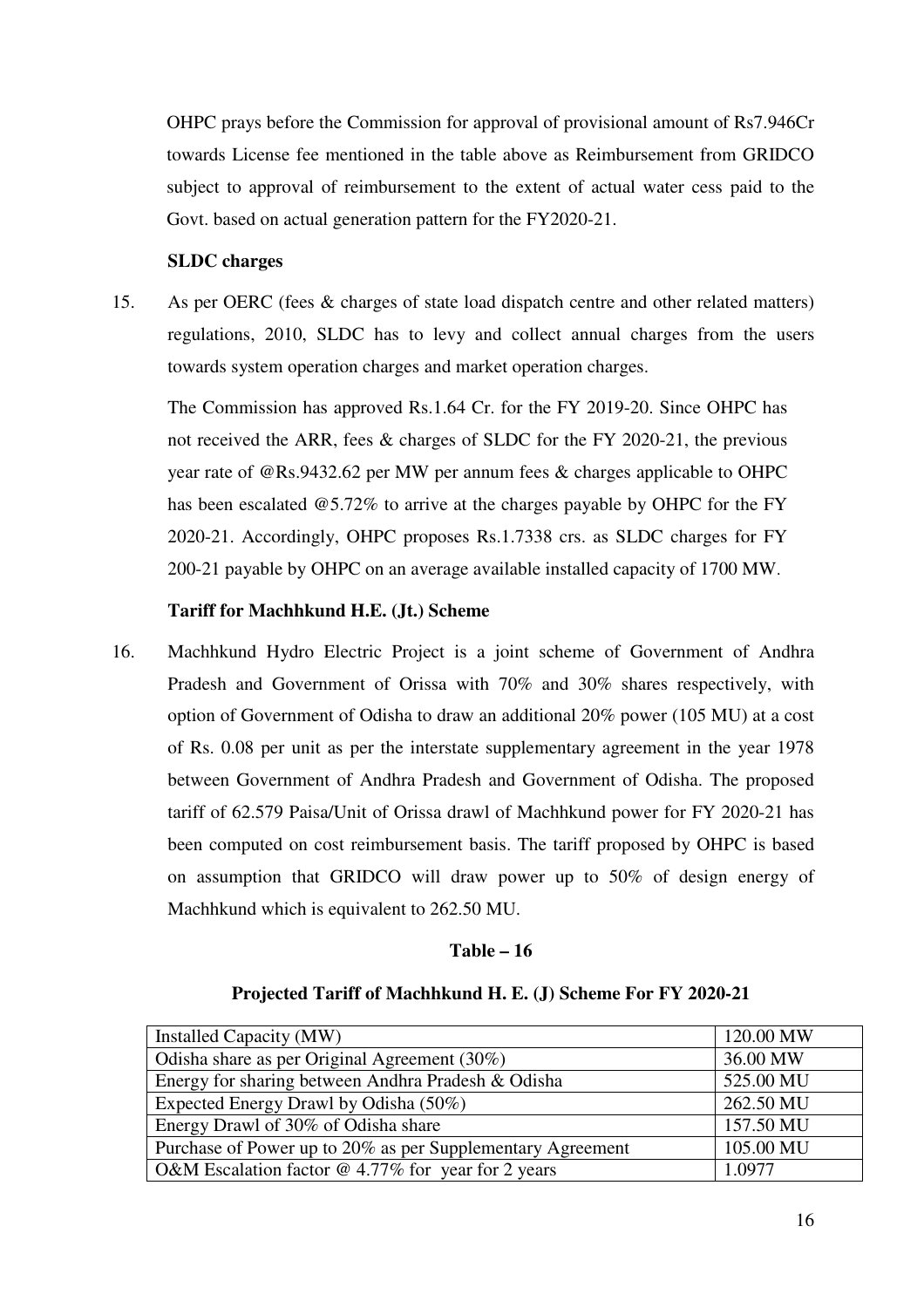OHPC prays before the Commission for approval of provisional amount of Rs7.946Cr towards License fee mentioned in the table above as Reimbursement from GRIDCO subject to approval of reimbursement to the extent of actual water cess paid to the Govt. based on actual generation pattern for the FY2020-21.

**SLDC charges**

15. As per OERC (fees & charges of state load dispatch centre and other related matters) regulations, 2010, SLDC has to levy and collect annual charges from the users towards system operation charges and market operation charges.

    The Commission has approved Rs.1.64 Cr. for the FY 2019-20. Since OHPC has not received the ARR, fees & charges of SLDC for the FY 2020-21, the previous year rate of @Rs.9432.62 per MW per annum fees & charges applicable to OHPC has been escalated @5.72% to arrive at the charges payable by OHPC for the FY 2020-21. Accordingly, OHPC proposes Rs.1.7338 crs. as SLDC charges for FY 200-21 payable by OHPC on an average available installed capacity of 1700 MW.

**Tariff for Machhkund H.E. (Jt.) Scheme**

16. Machhkund Hydro Electric Project is a joint scheme of Government of Andhra Pradesh and Government of Orissa with 70% and 30% shares respectively, with option of Government of Odisha to draw an additional 20% power (105 MU) at a cost of Rs. 0.08 per unit as per the interstate supplementary agreement in the year 1978 between Government of Andhra Pradesh and Government of Odisha. The proposed tariff of 62.579 Paisa/Unit of Orissa drawl of Machhkund power for FY 2020-21 has been computed on cost reimbursement basis. The tariff proposed by OHPC is based on assumption that GRIDCO will draw power up to 50% of design energy of Machhkund which is equivalent to 262.50 MU.

**Table – 16**

**Projected Tariff of Machhkund H. E. (J) Scheme For FY 2020-21**

| | |
|---|---|
| Installed Capacity (MW) | 120.00 MW |
| Odisha share as per Original Agreement (30%) | 36.00 MW |
| Energy for sharing between Andhra Pradesh & Odisha | 525.00 MU |
| Expected Energy Drawl by Odisha (50%) | 262.50 MU |
| Energy Drawl of 30% of Odisha share | 157.50 MU |
| Purchase of Power up to 20% as per Supplementary Agreement | 105.00 MU |
| O&M Escalation factor @ 4.77% for year for 2 years | 1.0977 |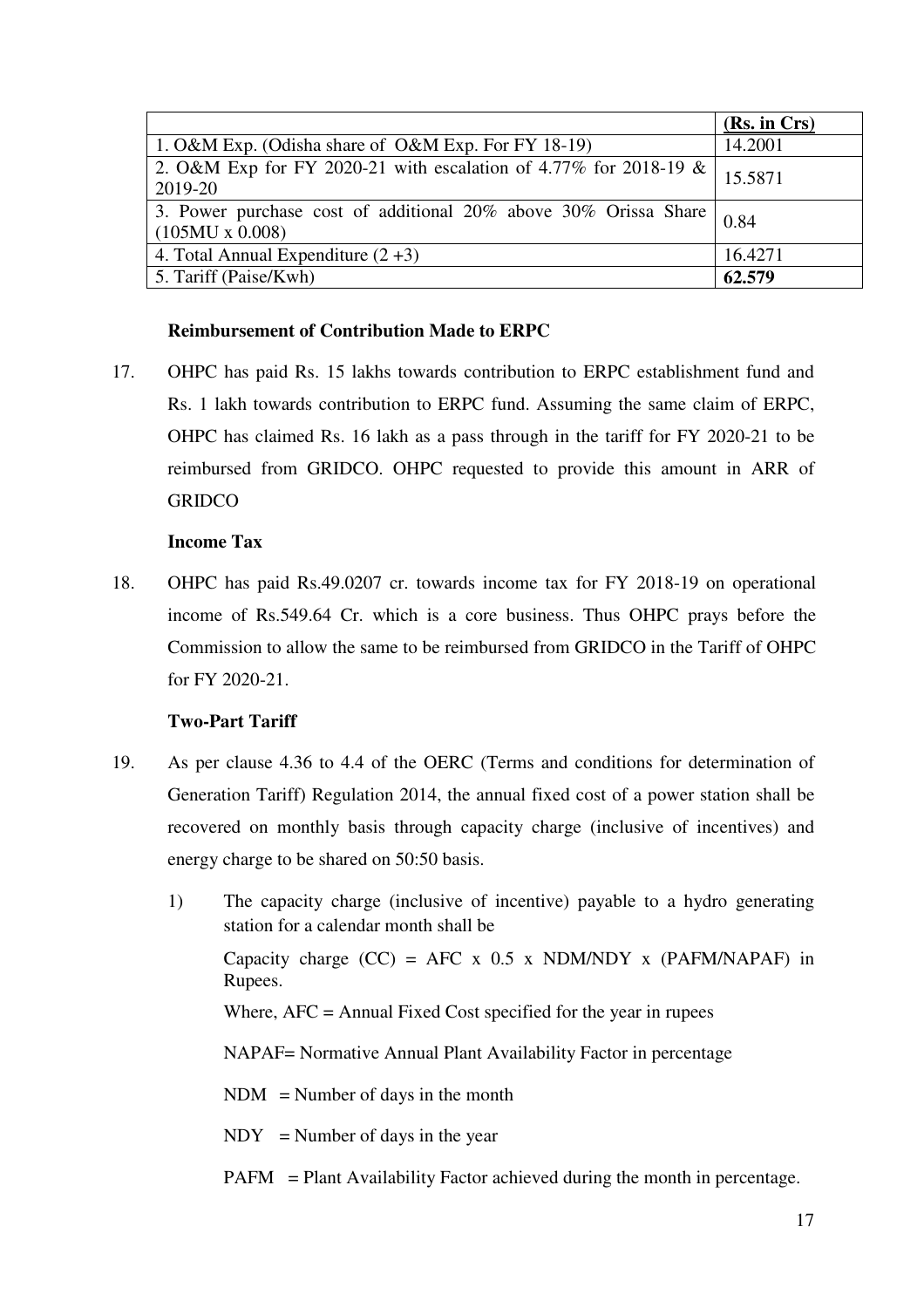| | (Rs. in Crs) |
|---|---|
| 1. O&M Exp. (Odisha share of O&M Exp. For FY 18-19) | 14.2001 |
| 2. O&M Exp for FY 2020-21 with escalation of 4.77% for 2018-19 & 2019-20 | 15.5871 |
| 3. Power purchase cost of additional 20% above 30% Orissa Share (105MU x 0.008) | 0.84 |
| 4. Total Annual Expenditure (2 +3) | 16.4271 |
| 5. Tariff (Paise/Kwh) | **62.579** |

**Reimbursement of Contribution Made to ERPC**

17. OHPC has paid Rs. 15 lakhs towards contribution to ERPC establishment fund and Rs. 1 lakh towards contribution to ERPC fund. Assuming the same claim of ERPC, OHPC has claimed Rs. 16 lakh as a pass through in the tariff for FY 2020-21 to be reimbursed from GRIDCO. OHPC requested to provide this amount in ARR of GRIDCO

**Income Tax**

18. OHPC has paid Rs.49.0207 cr. towards income tax for FY 2018-19 on operational income of Rs.549.64 Cr. which is a core business. Thus OHPC prays before the Commission to allow the same to be reimbursed from GRIDCO in the Tariff of OHPC for FY 2020-21.

**Two-Part Tariff**

19. As per clause 4.36 to 4.4 of the OERC (Terms and conditions for determination of Generation Tariff) Regulation 2014, the annual fixed cost of a power station shall be recovered on monthly basis through capacity charge (inclusive of incentives) and energy charge to be shared on 50:50 basis.

    1) The capacity charge (inclusive of incentive) payable to a hydro generating station for a calendar month shall be

       Capacity charge (CC) = AFC x 0.5 x NDM/NDY x (PAFM/NAPAF) in Rupees.

       Where, AFC = Annual Fixed Cost specified for the year in rupees

       NAPAF= Normative Annual Plant Availability Factor in percentage

       NDM = Number of days in the month

       NDY = Number of days in the year

       PAFM = Plant Availability Factor achieved during the month in percentage.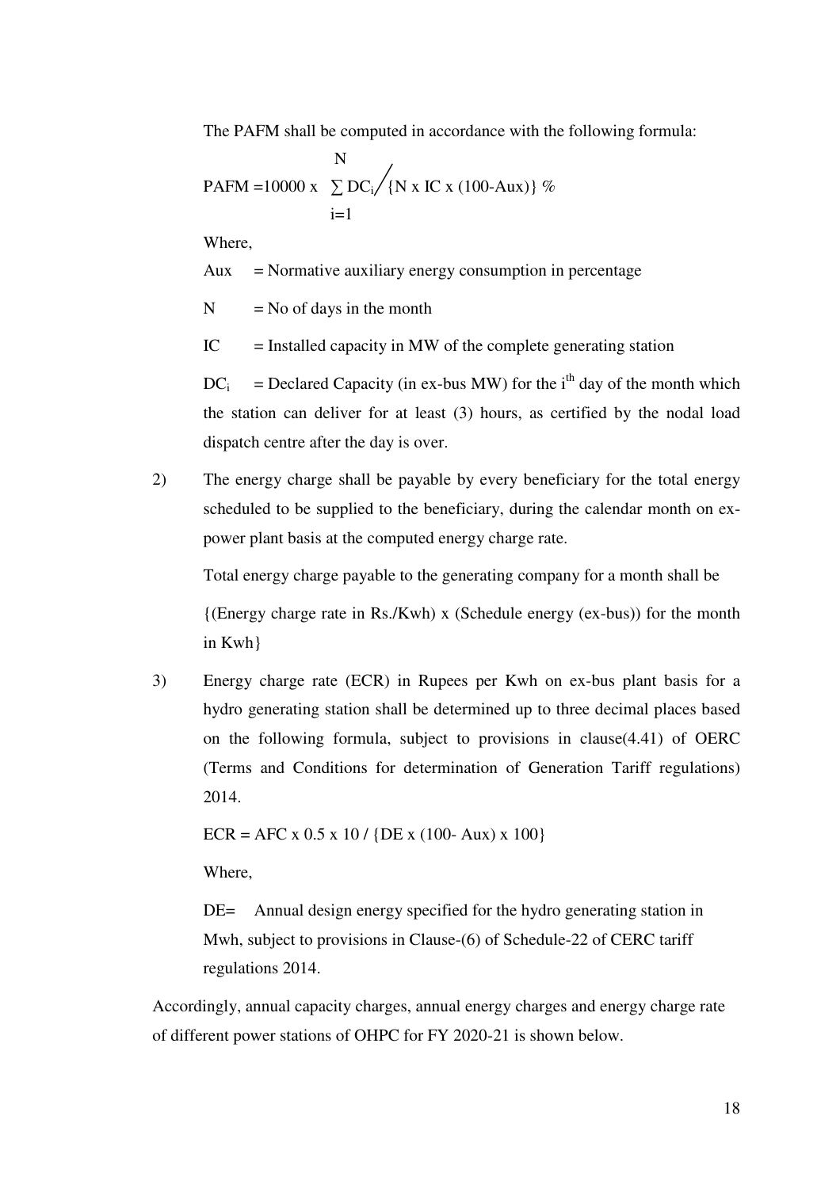The PAFM shall be computed in accordance with the following formula:

$$PAFM = 10000 \times \sum_{i=1}^{N} DC_i \Big/ \{N \times IC \times (100-Aux)\} \%$$

Where,

Aux = Normative auxiliary energy consumption in percentage

N = No of days in the month

IC = Installed capacity in MW of the complete generating station

$DC_i$ = Declared Capacity (in ex-bus MW) for the $i^{th}$ day of the month which the station can deliver for at least (3) hours, as certified by the nodal load dispatch centre after the day is over.

2) The energy charge shall be payable by every beneficiary for the total energy scheduled to be supplied to the beneficiary, during the calendar month on ex-power plant basis at the computed energy charge rate.

Total energy charge payable to the generating company for a month shall be

{(Energy charge rate in Rs./Kwh) x (Schedule energy (ex-bus)) for the month in Kwh}

3) Energy charge rate (ECR) in Rupees per Kwh on ex-bus plant basis for a hydro generating station shall be determined up to three decimal places based on the following formula, subject to provisions in clause(4.41) of OERC (Terms and Conditions for determination of Generation Tariff regulations) 2014.

$$ECR = AFC \times 0.5 \times 10 / \{DE \times (100 - Aux) \times 100\}$$

Where,

DE= Annual design energy specified for the hydro generating station in Mwh, subject to provisions in Clause-(6) of Schedule-22 of CERC tariff regulations 2014.

Accordingly, annual capacity charges, annual energy charges and energy charge rate of different power stations of OHPC for FY 2020-21 is shown below.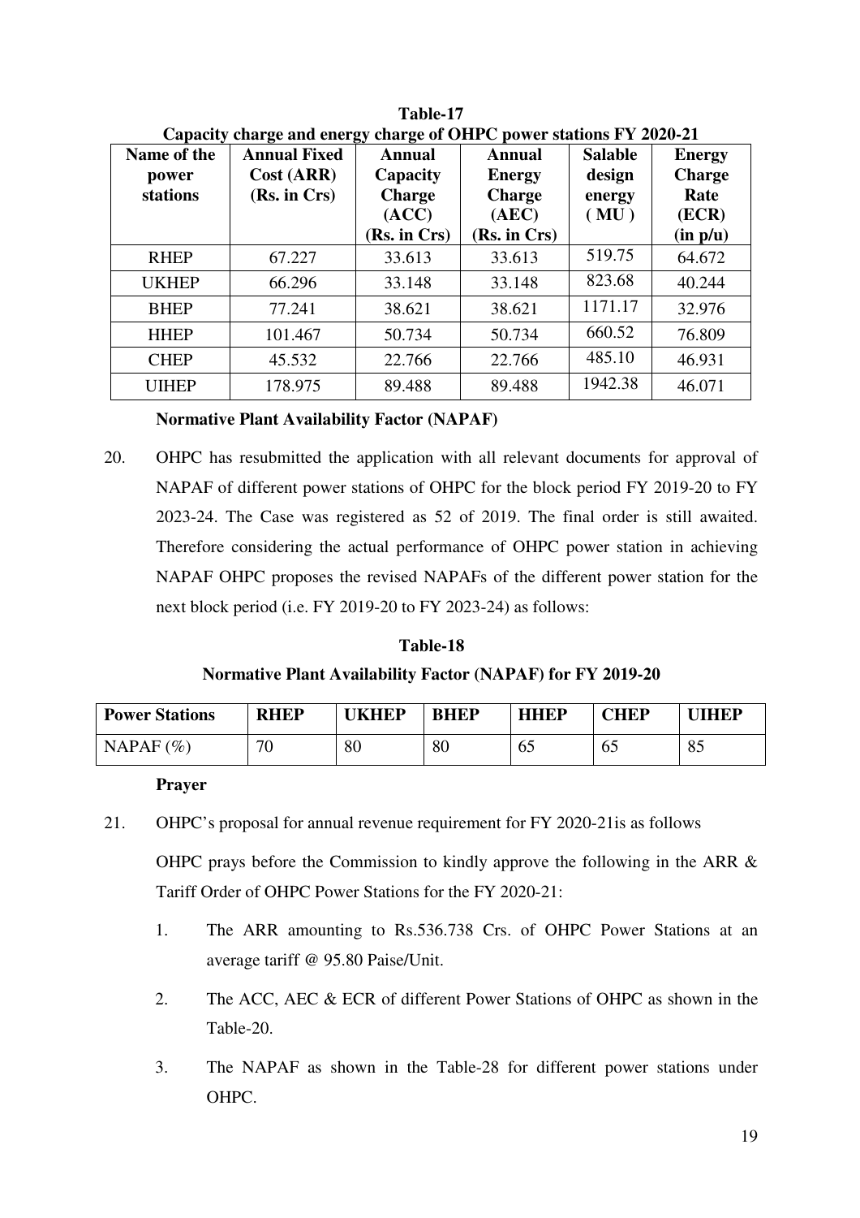**Table-17**

**Capacity charge and energy charge of OHPC power stations FY 2020-21**

| Name of the power stations | Annual Fixed Cost (ARR) (Rs. in Crs) | Annual Capacity Charge (ACC) (Rs. in Crs) | Annual Energy Charge (AEC) (Rs. in Crs) | Salable design energy ( MU ) | Energy Charge Rate (ECR) (in p/u) |
|---|---|---|---|---|---|
| RHEP | 67.227 | 33.613 | 33.613 | 519.75 | 64.672 |
| UKHEP | 66.296 | 33.148 | 33.148 | 823.68 | 40.244 |
| BHEP | 77.241 | 38.621 | 38.621 | 1171.17 | 32.976 |
| HHEP | 101.467 | 50.734 | 50.734 | 660.52 | 76.809 |
| CHEP | 45.532 | 22.766 | 22.766 | 485.10 | 46.931 |
| UIHEP | 178.975 | 89.488 | 89.488 | 1942.38 | 46.071 |

**Normative Plant Availability Factor (NAPAF)**

20. OHPC has resubmitted the application with all relevant documents for approval of NAPAF of different power stations of OHPC for the block period FY 2019-20 to FY 2023-24. The Case was registered as 52 of 2019. The final order is still awaited. Therefore considering the actual performance of OHPC power station in achieving NAPAF OHPC proposes the revised NAPAFs of the different power station for the next block period (i.e. FY 2019-20 to FY 2023-24) as follows:

**Table-18**

**Normative Plant Availability Factor (NAPAF) for FY 2019-20**

| Power Stations | RHEP | UKHEP | BHEP | HHEP | CHEP | UIHEP |
|---|---|---|---|---|---|---|
| NAPAF (%) | 70 | 80 | 80 | 65 | 65 | 85 |

**Prayer**

21. OHPC's proposal for annual revenue requirement for FY 2020-21is as follows

OHPC prays before the Commission to kindly approve the following in the ARR & Tariff Order of OHPC Power Stations for the FY 2020-21:

1. The ARR amounting to Rs.536.738 Crs. of OHPC Power Stations at an average tariff @ 95.80 Paise/Unit.
2. The ACC, AEC & ECR of different Power Stations of OHPC as shown in the Table-20.
3. The NAPAF as shown in the Table-28 for different power stations under OHPC.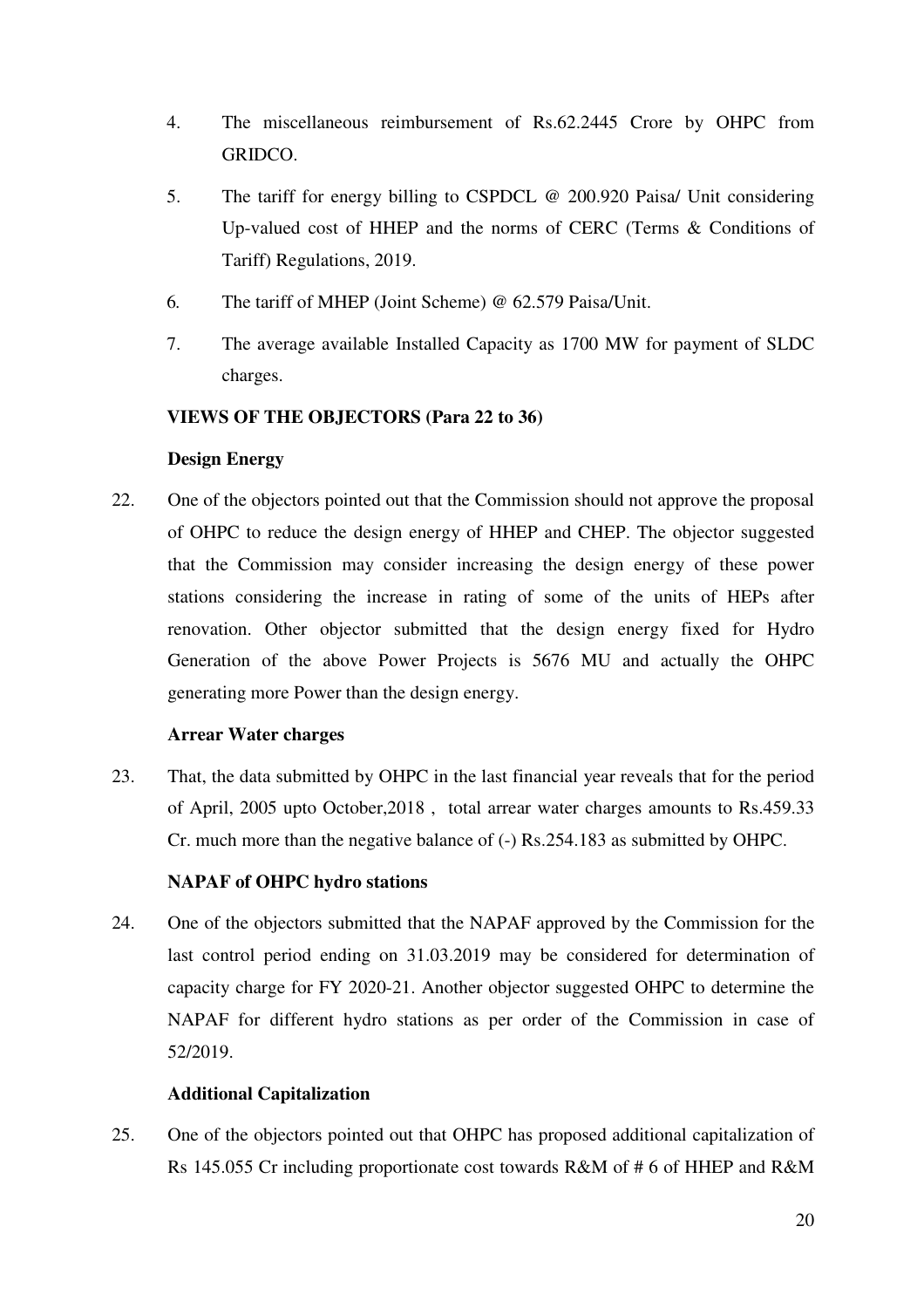4. The miscellaneous reimbursement of Rs.62.2445 Crore by OHPC from GRIDCO.

5. The tariff for energy billing to CSPDCL @ 200.920 Paisa/ Unit considering Up-valued cost of HHEP and the norms of CERC (Terms & Conditions of Tariff) Regulations, 2019.

6. The tariff of MHEP (Joint Scheme) @ 62.579 Paisa/Unit.

7. The average available Installed Capacity as 1700 MW for payment of SLDC charges.

**VIEWS OF THE OBJECTORS (Para 22 to 36)**

**Design Energy**

22. One of the objectors pointed out that the Commission should not approve the proposal of OHPC to reduce the design energy of HHEP and CHEP. The objector suggested that the Commission may consider increasing the design energy of these power stations considering the increase in rating of some of the units of HEPs after renovation. Other objector submitted that the design energy fixed for Hydro Generation of the above Power Projects is 5676 MU and actually the OHPC generating more Power than the design energy.

**Arrear Water charges**

23. That, the data submitted by OHPC in the last financial year reveals that for the period of April, 2005 upto October,2018 , total arrear water charges amounts to Rs.459.33 Cr. much more than the negative balance of (-) Rs.254.183 as submitted by OHPC.

**NAPAF of OHPC hydro stations**

24. One of the objectors submitted that the NAPAF approved by the Commission for the last control period ending on 31.03.2019 may be considered for determination of capacity charge for FY 2020-21. Another objector suggested OHPC to determine the NAPAF for different hydro stations as per order of the Commission in case of 52/2019.

**Additional Capitalization**

25. One of the objectors pointed out that OHPC has proposed additional capitalization of Rs 145.055 Cr including proportionate cost towards R&M of # 6 of HHEP and R&M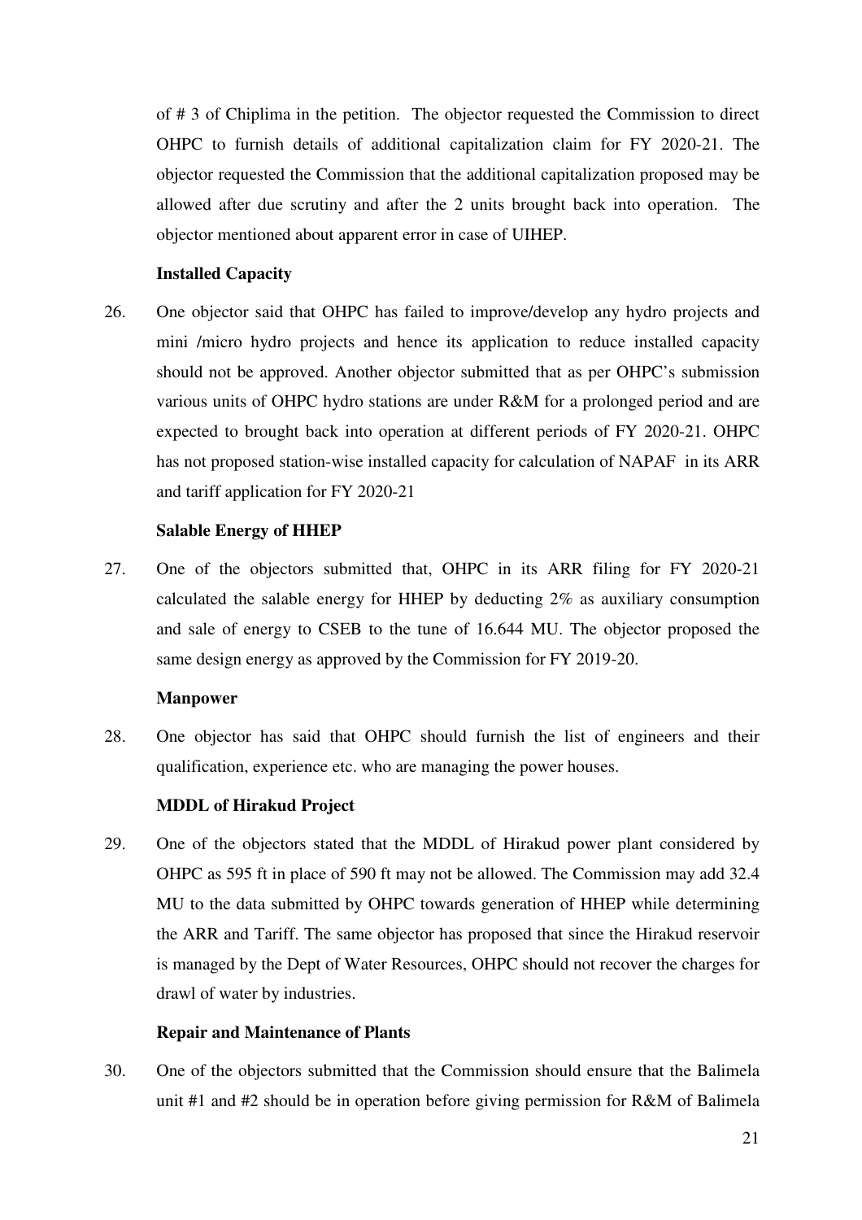of # 3 of Chiplima in the petition. The objector requested the Commission to direct OHPC to furnish details of additional capitalization claim for FY 2020-21. The objector requested the Commission that the additional capitalization proposed may be allowed after due scrutiny and after the 2 units brought back into operation. The objector mentioned about apparent error in case of UIHEP.

**Installed Capacity**

26. One objector said that OHPC has failed to improve/develop any hydro projects and mini /micro hydro projects and hence its application to reduce installed capacity should not be approved. Another objector submitted that as per OHPC's submission various units of OHPC hydro stations are under R&M for a prolonged period and are expected to brought back into operation at different periods of FY 2020-21. OHPC has not proposed station-wise installed capacity for calculation of NAPAF in its ARR and tariff application for FY 2020-21

**Salable Energy of HHEP**

27. One of the objectors submitted that, OHPC in its ARR filing for FY 2020-21 calculated the salable energy for HHEP by deducting 2% as auxiliary consumption and sale of energy to CSEB to the tune of 16.644 MU. The objector proposed the same design energy as approved by the Commission for FY 2019-20.

**Manpower**

28. One objector has said that OHPC should furnish the list of engineers and their qualification, experience etc. who are managing the power houses.

**MDDL of Hirakud Project**

29. One of the objectors stated that the MDDL of Hirakud power plant considered by OHPC as 595 ft in place of 590 ft may not be allowed. The Commission may add 32.4 MU to the data submitted by OHPC towards generation of HHEP while determining the ARR and Tariff. The same objector has proposed that since the Hirakud reservoir is managed by the Dept of Water Resources, OHPC should not recover the charges for drawl of water by industries.

**Repair and Maintenance of Plants**

30. One of the objectors submitted that the Commission should ensure that the Balimela unit #1 and #2 should be in operation before giving permission for R&M of Balimela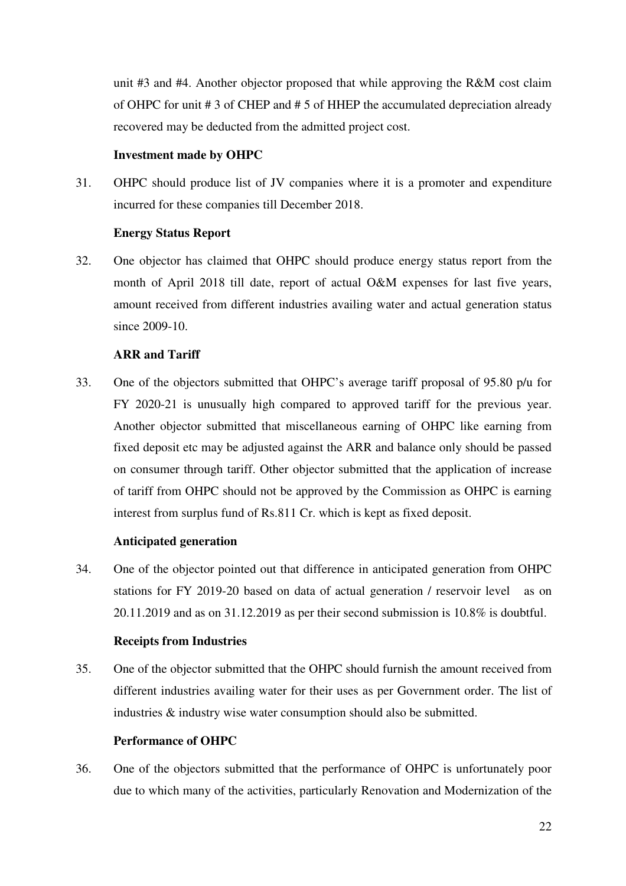unit #3 and #4. Another objector proposed that while approving the R&M cost claim of OHPC for unit # 3 of CHEP and # 5 of HHEP the accumulated depreciation already recovered may be deducted from the admitted project cost.

**Investment made by OHPC**

31. OHPC should produce list of JV companies where it is a promoter and expenditure incurred for these companies till December 2018.

**Energy Status Report**

32. One objector has claimed that OHPC should produce energy status report from the month of April 2018 till date, report of actual O&M expenses for last five years, amount received from different industries availing water and actual generation status since 2009-10.

**ARR and Tariff**

33. One of the objectors submitted that OHPC's average tariff proposal of 95.80 p/u for FY 2020-21 is unusually high compared to approved tariff for the previous year. Another objector submitted that miscellaneous earning of OHPC like earning from fixed deposit etc may be adjusted against the ARR and balance only should be passed on consumer through tariff. Other objector submitted that the application of increase of tariff from OHPC should not be approved by the Commission as OHPC is earning interest from surplus fund of Rs.811 Cr. which is kept as fixed deposit.

**Anticipated generation**

34. One of the objector pointed out that difference in anticipated generation from OHPC stations for FY 2019-20 based on data of actual generation / reservoir level as on 20.11.2019 and as on 31.12.2019 as per their second submission is 10.8% is doubtful.

**Receipts from Industries**

35. One of the objector submitted that the OHPC should furnish the amount received from different industries availing water for their uses as per Government order. The list of industries & industry wise water consumption should also be submitted.

**Performance of OHPC**

36. One of the objectors submitted that the performance of OHPC is unfortunately poor due to which many of the activities, particularly Renovation and Modernization of the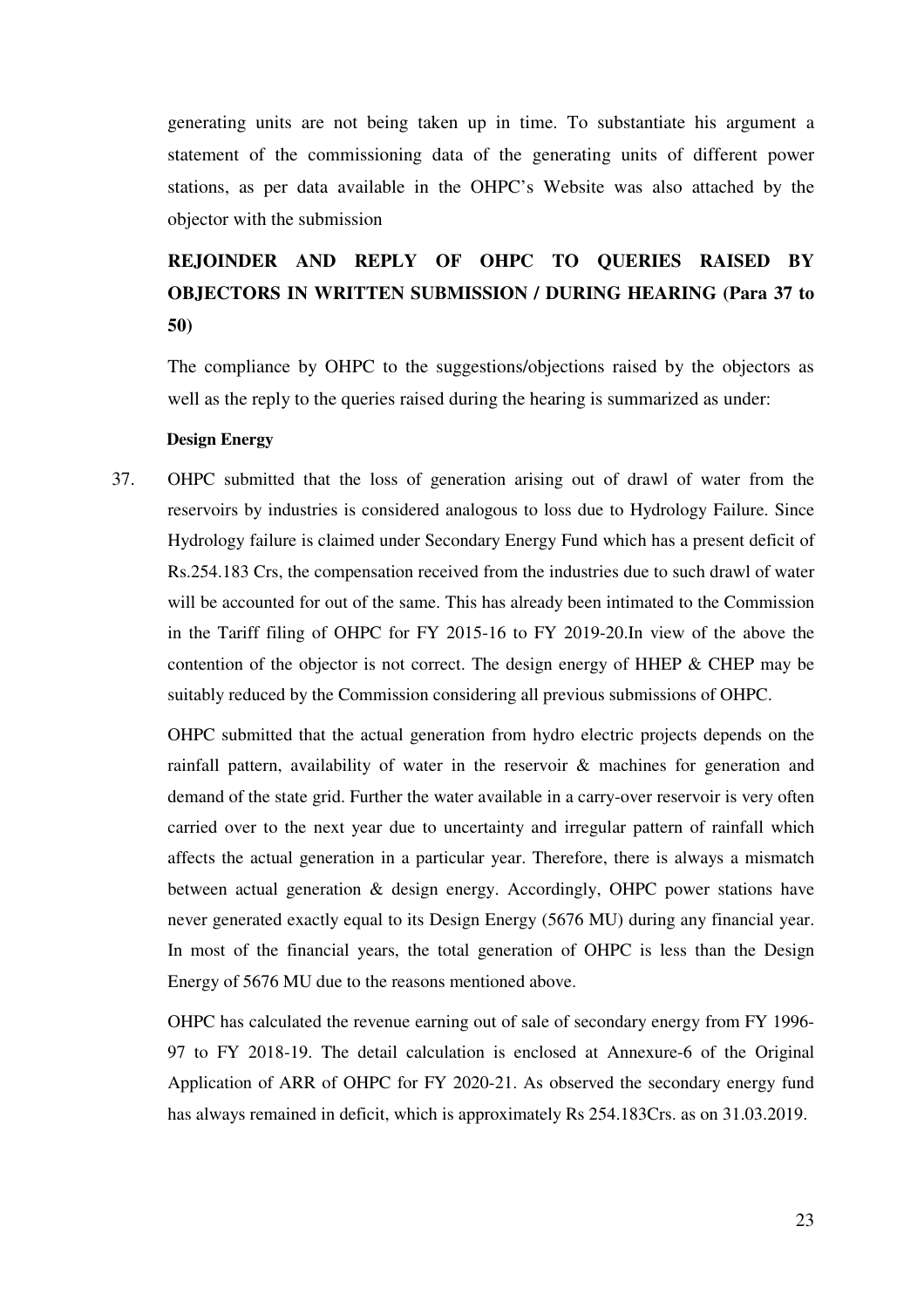generating units are not being taken up in time. To substantiate his argument a statement of the commissioning data of the generating units of different power stations, as per data available in the OHPC's Website was also attached by the objector with the submission

**REJOINDER AND REPLY OF OHPC TO QUERIES RAISED BY OBJECTORS IN WRITTEN SUBMISSION / DURING HEARING (Para 37 to 50)**

The compliance by OHPC to the suggestions/objections raised by the objectors as well as the reply to the queries raised during the hearing is summarized as under:

**Design Energy**

37. OHPC submitted that the loss of generation arising out of drawl of water from the reservoirs by industries is considered analogous to loss due to Hydrology Failure. Since Hydrology failure is claimed under Secondary Energy Fund which has a present deficit of Rs.254.183 Crs, the compensation received from the industries due to such drawl of water will be accounted for out of the same. This has already been intimated to the Commission in the Tariff filing of OHPC for FY 2015-16 to FY 2019-20.In view of the above the contention of the objector is not correct. The design energy of HHEP & CHEP may be suitably reduced by the Commission considering all previous submissions of OHPC.

    OHPC submitted that the actual generation from hydro electric projects depends on the rainfall pattern, availability of water in the reservoir & machines for generation and demand of the state grid. Further the water available in a carry-over reservoir is very often carried over to the next year due to uncertainty and irregular pattern of rainfall which affects the actual generation in a particular year. Therefore, there is always a mismatch between actual generation & design energy. Accordingly, OHPC power stations have never generated exactly equal to its Design Energy (5676 MU) during any financial year. In most of the financial years, the total generation of OHPC is less than the Design Energy of 5676 MU due to the reasons mentioned above.

    OHPC has calculated the revenue earning out of sale of secondary energy from FY 1996-97 to FY 2018-19. The detail calculation is enclosed at Annexure-6 of the Original Application of ARR of OHPC for FY 2020-21. As observed the secondary energy fund has always remained in deficit, which is approximately Rs 254.183Crs. as on 31.03.2019.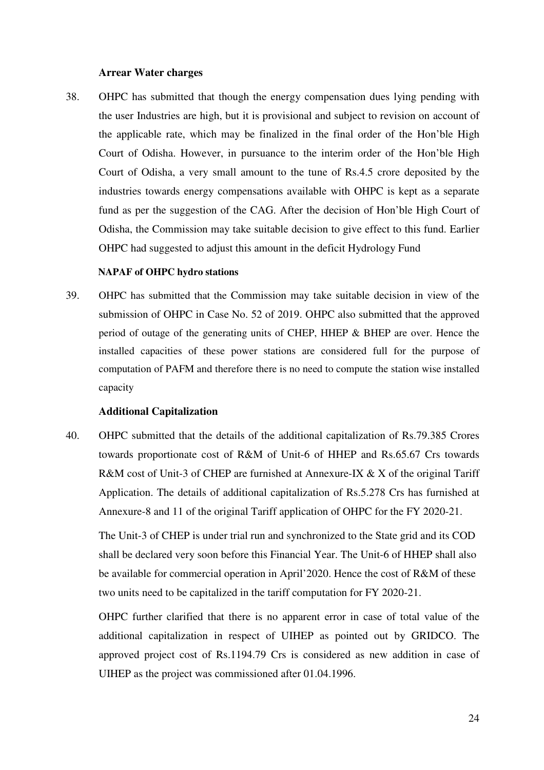**Arrear Water charges**

38. OHPC has submitted that though the energy compensation dues lying pending with the user Industries are high, but it is provisional and subject to revision on account of the applicable rate, which may be finalized in the final order of the Hon'ble High Court of Odisha. However, in pursuance to the interim order of the Hon'ble High Court of Odisha, a very small amount to the tune of Rs.4.5 crore deposited by the industries towards energy compensations available with OHPC is kept as a separate fund as per the suggestion of the CAG. After the decision of Hon'ble High Court of Odisha, the Commission may take suitable decision to give effect to this fund. Earlier OHPC had suggested to adjust this amount in the deficit Hydrology Fund

**NAPAF of OHPC hydro stations**

39. OHPC has submitted that the Commission may take suitable decision in view of the submission of OHPC in Case No. 52 of 2019. OHPC also submitted that the approved period of outage of the generating units of CHEP, HHEP & BHEP are over. Hence the installed capacities of these power stations are considered full for the purpose of computation of PAFM and therefore there is no need to compute the station wise installed capacity

**Additional Capitalization**

40. OHPC submitted that the details of the additional capitalization of Rs.79.385 Crores towards proportionate cost of R&M of Unit-6 of HHEP and Rs.65.67 Crs towards R&M cost of Unit-3 of CHEP are furnished at Annexure-IX & X of the original Tariff Application. The details of additional capitalization of Rs.5.278 Crs has furnished at Annexure-8 and 11 of the original Tariff application of OHPC for the FY 2020-21.

The Unit-3 of CHEP is under trial run and synchronized to the State grid and its COD shall be declared very soon before this Financial Year. The Unit-6 of HHEP shall also be available for commercial operation in April'2020. Hence the cost of R&M of these two units need to be capitalized in the tariff computation for FY 2020-21.

OHPC further clarified that there is no apparent error in case of total value of the additional capitalization in respect of UIHEP as pointed out by GRIDCO. The approved project cost of Rs.1194.79 Crs is considered as new addition in case of UIHEP as the project was commissioned after 01.04.1996.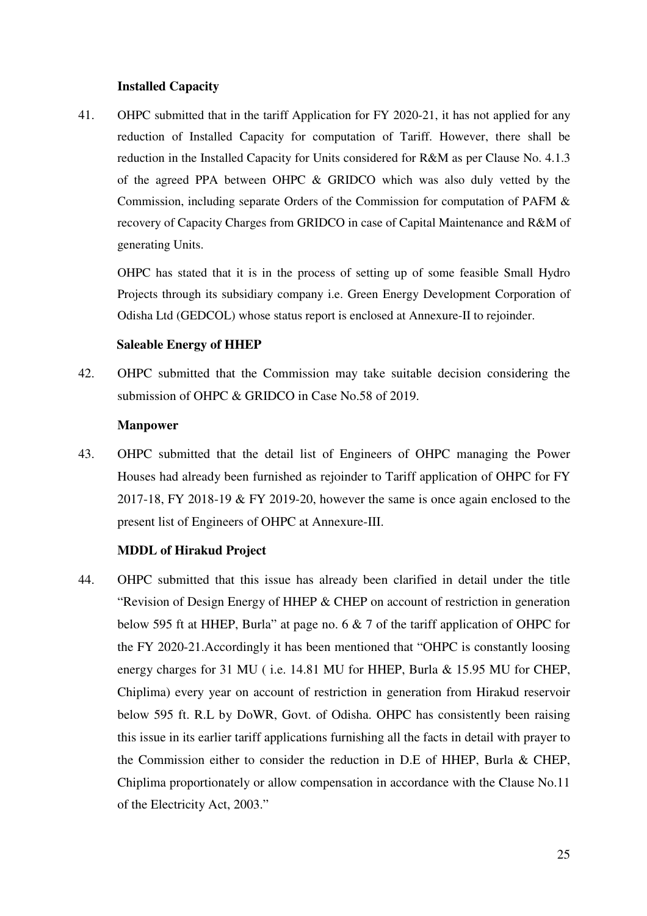**Installed Capacity**

41. OHPC submitted that in the tariff Application for FY 2020-21, it has not applied for any reduction of Installed Capacity for computation of Tariff. However, there shall be reduction in the Installed Capacity for Units considered for R&M as per Clause No. 4.1.3 of the agreed PPA between OHPC & GRIDCO which was also duly vetted by the Commission, including separate Orders of the Commission for computation of PAFM & recovery of Capacity Charges from GRIDCO in case of Capital Maintenance and R&M of generating Units.

    OHPC has stated that it is in the process of setting up of some feasible Small Hydro Projects through its subsidiary company i.e. Green Energy Development Corporation of Odisha Ltd (GEDCOL) whose status report is enclosed at Annexure-II to rejoinder.

**Saleable Energy of HHEP**

42. OHPC submitted that the Commission may take suitable decision considering the submission of OHPC & GRIDCO in Case No.58 of 2019.

**Manpower**

43. OHPC submitted that the detail list of Engineers of OHPC managing the Power Houses had already been furnished as rejoinder to Tariff application of OHPC for FY 2017-18, FY 2018-19 & FY 2019-20, however the same is once again enclosed to the present list of Engineers of OHPC at Annexure-III.

**MDDL of Hirakud Project**

44. OHPC submitted that this issue has already been clarified in detail under the title "Revision of Design Energy of HHEP & CHEP on account of restriction in generation below 595 ft at HHEP, Burla" at page no. 6 & 7 of the tariff application of OHPC for the FY 2020-21.Accordingly it has been mentioned that "OHPC is constantly loosing energy charges for 31 MU ( i.e. 14.81 MU for HHEP, Burla & 15.95 MU for CHEP, Chiplima) every year on account of restriction in generation from Hirakud reservoir below 595 ft. R.L by DoWR, Govt. of Odisha. OHPC has consistently been raising this issue in its earlier tariff applications furnishing all the facts in detail with prayer to the Commission either to consider the reduction in D.E of HHEP, Burla & CHEP, Chiplima proportionately or allow compensation in accordance with the Clause No.11 of the Electricity Act, 2003."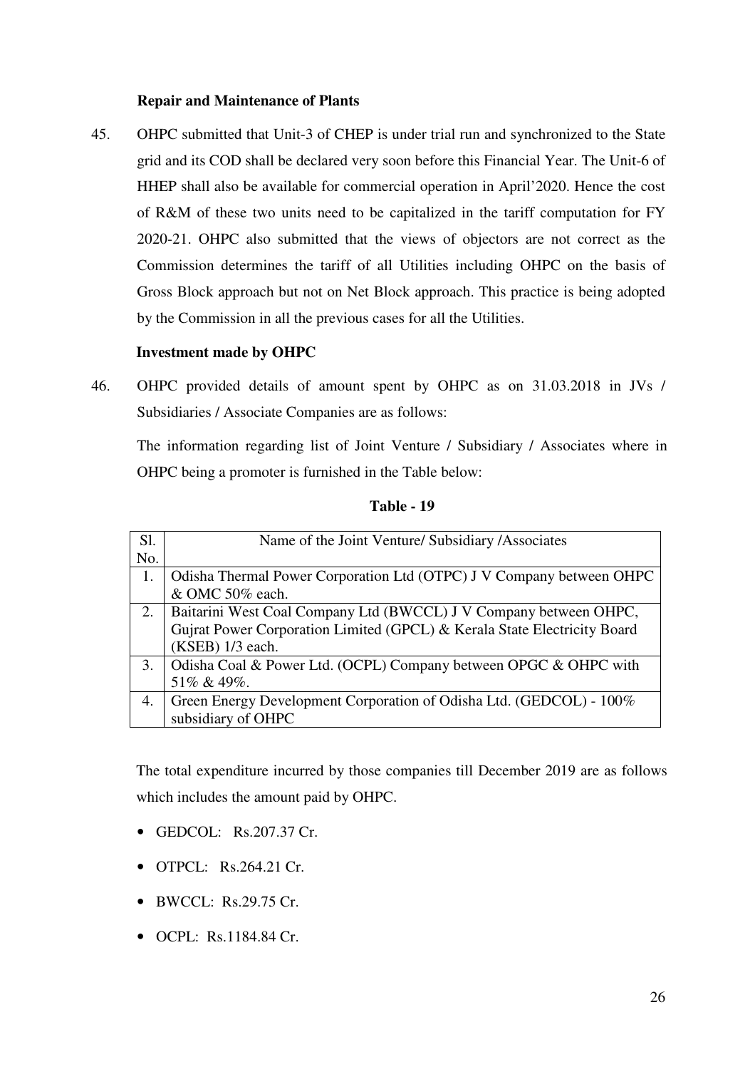**Repair and Maintenance of Plants**

45. OHPC submitted that Unit-3 of CHEP is under trial run and synchronized to the State grid and its COD shall be declared very soon before this Financial Year. The Unit-6 of HHEP shall also be available for commercial operation in April'2020. Hence the cost of R&M of these two units need to be capitalized in the tariff computation for FY 2020-21. OHPC also submitted that the views of objectors are not correct as the Commission determines the tariff of all Utilities including OHPC on the basis of Gross Block approach but not on Net Block approach. This practice is being adopted by the Commission in all the previous cases for all the Utilities.

**Investment made by OHPC**

46. OHPC provided details of amount spent by OHPC as on 31.03.2018 in JVs / Subsidiaries / Associate Companies are as follows:

The information regarding list of Joint Venture / Subsidiary / Associates where in OHPC being a promoter is furnished in the Table below:

**Table - 19**

| Sl. No. | Name of the Joint Venture/ Subsidiary /Associates |
|---|---|
| 1. | Odisha Thermal Power Corporation Ltd (OTPC) J V Company between OHPC & OMC 50% each. |
| 2. | Baitarini West Coal Company Ltd (BWCCL) J V Company between OHPC, Gujrat Power Corporation Limited (GPCL) & Kerala State Electricity Board (KSEB) 1/3 each. |
| 3. | Odisha Coal & Power Ltd. (OCPL) Company between OPGC & OHPC with 51% & 49%. |
| 4. | Green Energy Development Corporation of Odisha Ltd. (GEDCOL) - 100% subsidiary of OHPC |

The total expenditure incurred by those companies till December 2019 are as follows which includes the amount paid by OHPC.

- GEDCOL: Rs.207.37 Cr.
- OTPCL: Rs.264.21 Cr.
- BWCCL: Rs.29.75 Cr.
- OCPL: Rs.1184.84 Cr.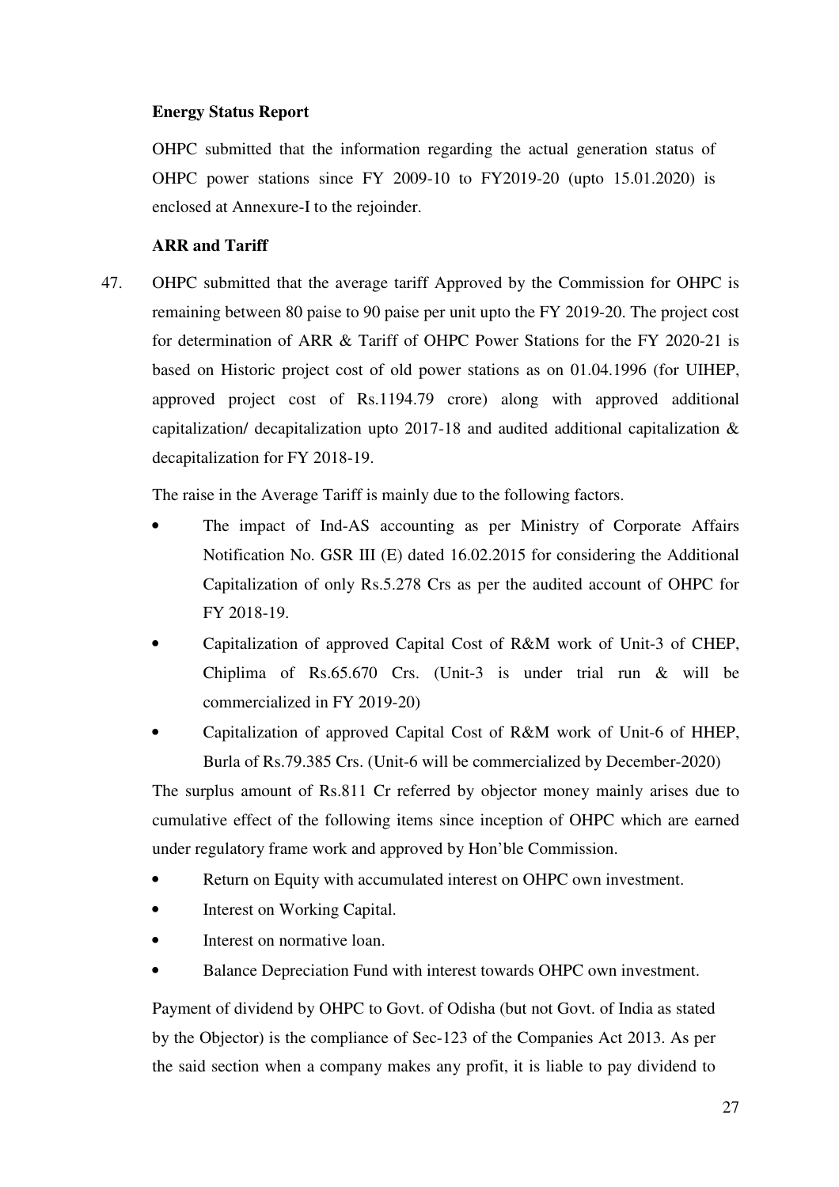**Energy Status Report**

OHPC submitted that the information regarding the actual generation status of OHPC power stations since FY 2009-10 to FY2019-20 (upto 15.01.2020) is enclosed at Annexure-I to the rejoinder.

**ARR and Tariff**

47. OHPC submitted that the average tariff Approved by the Commission for OHPC is remaining between 80 paise to 90 paise per unit upto the FY 2019-20. The project cost for determination of ARR & Tariff of OHPC Power Stations for the FY 2020-21 is based on Historic project cost of old power stations as on 01.04.1996 (for UIHEP, approved project cost of Rs.1194.79 crore) along with approved additional capitalization/ decapitalization upto 2017-18 and audited additional capitalization & decapitalization for FY 2018-19.

    The raise in the Average Tariff is mainly due to the following factors.

    - The impact of Ind-AS accounting as per Ministry of Corporate Affairs Notification No. GSR III (E) dated 16.02.2015 for considering the Additional Capitalization of only Rs.5.278 Crs as per the audited account of OHPC for FY 2018-19.
    - Capitalization of approved Capital Cost of R&M work of Unit-3 of CHEP, Chiplima of Rs.65.670 Crs. (Unit-3 is under trial run & will be commercialized in FY 2019-20)
    - Capitalization of approved Capital Cost of R&M work of Unit-6 of HHEP, Burla of Rs.79.385 Crs. (Unit-6 will be commercialized by December-2020)

    The surplus amount of Rs.811 Cr referred by objector money mainly arises due to cumulative effect of the following items since inception of OHPC which are earned under regulatory frame work and approved by Hon'ble Commission.

    - Return on Equity with accumulated interest on OHPC own investment.
    - Interest on Working Capital.
    - Interest on normative loan.
    - Balance Depreciation Fund with interest towards OHPC own investment.

    Payment of dividend by OHPC to Govt. of Odisha (but not Govt. of India as stated by the Objector) is the compliance of Sec-123 of the Companies Act 2013. As per the said section when a company makes any profit, it is liable to pay dividend to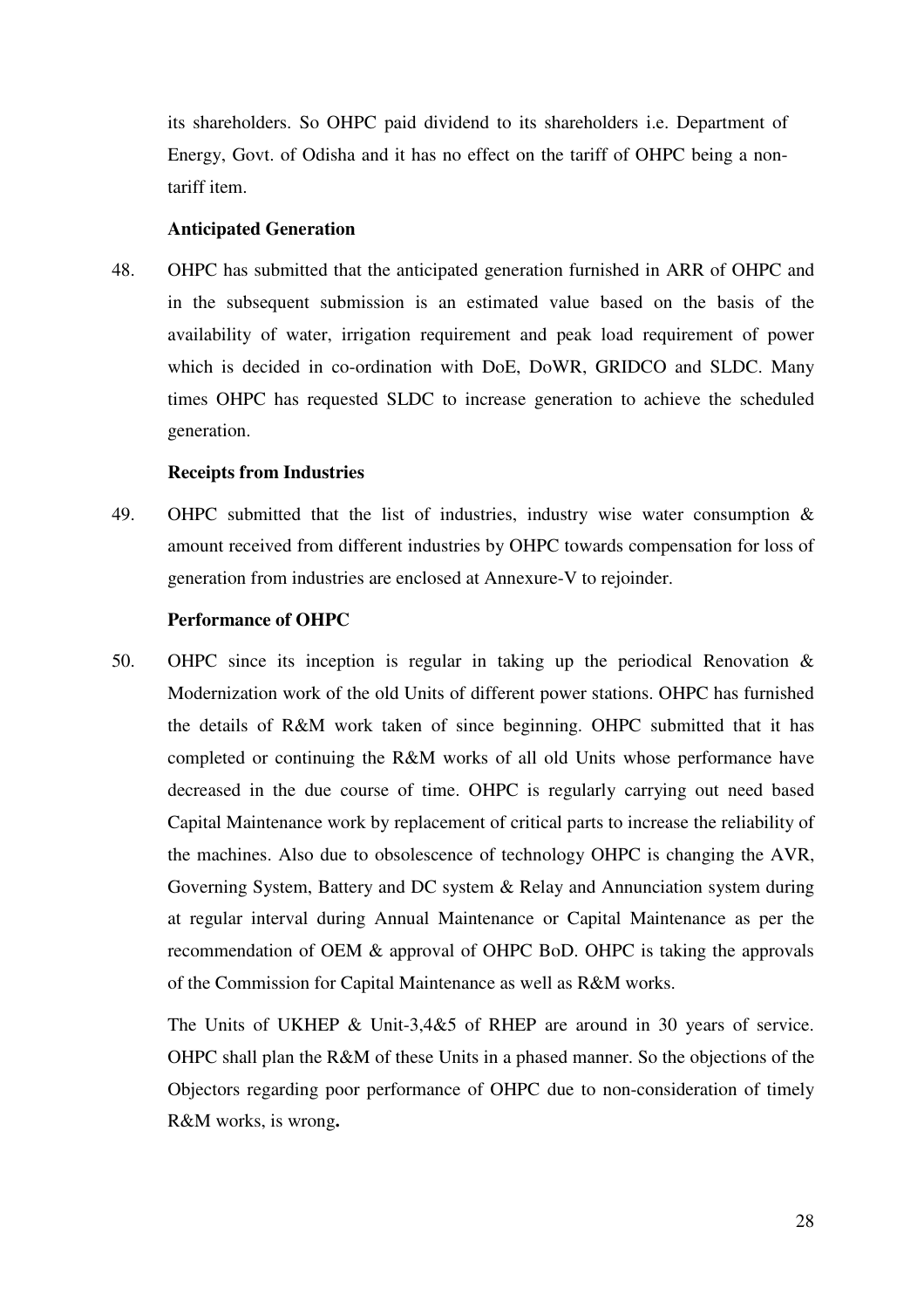its shareholders. So OHPC paid dividend to its shareholders i.e. Department of Energy, Govt. of Odisha and it has no effect on the tariff of OHPC being a non-tariff item.

**Anticipated Generation**

48. OHPC has submitted that the anticipated generation furnished in ARR of OHPC and in the subsequent submission is an estimated value based on the basis of the availability of water, irrigation requirement and peak load requirement of power which is decided in co-ordination with DoE, DoWR, GRIDCO and SLDC. Many times OHPC has requested SLDC to increase generation to achieve the scheduled generation.

**Receipts from Industries**

49. OHPC submitted that the list of industries, industry wise water consumption & amount received from different industries by OHPC towards compensation for loss of generation from industries are enclosed at Annexure-V to rejoinder.

**Performance of OHPC**

50. OHPC since its inception is regular in taking up the periodical Renovation & Modernization work of the old Units of different power stations. OHPC has furnished the details of R&M work taken of since beginning. OHPC submitted that it has completed or continuing the R&M works of all old Units whose performance have decreased in the due course of time. OHPC is regularly carrying out need based Capital Maintenance work by replacement of critical parts to increase the reliability of the machines. Also due to obsolescence of technology OHPC is changing the AVR, Governing System, Battery and DC system & Relay and Annunciation system during at regular interval during Annual Maintenance or Capital Maintenance as per the recommendation of OEM & approval of OHPC BoD. OHPC is taking the approvals of the Commission for Capital Maintenance as well as R&M works.

The Units of UKHEP & Unit-3,4&5 of RHEP are around in 30 years of service. OHPC shall plan the R&M of these Units in a phased manner. So the objections of the Objectors regarding poor performance of OHPC due to non-consideration of timely R&M works, is wrong**.**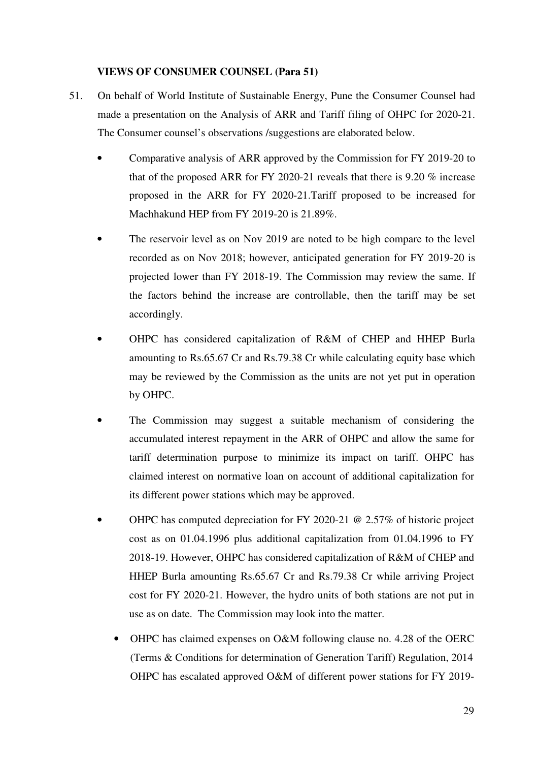**VIEWS OF CONSUMER COUNSEL (Para 51)**

51. On behalf of World Institute of Sustainable Energy, Pune the Consumer Counsel had made a presentation on the Analysis of ARR and Tariff filing of OHPC for 2020-21. The Consumer counsel's observations /suggestions are elaborated below.

- Comparative analysis of ARR approved by the Commission for FY 2019-20 to that of the proposed ARR for FY 2020-21 reveals that there is 9.20 % increase proposed in the ARR for FY 2020-21.Tariff proposed to be increased for Machhakund HEP from FY 2019-20 is 21.89%.

- The reservoir level as on Nov 2019 are noted to be high compare to the level recorded as on Nov 2018; however, anticipated generation for FY 2019-20 is projected lower than FY 2018-19. The Commission may review the same. If the factors behind the increase are controllable, then the tariff may be set accordingly.

- OHPC has considered capitalization of R&M of CHEP and HHEP Burla amounting to Rs.65.67 Cr and Rs.79.38 Cr while calculating equity base which may be reviewed by the Commission as the units are not yet put in operation by OHPC.

- The Commission may suggest a suitable mechanism of considering the accumulated interest repayment in the ARR of OHPC and allow the same for tariff determination purpose to minimize its impact on tariff. OHPC has claimed interest on normative loan on account of additional capitalization for its different power stations which may be approved.

- OHPC has computed depreciation for FY 2020-21 @ 2.57% of historic project cost as on 01.04.1996 plus additional capitalization from 01.04.1996 to FY 2018-19. However, OHPC has considered capitalization of R&M of CHEP and HHEP Burla amounting Rs.65.67 Cr and Rs.79.38 Cr while arriving Project cost for FY 2020-21. However, the hydro units of both stations are not put in use as on date. The Commission may look into the matter.

- OHPC has claimed expenses on O&M following clause no. 4.28 of the OERC (Terms & Conditions for determination of Generation Tariff) Regulation, 2014 OHPC has escalated approved O&M of different power stations for FY 2019-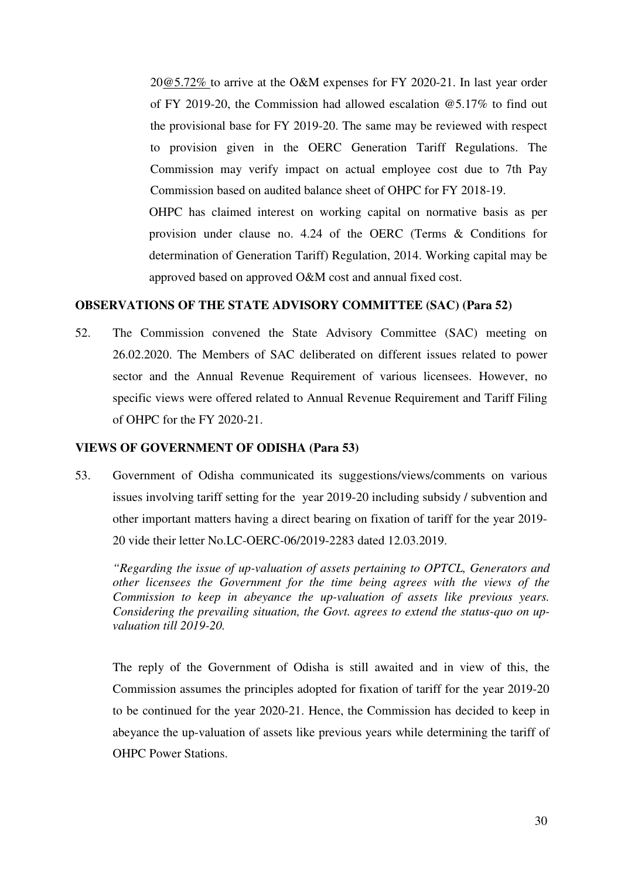20@5.72% to arrive at the O&M expenses for FY 2020-21. In last year order of FY 2019-20, the Commission had allowed escalation @5.17% to find out the provisional base for FY 2019-20. The same may be reviewed with respect to provision given in the OERC Generation Tariff Regulations. The Commission may verify impact on actual employee cost due to 7th Pay Commission based on audited balance sheet of OHPC for FY 2018-19.

OHPC has claimed interest on working capital on normative basis as per provision under clause no. 4.24 of the OERC (Terms & Conditions for determination of Generation Tariff) Regulation, 2014. Working capital may be approved based on approved O&M cost and annual fixed cost.

**OBSERVATIONS OF THE STATE ADVISORY COMMITTEE (SAC) (Para 52)**

52. The Commission convened the State Advisory Committee (SAC) meeting on 26.02.2020. The Members of SAC deliberated on different issues related to power sector and the Annual Revenue Requirement of various licensees. However, no specific views were offered related to Annual Revenue Requirement and Tariff Filing of OHPC for the FY 2020-21.

**VIEWS OF GOVERNMENT OF ODISHA (Para 53)**

53. Government of Odisha communicated its suggestions/views/comments on various issues involving tariff setting for the year 2019-20 including subsidy / subvention and other important matters having a direct bearing on fixation of tariff for the year 2019-20 vide their letter No.LC-OERC-06/2019-2283 dated 12.03.2019.

*"Regarding the issue of up-valuation of assets pertaining to OPTCL, Generators and other licensees the Government for the time being agrees with the views of the Commission to keep in abeyance the up-valuation of assets like previous years. Considering the prevailing situation, the Govt. agrees to extend the status-quo on up-valuation till 2019-20.*

The reply of the Government of Odisha is still awaited and in view of this, the Commission assumes the principles adopted for fixation of tariff for the year 2019-20 to be continued for the year 2020-21. Hence, the Commission has decided to keep in abeyance the up-valuation of assets like previous years while determining the tariff of OHPC Power Stations.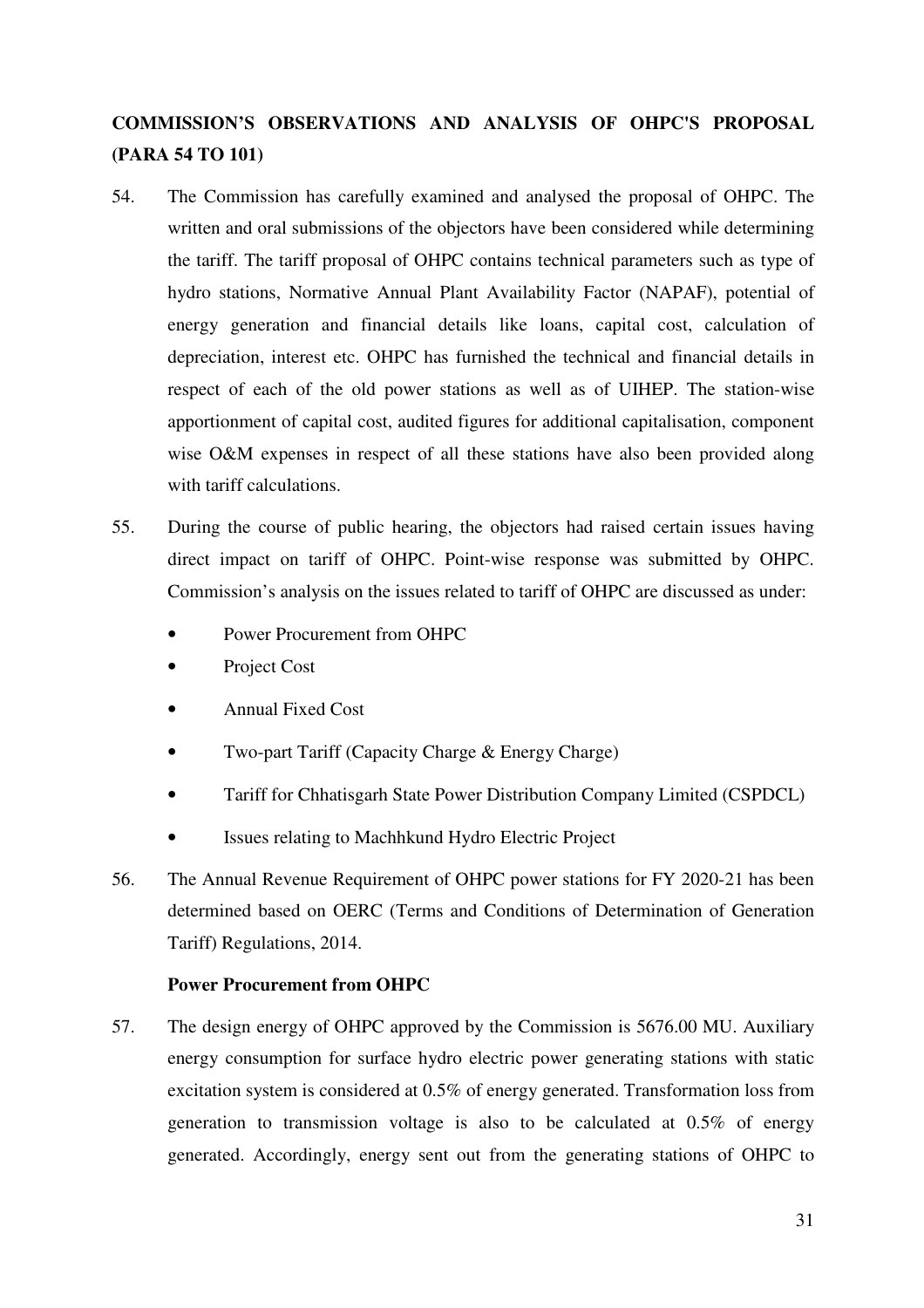## COMMISSION'S OBSERVATIONS AND ANALYSIS OF OHPC'S PROPOSAL (PARA 54 TO 101)

54. The Commission has carefully examined and analysed the proposal of OHPC. The written and oral submissions of the objectors have been considered while determining the tariff. The tariff proposal of OHPC contains technical parameters such as type of hydro stations, Normative Annual Plant Availability Factor (NAPAF), potential of energy generation and financial details like loans, capital cost, calculation of depreciation, interest etc. OHPC has furnished the technical and financial details in respect of each of the old power stations as well as of UIHEP. The station-wise apportionment of capital cost, audited figures for additional capitalisation, component wise O&M expenses in respect of all these stations have also been provided along with tariff calculations.

55. During the course of public hearing, the objectors had raised certain issues having direct impact on tariff of OHPC. Point-wise response was submitted by OHPC. Commission's analysis on the issues related to tariff of OHPC are discussed as under:

    - Power Procurement from OHPC
    - Project Cost
    - Annual Fixed Cost
    - Two-part Tariff (Capacity Charge & Energy Charge)
    - Tariff for Chhatisgarh State Power Distribution Company Limited (CSPDCL)
    - Issues relating to Machhkund Hydro Electric Project

56. The Annual Revenue Requirement of OHPC power stations for FY 2020-21 has been determined based on OERC (Terms and Conditions of Determination of Generation Tariff) Regulations, 2014.

**Power Procurement from OHPC**

57. The design energy of OHPC approved by the Commission is 5676.00 MU. Auxiliary energy consumption for surface hydro electric power generating stations with static excitation system is considered at 0.5% of energy generated. Transformation loss from generation to transmission voltage is also to be calculated at 0.5% of energy generated. Accordingly, energy sent out from the generating stations of OHPC to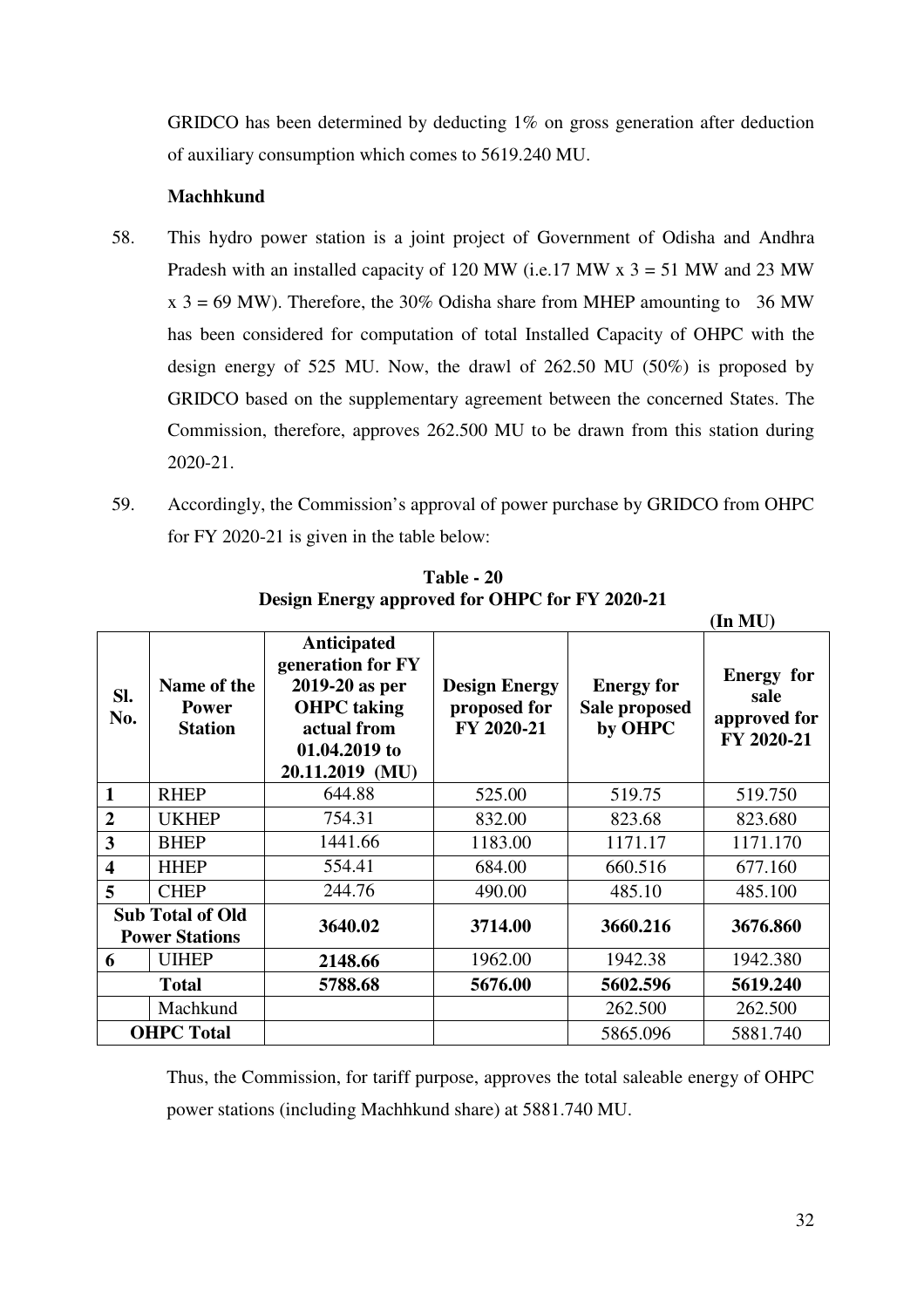GRIDCO has been determined by deducting 1% on gross generation after deduction of auxiliary consumption which comes to 5619.240 MU.

**Machhkund**

58. This hydro power station is a joint project of Government of Odisha and Andhra Pradesh with an installed capacity of 120 MW (i.e.17 MW x 3 = 51 MW and 23 MW x 3 = 69 MW). Therefore, the 30% Odisha share from MHEP amounting to 36 MW has been considered for computation of total Installed Capacity of OHPC with the design energy of 525 MU. Now, the drawl of 262.50 MU (50%) is proposed by GRIDCO based on the supplementary agreement between the concerned States. The Commission, therefore, approves 262.500 MU to be drawn from this station during 2020-21.

59. Accordingly, the Commission's approval of power purchase by GRIDCO from OHPC for FY 2020-21 is given in the table below:

**Table - 20**
**Design Energy approved for OHPC for FY 2020-21**

**(In MU)**

| Sl. No. | Name of the Power Station | Anticipated generation for FY 2019-20 as per OHPC taking actual from 01.04.2019 to 20.11.2019 (MU) | Design Energy proposed for FY 2020-21 | Energy for Sale proposed by OHPC | Energy for sale approved for FY 2020-21 |
|---|---|---|---|---|---|
| **1** | RHEP | 644.88 | 525.00 | 519.75 | 519.750 |
| **2** | UKHEP | 754.31 | 832.00 | 823.68 | 823.680 |
| **3** | BHEP | 1441.66 | 1183.00 | 1171.17 | 1171.170 |
| **4** | HHEP | 554.41 | 684.00 | 660.516 | 677.160 |
| **5** | CHEP | 244.76 | 490.00 | 485.10 | 485.100 |
| **Sub Total of Old Power Stations** | | **3640.02** | **3714.00** | **3660.216** | **3676.860** |
| **6** | UIHEP | **2148.66** | 1962.00 | 1942.38 | 1942.380 |
| **Total** | | **5788.68** | **5676.00** | **5602.596** | **5619.240** |
| | Machkund | | | 262.500 | 262.500 |
| **OHPC Total** | | | | 5865.096 | 5881.740 |

Thus, the Commission, for tariff purpose, approves the total saleable energy of OHPC power stations (including Machhkund share) at 5881.740 MU.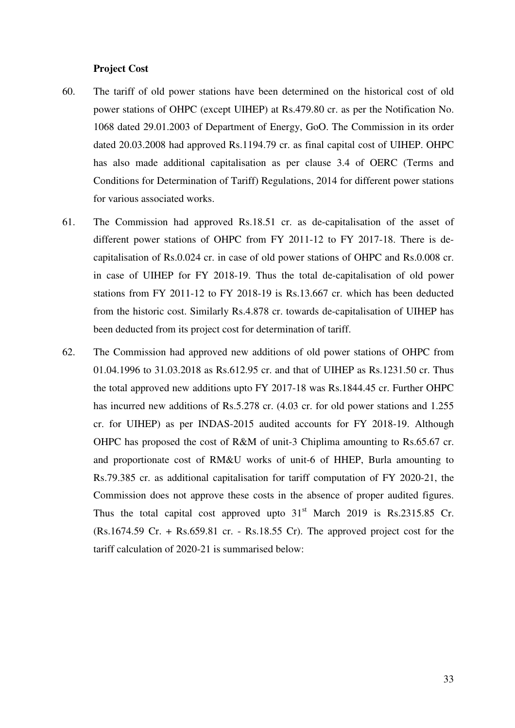**Project Cost**

60. The tariff of old power stations have been determined on the historical cost of old power stations of OHPC (except UIHEP) at Rs.479.80 cr. as per the Notification No. 1068 dated 29.01.2003 of Department of Energy, GoO. The Commission in its order dated 20.03.2008 had approved Rs.1194.79 cr. as final capital cost of UIHEP. OHPC has also made additional capitalisation as per clause 3.4 of OERC (Terms and Conditions for Determination of Tariff) Regulations, 2014 for different power stations for various associated works.

61. The Commission had approved Rs.18.51 cr. as de-capitalisation of the asset of different power stations of OHPC from FY 2011-12 to FY 2017-18. There is de-capitalisation of Rs.0.024 cr. in case of old power stations of OHPC and Rs.0.008 cr. in case of UIHEP for FY 2018-19. Thus the total de-capitalisation of old power stations from FY 2011-12 to FY 2018-19 is Rs.13.667 cr. which has been deducted from the historic cost. Similarly Rs.4.878 cr. towards de-capitalisation of UIHEP has been deducted from its project cost for determination of tariff.

62. The Commission had approved new additions of old power stations of OHPC from 01.04.1996 to 31.03.2018 as Rs.612.95 cr. and that of UIHEP as Rs.1231.50 cr. Thus the total approved new additions upto FY 2017-18 was Rs.1844.45 cr. Further OHPC has incurred new additions of Rs.5.278 cr. (4.03 cr. for old power stations and 1.255 cr. for UIHEP) as per INDAS-2015 audited accounts for FY 2018-19. Although OHPC has proposed the cost of R&M of unit-3 Chiplima amounting to Rs.65.67 cr. and proportionate cost of RM&U works of unit-6 of HHEP, Burla amounting to Rs.79.385 cr. as additional capitalisation for tariff computation of FY 2020-21, the Commission does not approve these costs in the absence of proper audited figures. Thus the total capital cost approved upto 31st March 2019 is Rs.2315.85 Cr. (Rs.1674.59 Cr. + Rs.659.81 cr. - Rs.18.55 Cr). The approved project cost for the tariff calculation of 2020-21 is summarised below: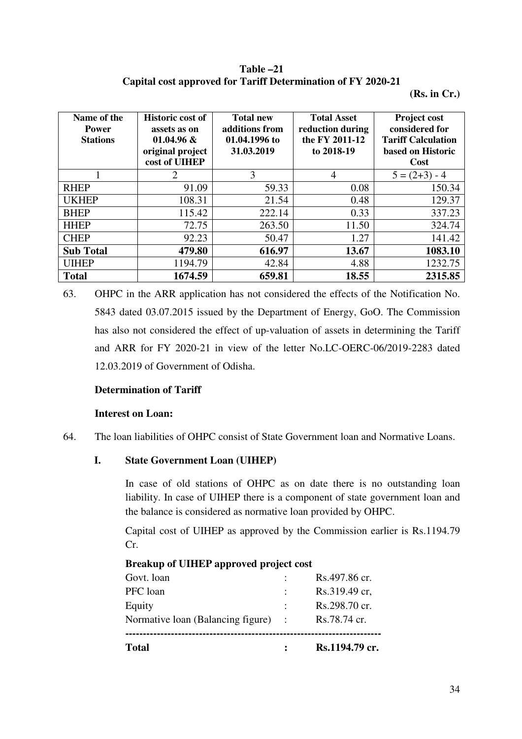**Table –21**
**Capital cost approved for Tariff Determination of FY 2020-21**

**(Rs. in Cr.)**

| Name of the Power Stations | Historic cost of assets as on 01.04.96 & original project cost of UIHEP | Total new additions from 01.04.1996 to 31.03.2019 | Total Asset reduction during the FY 2011-12 to 2018-19 | Project cost considered for Tariff Calculation based on Historic Cost |
|---|---|---|---|---|
| 1 | 2 | 3 | 4 | 5 = (2+3) - 4 |
| RHEP | 91.09 | 59.33 | 0.08 | 150.34 |
| UKHEP | 108.31 | 21.54 | 0.48 | 129.37 |
| BHEP | 115.42 | 222.14 | 0.33 | 337.23 |
| HHEP | 72.75 | 263.50 | 11.50 | 324.74 |
| CHEP | 92.23 | 50.47 | 1.27 | 141.42 |
| **Sub Total** | **479.80** | **616.97** | **13.67** | **1083.10** |
| UIHEP | 1194.79 | 42.84 | 4.88 | 1232.75 |
| **Total** | **1674.59** | **659.81** | **18.55** | **2315.85** |

63. OHPC in the ARR application has not considered the effects of the Notification No. 5843 dated 03.07.2015 issued by the Department of Energy, GoO. The Commission has also not considered the effect of up-valuation of assets in determining the Tariff and ARR for FY 2020-21 in view of the letter No.LC-OERC-06/2019-2283 dated 12.03.2019 of Government of Odisha.

**Determination of Tariff**

**Interest on Loan:**

64. The loan liabilities of OHPC consist of State Government loan and Normative Loans.

**I. State Government Loan (UIHEP)**

In case of old stations of OHPC as on date there is no outstanding loan liability. In case of UIHEP there is a component of state government loan and the balance is considered as normative loan provided by OHPC.

Capital cost of UIHEP as approved by the Commission earlier is Rs.1194.79 Cr.

**Breakup of UIHEP approved project cost**

| | | |
|---|---|---|
| Govt. loan | : | Rs.497.86 cr. |
| PFC loan | : | Rs.319.49 cr, |
| Equity | : | Rs.298.70 cr. |
| Normative loan (Balancing figure) | : | Rs.78.74 cr. |
| **Total** | **:** | **Rs.1194.79 cr.** |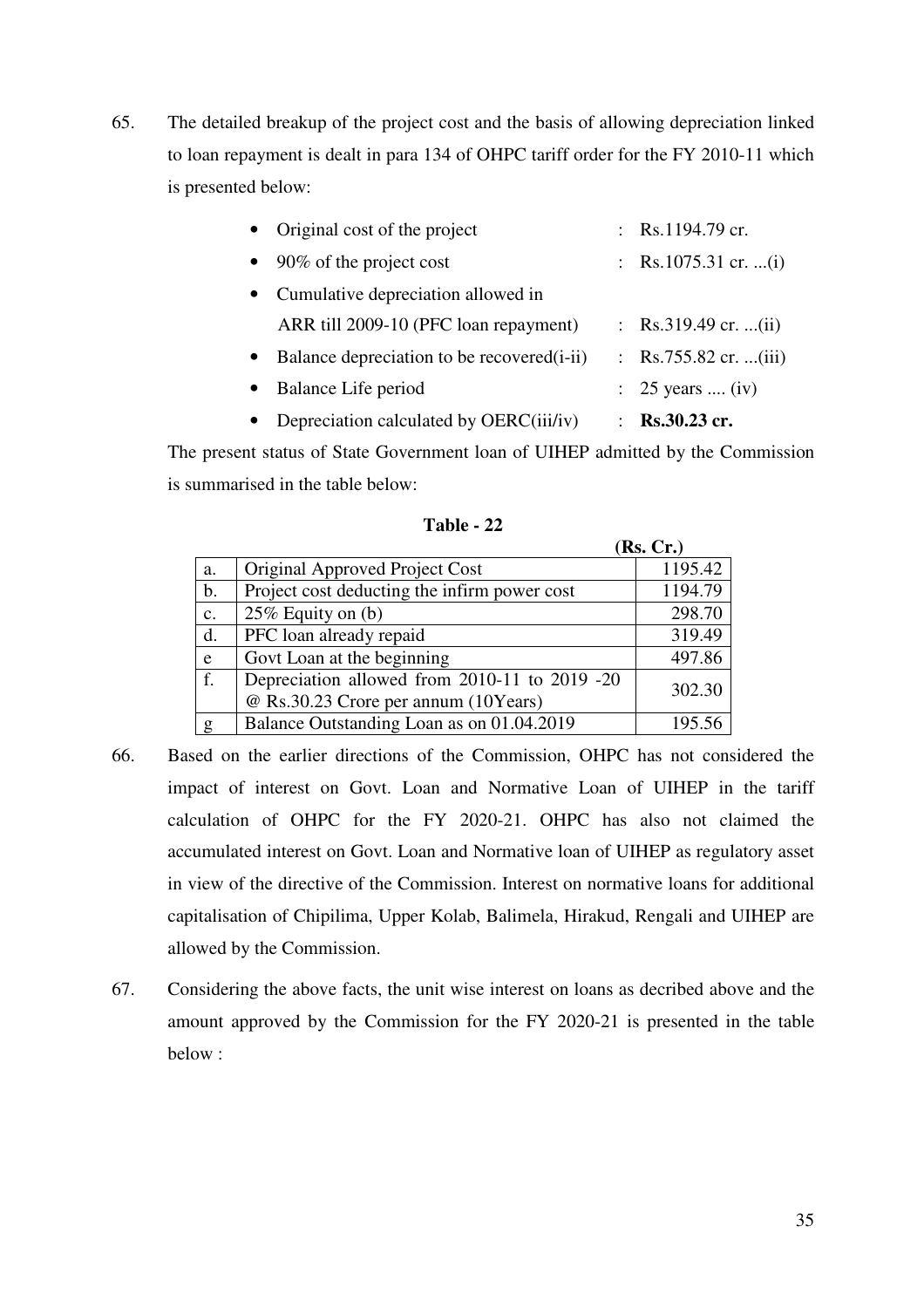65. The detailed breakup of the project cost and the basis of allowing depreciation linked to loan repayment is dealt in para 134 of OHPC tariff order for the FY 2010-11 which is presented below:

- Original cost of the project : Rs.1194.79 cr.
- 90% of the project cost : Rs.1075.31 cr. ...(i)
- Cumulative depreciation allowed in ARR till 2009-10 (PFC loan repayment) : Rs.319.49 cr. ...(ii)
- Balance depreciation to be recovered(i-ii) : Rs.755.82 cr. ...(iii)
- Balance Life period : 25 years .... (iv)
- Depreciation calculated by OERC(iii/iv) : **Rs.30.23 cr.**

The present status of State Government loan of UIHEP admitted by the Commission is summarised in the table below:

**Table - 22**

| | | **(Rs. Cr.)** |
|---|---|---|
| a. | Original Approved Project Cost | 1195.42 |
| b. | Project cost deducting the infirm power cost | 1194.79 |
| c. | 25% Equity on (b) | 298.70 |
| d. | PFC loan already repaid | 319.49 |
| e | Govt Loan at the beginning | 497.86 |
| f. | Depreciation allowed from 2010-11 to 2019 -20 @ Rs.30.23 Crore per annum (10Years) | 302.30 |
| g | Balance Outstanding Loan as on 01.04.2019 | 195.56 |

66. Based on the earlier directions of the Commission, OHPC has not considered the impact of interest on Govt. Loan and Normative Loan of UIHEP in the tariff calculation of OHPC for the FY 2020-21. OHPC has also not claimed the accumulated interest on Govt. Loan and Normative loan of UIHEP as regulatory asset in view of the directive of the Commission. Interest on normative loans for additional capitalisation of Chipilima, Upper Kolab, Balimela, Hirakud, Rengali and UIHEP are allowed by the Commission.

67. Considering the above facts, the unit wise interest on loans as decribed above and the amount approved by the Commission for the FY 2020-21 is presented in the table below :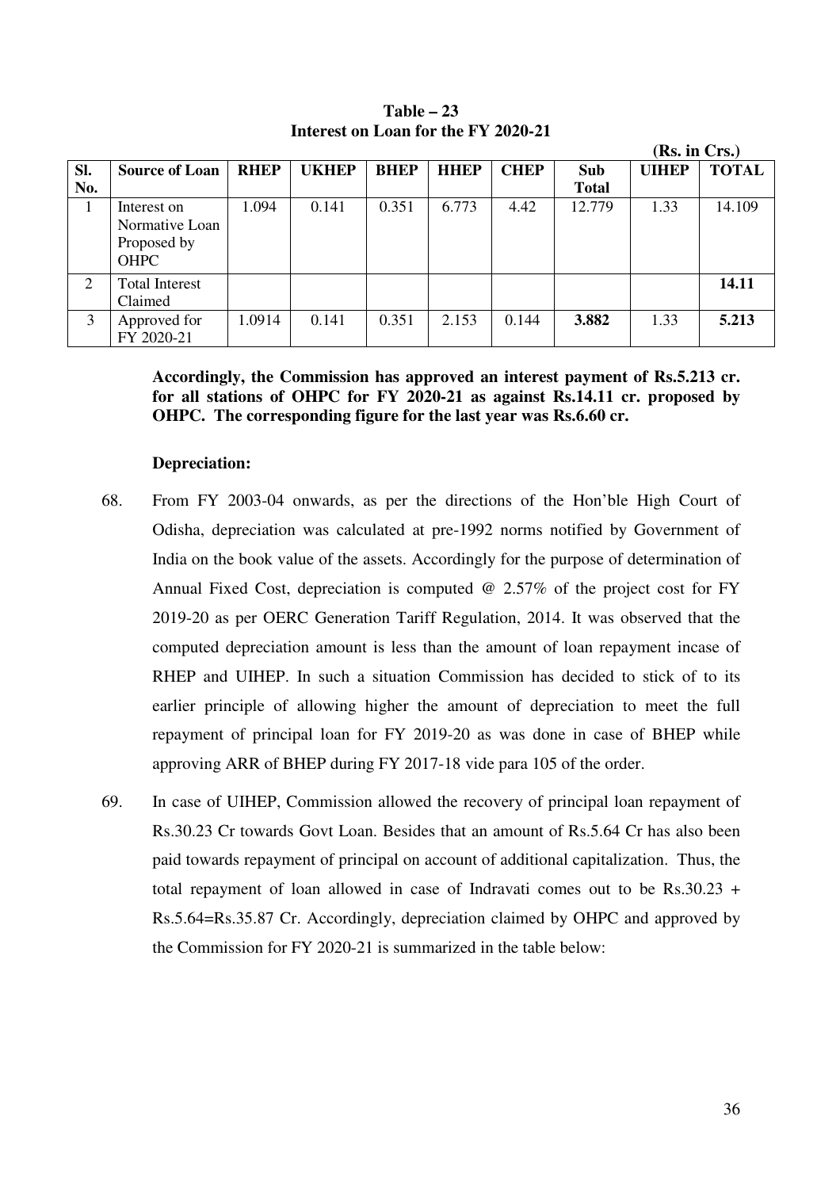**Table – 23**
**Interest on Loan for the FY 2020-21**

**(Rs. in Crs.)**

| Sl. No. | Source of Loan | RHEP | UKHEP | BHEP | HHEP | CHEP | Sub Total | UIHEP | TOTAL |
|---|---|---|---|---|---|---|---|---|---|
| 1 | Interest on Normative Loan Proposed by OHPC | 1.094 | 0.141 | 0.351 | 6.773 | 4.42 | 12.779 | 1.33 | 14.109 |
| 2 | Total Interest Claimed | | | | | | | | **14.11** |
| 3 | Approved for FY 2020-21 | 1.0914 | 0.141 | 0.351 | 2.153 | 0.144 | **3.882** | 1.33 | **5.213** |

**Accordingly, the Commission has approved an interest payment of Rs.5.213 cr. for all stations of OHPC for FY 2020-21 as against Rs.14.11 cr. proposed by OHPC. The corresponding figure for the last year was Rs.6.60 cr.**

**Depreciation:**

68. From FY 2003-04 onwards, as per the directions of the Hon'ble High Court of Odisha, depreciation was calculated at pre-1992 norms notified by Government of India on the book value of the assets. Accordingly for the purpose of determination of Annual Fixed Cost, depreciation is computed @ 2.57% of the project cost for FY 2019-20 as per OERC Generation Tariff Regulation, 2014. It was observed that the computed depreciation amount is less than the amount of loan repayment incase of RHEP and UIHEP. In such a situation Commission has decided to stick of to its earlier principle of allowing higher the amount of depreciation to meet the full repayment of principal loan for FY 2019-20 as was done in case of BHEP while approving ARR of BHEP during FY 2017-18 vide para 105 of the order.

69. In case of UIHEP, Commission allowed the recovery of principal loan repayment of Rs.30.23 Cr towards Govt Loan. Besides that an amount of Rs.5.64 Cr has also been paid towards repayment of principal on account of additional capitalization. Thus, the total repayment of loan allowed in case of Indravati comes out to be Rs.30.23 + Rs.5.64=Rs.35.87 Cr. Accordingly, depreciation claimed by OHPC and approved by the Commission for FY 2020-21 is summarized in the table below: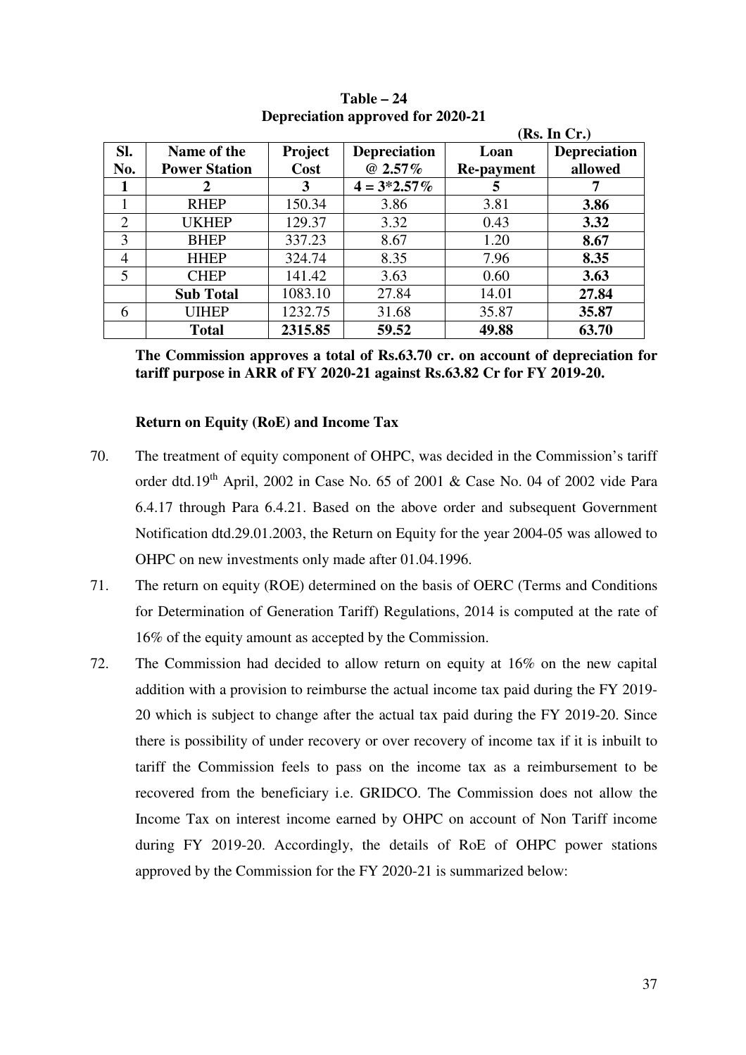**Table – 24**
**Depreciation approved for 2020-21**

**(Rs. In Cr.)**

| Sl. No. | Name of the Power Station | Project Cost | Depreciation @ 2.57% | Loan Re-payment | Depreciation allowed |
|---|---|---|---|---|---|
| **1** | **2** | **3** | **4 = 3*2.57%** | **5** | **7** |
| 1 | RHEP | 150.34 | 3.86 | 3.81 | **3.86** |
| 2 | UKHEP | 129.37 | 3.32 | 0.43 | **3.32** |
| 3 | BHEP | 337.23 | 8.67 | 1.20 | **8.67** |
| 4 | HHEP | 324.74 | 8.35 | 7.96 | **8.35** |
| 5 | CHEP | 141.42 | 3.63 | 0.60 | **3.63** |
| | **Sub Total** | 1083.10 | 27.84 | 14.01 | **27.84** |
| 6 | UIHEP | 1232.75 | 31.68 | 35.87 | **35.87** |
| | **Total** | **2315.85** | **59.52** | **49.88** | **63.70** |

**The Commission approves a total of Rs.63.70 cr. on account of depreciation for tariff purpose in ARR of FY 2020-21 against Rs.63.82 Cr for FY 2019-20.**

**Return on Equity (RoE) and Income Tax**

70. The treatment of equity component of OHPC, was decided in the Commission's tariff order dtd.19th April, 2002 in Case No. 65 of 2001 & Case No. 04 of 2002 vide Para 6.4.17 through Para 6.4.21. Based on the above order and subsequent Government Notification dtd.29.01.2003, the Return on Equity for the year 2004-05 was allowed to OHPC on new investments only made after 01.04.1996.

71. The return on equity (ROE) determined on the basis of OERC (Terms and Conditions for Determination of Generation Tariff) Regulations, 2014 is computed at the rate of 16% of the equity amount as accepted by the Commission.

72. The Commission had decided to allow return on equity at 16% on the new capital addition with a provision to reimburse the actual income tax paid during the FY 2019-20 which is subject to change after the actual tax paid during the FY 2019-20. Since there is possibility of under recovery or over recovery of income tax if it is inbuilt to tariff the Commission feels to pass on the income tax as a reimbursement to be recovered from the beneficiary i.e. GRIDCO. The Commission does not allow the Income Tax on interest income earned by OHPC on account of Non Tariff income during FY 2019-20. Accordingly, the details of RoE of OHPC power stations approved by the Commission for the FY 2020-21 is summarized below: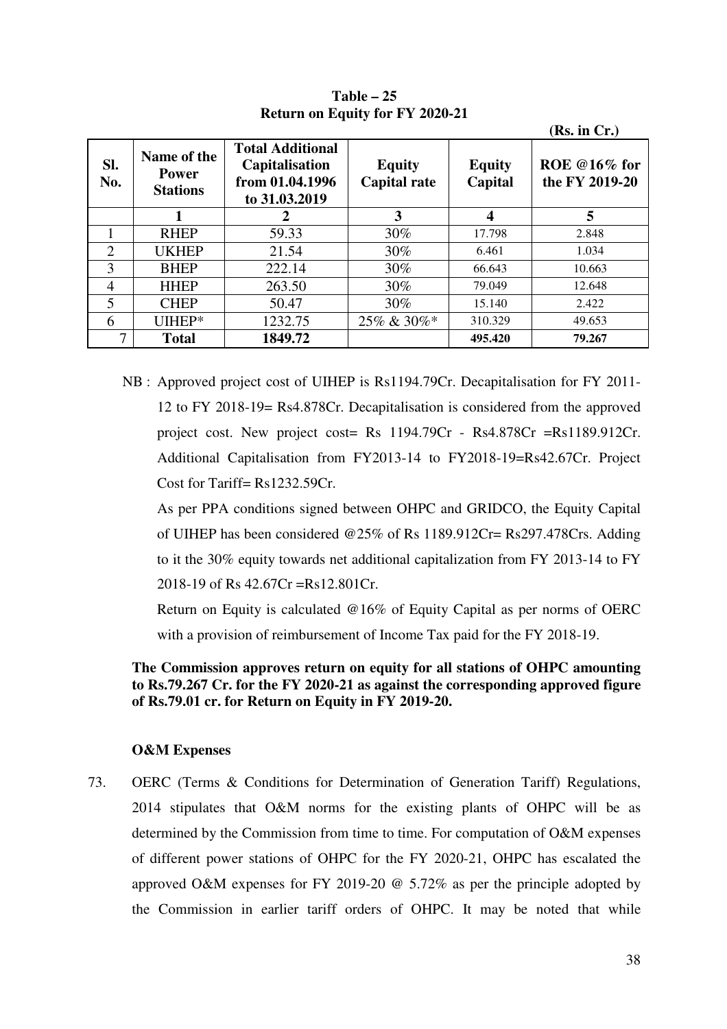**Table – 25**
**Return on Equity for FY 2020-21**

**(Rs. in Cr.)**

| Sl. No. | Name of the Power Stations | Total Additional Capitalisation from 01.04.1996 to 31.03.2019 | Equity Capital rate | Equity Capital | ROE @16% for the FY 2019-20 |
|---|---|---|---|---|---|
| | 1 | 2 | 3 | 4 | 5 |
| 1 | RHEP | 59.33 | 30% | 17.798 | 2.848 |
| 2 | UKHEP | 21.54 | 30% | 6.461 | 1.034 |
| 3 | BHEP | 222.14 | 30% | 66.643 | 10.663 |
| 4 | HHEP | 263.50 | 30% | 79.049 | 12.648 |
| 5 | CHEP | 50.47 | 30% | 15.140 | 2.422 |
| 6 | UIHEP* | 1232.75 | 25% & 30%* | 310.329 | 49.653 |
| 7 | **Total** | **1849.72** | | **495.420** | **79.267** |

NB : Approved project cost of UIHEP is Rs1194.79Cr. Decapitalisation for FY 2011-12 to FY 2018-19= Rs4.878Cr. Decapitalisation is considered from the approved project cost. New project cost= Rs 1194.79Cr - Rs4.878Cr =Rs1189.912Cr. Additional Capitalisation from FY2013-14 to FY2018-19=Rs42.67Cr. Project Cost for Tariff= Rs1232.59Cr.

As per PPA conditions signed between OHPC and GRIDCO, the Equity Capital of UIHEP has been considered @25% of Rs 1189.912Cr= Rs297.478Crs. Adding to it the 30% equity towards net additional capitalization from FY 2013-14 to FY 2018-19 of Rs 42.67Cr =Rs12.801Cr.

Return on Equity is calculated @16% of Equity Capital as per norms of OERC with a provision of reimbursement of Income Tax paid for the FY 2018-19.

**The Commission approves return on equity for all stations of OHPC amounting to Rs.79.267 Cr. for the FY 2020-21 as against the corresponding approved figure of Rs.79.01 cr. for Return on Equity in FY 2019-20.**

**O&M Expenses**

73. OERC (Terms & Conditions for Determination of Generation Tariff) Regulations, 2014 stipulates that O&M norms for the existing plants of OHPC will be as determined by the Commission from time to time. For computation of O&M expenses of different power stations of OHPC for the FY 2020-21, OHPC has escalated the approved O&M expenses for FY 2019-20 @ 5.72% as per the principle adopted by the Commission in earlier tariff orders of OHPC. It may be noted that while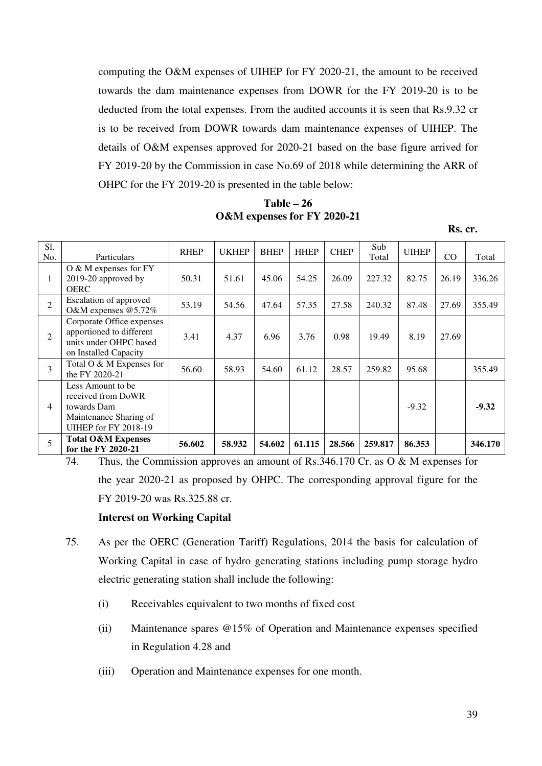computing the O&M expenses of UIHEP for FY 2020-21, the amount to be received towards the dam maintenance expenses from DOWR for the FY 2019-20 is to be deducted from the total expenses. From the audited accounts it is seen that Rs.9.32 cr is to be received from DOWR towards dam maintenance expenses of UIHEP. The details of O&M expenses approved for 2020-21 based on the base figure arrived for FY 2019-20 by the Commission in case No.69 of 2018 while determining the ARR of OHPC for the FY 2019-20 is presented in the table below:

**Table – 26**
**O&M expenses for FY 2020-21**

**Rs. cr.**

| Sl. No. | Particulars | RHEP | UKHEP | BHEP | HHEP | CHEP | Sub Total | UIHEP | CO | Total |
|---|---|---|---|---|---|---|---|---|---|---|
| 1 | O & M expenses for FY 2019-20 approved by OERC | 50.31 | 51.61 | 45.06 | 54.25 | 26.09 | 227.32 | 82.75 | 26.19 | 336.26 |
| 2 | Escalation of approved O&M expenses @5.72% | 53.19 | 54.56 | 47.64 | 57.35 | 27.58 | 240.32 | 87.48 | 27.69 | 355.49 |
| 2 | Corporate Office expenses apportioned to different units under OHPC based on Installed Capacity | 3.41 | 4.37 | 6.96 | 3.76 | 0.98 | 19.49 | 8.19 | 27.69 | |
| 3 | Total O & M Expenses for the FY 2020-21 | 56.60 | 58.93 | 54.60 | 61.12 | 28.57 | 259.82 | 95.68 | | 355.49 |
| 4 | Less Amount to be received from DoWR towards Dam Maintenance Sharing of UIHEP for FY 2018-19 | | | | | | | -9.32 | | **-9.32** |
| 5 | **Total O&M Expenses for the FY 2020-21** | **56.602** | **58.932** | **54.602** | **61.115** | **28.566** | **259.817** | **86.353** | | **346.170** |

74. Thus, the Commission approves an amount of Rs.346.170 Cr. as O & M expenses for the year 2020-21 as proposed by OHPC. The corresponding approval figure for the FY 2019-20 was Rs.325.88 cr.

**Interest on Working Capital**

75. As per the OERC (Generation Tariff) Regulations, 2014 the basis for calculation of Working Capital in case of hydro generating stations including pump storage hydro electric generating station shall include the following:

   (i) Receivables equivalent to two months of fixed cost

   (ii) Maintenance spares @15% of Operation and Maintenance expenses specified in Regulation 4.28 and

   (iii) Operation and Maintenance expenses for one month.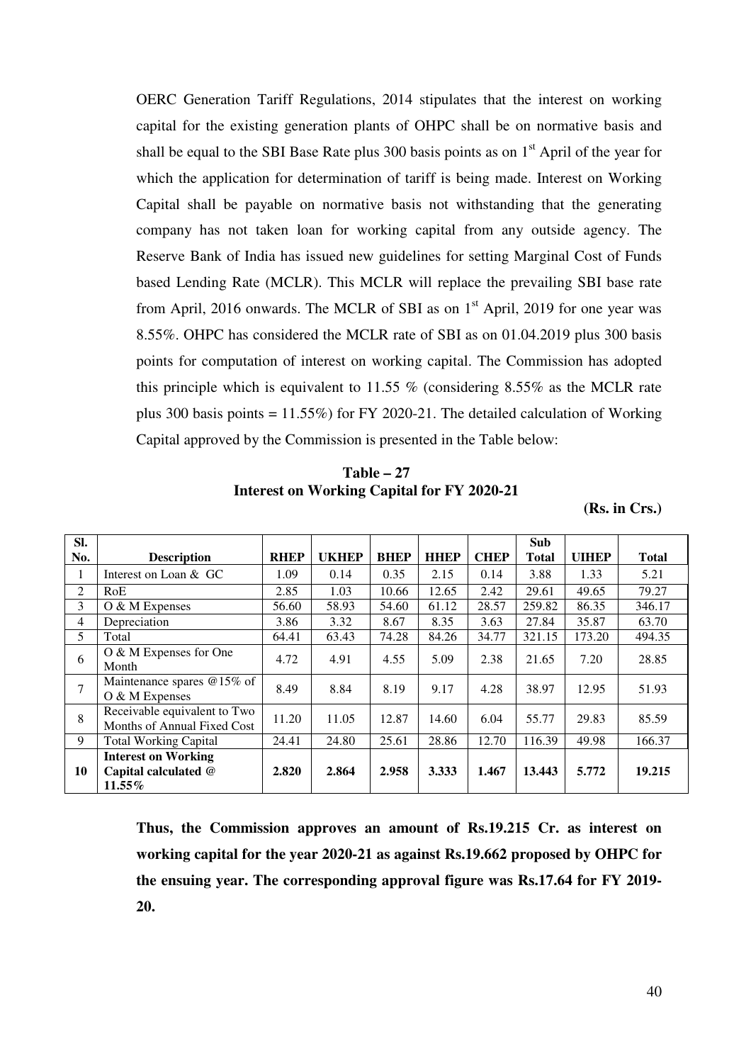OERC Generation Tariff Regulations, 2014 stipulates that the interest on working capital for the existing generation plants of OHPC shall be on normative basis and shall be equal to the SBI Base Rate plus 300 basis points as on 1[st] April of the year for which the application for determination of tariff is being made. Interest on Working Capital shall be payable on normative basis not withstanding that the generating company has not taken loan for working capital from any outside agency. The Reserve Bank of India has issued new guidelines for setting Marginal Cost of Funds based Lending Rate (MCLR). This MCLR will replace the prevailing SBI base rate from April, 2016 onwards. The MCLR of SBI as on 1[st] April, 2019 for one year was 8.55%. OHPC has considered the MCLR rate of SBI as on 01.04.2019 plus 300 basis points for computation of interest on working capital. The Commission has adopted this principle which is equivalent to 11.55 % (considering 8.55% as the MCLR rate plus 300 basis points = 11.55%) for FY 2020-21. The detailed calculation of Working Capital approved by the Commission is presented in the Table below:

**Table – 27**
**Interest on Working Capital for FY 2020-21**

**(Rs. in Crs.)**

| Sl. No. | Description | RHEP | UKHEP | BHEP | HHEP | CHEP | Sub Total | UIHEP | Total |
|---|---|---|---|---|---|---|---|---|---|
| 1 | Interest on Loan & GC | 1.09 | 0.14 | 0.35 | 2.15 | 0.14 | 3.88 | 1.33 | 5.21 |
| 2 | RoE | 2.85 | 1.03 | 10.66 | 12.65 | 2.42 | 29.61 | 49.65 | 79.27 |
| 3 | O & M Expenses | 56.60 | 58.93 | 54.60 | 61.12 | 28.57 | 259.82 | 86.35 | 346.17 |
| 4 | Depreciation | 3.86 | 3.32 | 8.67 | 8.35 | 3.63 | 27.84 | 35.87 | 63.70 |
| 5 | Total | 64.41 | 63.43 | 74.28 | 84.26 | 34.77 | 321.15 | 173.20 | 494.35 |
| 6 | O & M Expenses for One Month | 4.72 | 4.91 | 4.55 | 5.09 | 2.38 | 21.65 | 7.20 | 28.85 |
| 7 | Maintenance spares @15% of O & M Expenses | 8.49 | 8.84 | 8.19 | 9.17 | 4.28 | 38.97 | 12.95 | 51.93 |
| 8 | Receivable equivalent to Two Months of Annual Fixed Cost | 11.20 | 11.05 | 12.87 | 14.60 | 6.04 | 55.77 | 29.83 | 85.59 |
| 9 | Total Working Capital | 24.41 | 24.80 | 25.61 | 28.86 | 12.70 | 116.39 | 49.98 | 166.37 |
| **10** | **Interest on Working Capital calculated @ 11.55%** | **2.820** | **2.864** | **2.958** | **3.333** | **1.467** | **13.443** | **5.772** | **19.215** |

**Thus, the Commission approves an amount of Rs.19.215 Cr. as interest on working capital for the year 2020-21 as against Rs.19.662 proposed by OHPC for the ensuing year. The corresponding approval figure was Rs.17.64 for FY 2019-20.**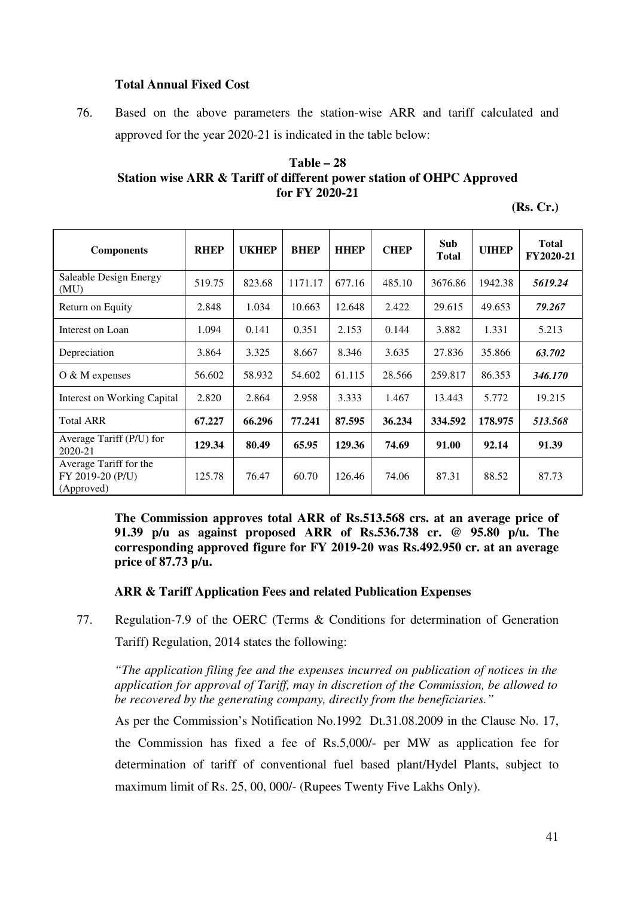**Total Annual Fixed Cost**

76. Based on the above parameters the station-wise ARR and tariff calculated and approved for the year 2020-21 is indicated in the table below:

**Table – 28**
**Station wise ARR & Tariff of different power station of OHPC Approved for FY 2020-21**

**(Rs. Cr.)**

| Components | RHEP | UKHEP | BHEP | HHEP | CHEP | Sub Total | UIHEP | Total FY2020-21 |
|---|---|---|---|---|---|---|---|---|
| Saleable Design Energy (MU) | 519.75 | 823.68 | 1171.17 | 677.16 | 485.10 | 3676.86 | 1942.38 | ***5619.24*** |
| Return on Equity | 2.848 | 1.034 | 10.663 | 12.648 | 2.422 | 29.615 | 49.653 | ***79.267*** |
| Interest on Loan | 1.094 | 0.141 | 0.351 | 2.153 | 0.144 | 3.882 | 1.331 | 5.213 |
| Depreciation | 3.864 | 3.325 | 8.667 | 8.346 | 3.635 | 27.836 | 35.866 | ***63.702*** |
| O & M expenses | 56.602 | 58.932 | 54.602 | 61.115 | 28.566 | 259.817 | 86.353 | ***346.170*** |
| Interest on Working Capital | 2.820 | 2.864 | 2.958 | 3.333 | 1.467 | 13.443 | 5.772 | 19.215 |
| Total ARR | **67.227** | **66.296** | **77.241** | **87.595** | **36.234** | **334.592** | **178.975** | ***513.568*** |
| Average Tariff (P/U) for 2020-21 | **129.34** | **80.49** | **65.95** | **129.36** | **74.69** | **91.00** | **92.14** | **91.39** |
| Average Tariff for the FY 2019-20 (P/U) (Approved) | 125.78 | 76.47 | 60.70 | 126.46 | 74.06 | 87.31 | 88.52 | 87.73 |

**The Commission approves total ARR of Rs.513.568 crs. at an average price of 91.39 p/u as against proposed ARR of Rs.536.738 cr. @ 95.80 p/u. The corresponding approved figure for FY 2019-20 was Rs.492.950 cr. at an average price of 87.73 p/u.**

**ARR & Tariff Application Fees and related Publication Expenses**

77. Regulation-7.9 of the OERC (Terms & Conditions for determination of Generation Tariff) Regulation, 2014 states the following:

*"The application filing fee and the expenses incurred on publication of notices in the application for approval of Tariff, may in discretion of the Commission, be allowed to be recovered by the generating company, directly from the beneficiaries."*

As per the Commission's Notification No.1992 Dt.31.08.2009 in the Clause No. 17, the Commission has fixed a fee of Rs.5,000/- per MW as application fee for determination of tariff of conventional fuel based plant/Hydel Plants, subject to maximum limit of Rs. 25, 00, 000/- (Rupees Twenty Five Lakhs Only).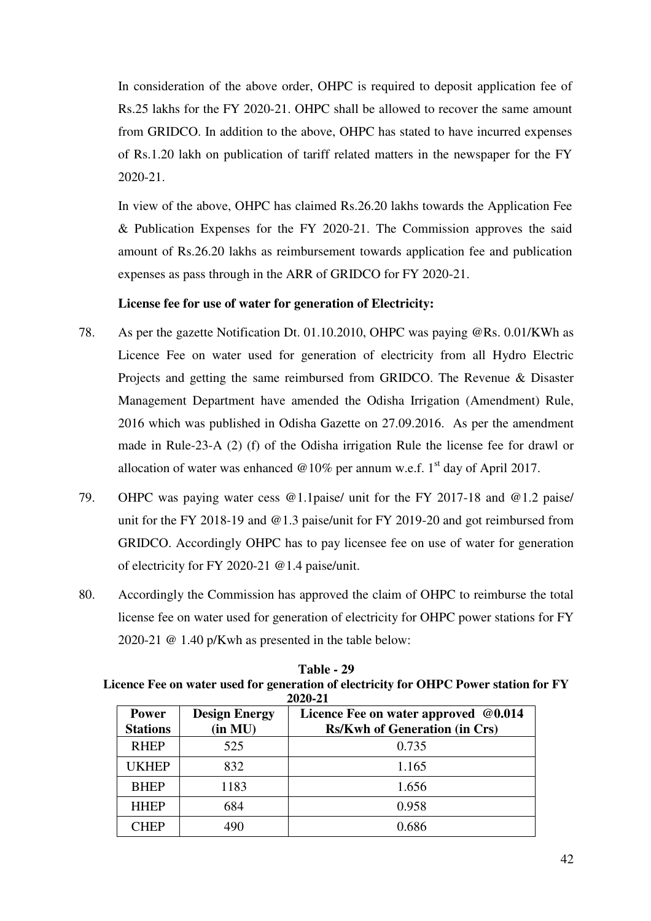In consideration of the above order, OHPC is required to deposit application fee of Rs.25 lakhs for the FY 2020-21. OHPC shall be allowed to recover the same amount from GRIDCO. In addition to the above, OHPC has stated to have incurred expenses of Rs.1.20 lakh on publication of tariff related matters in the newspaper for the FY 2020-21.

In view of the above, OHPC has claimed Rs.26.20 lakhs towards the Application Fee & Publication Expenses for the FY 2020-21. The Commission approves the said amount of Rs.26.20 lakhs as reimbursement towards application fee and publication expenses as pass through in the ARR of GRIDCO for FY 2020-21.

**License fee for use of water for generation of Electricity:**

78. As per the gazette Notification Dt. 01.10.2010, OHPC was paying @Rs. 0.01/KWh as Licence Fee on water used for generation of electricity from all Hydro Electric Projects and getting the same reimbursed from GRIDCO. The Revenue & Disaster Management Department have amended the Odisha Irrigation (Amendment) Rule, 2016 which was published in Odisha Gazette on 27.09.2016. As per the amendment made in Rule-23-A (2) (f) of the Odisha irrigation Rule the license fee for drawl or allocation of water was enhanced @10% per annum w.e.f. 1st day of April 2017.

79. OHPC was paying water cess @1.1paise/ unit for the FY 2017-18 and @1.2 paise/ unit for the FY 2018-19 and @1.3 paise/unit for FY 2019-20 and got reimbursed from GRIDCO. Accordingly OHPC has to pay licensee fee on use of water for generation of electricity for FY 2020-21 @1.4 paise/unit.

80. Accordingly the Commission has approved the claim of OHPC to reimburse the total license fee on water used for generation of electricity for OHPC power stations for FY 2020-21 @ 1.40 p/Kwh as presented in the table below:

**Table - 29**
**Licence Fee on water used for generation of electricity for OHPC Power station for FY 2020-21**

| Power Stations | Design Energy (in MU) | Licence Fee on water approved @0.014 Rs/Kwh of Generation (in Crs) |
|---|---|---|
| RHEP | 525 | 0.735 |
| UKHEP | 832 | 1.165 |
| BHEP | 1183 | 1.656 |
| HHEP | 684 | 0.958 |
| CHEP | 490 | 0.686 |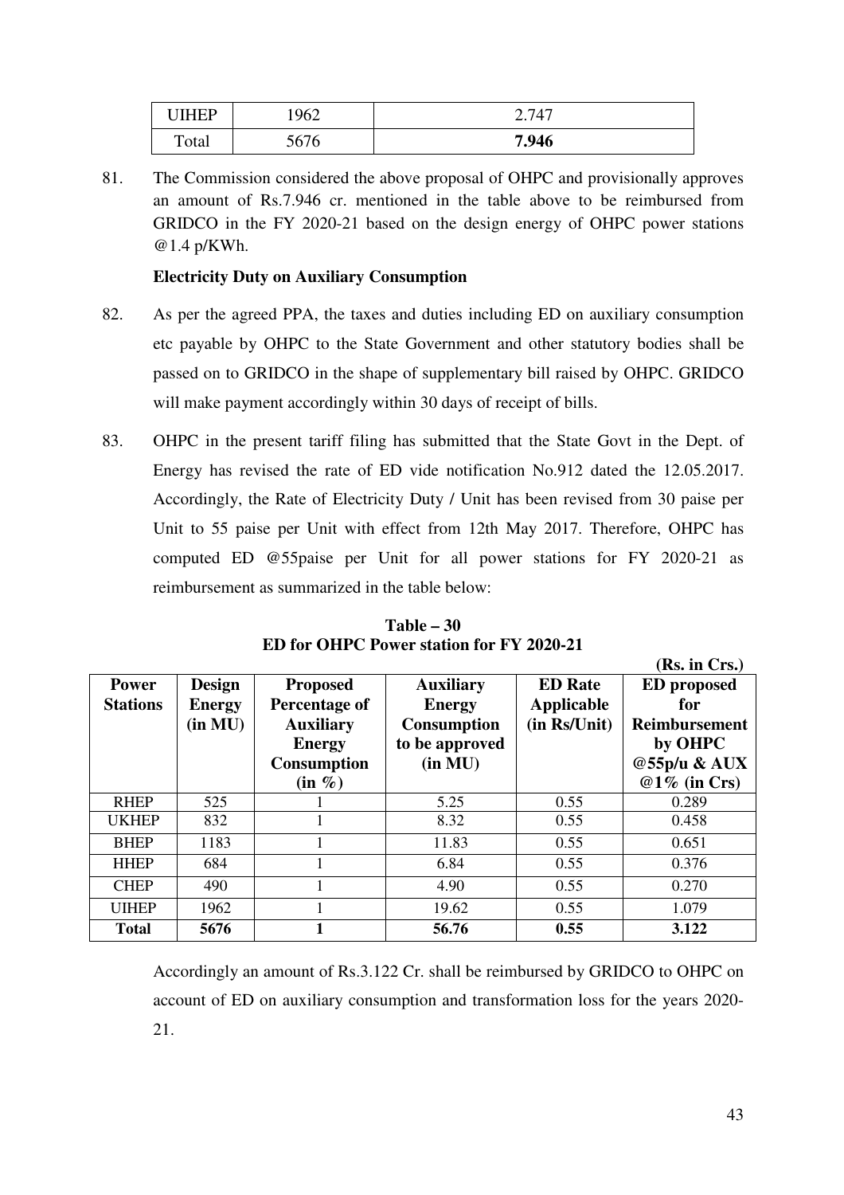| UIHEP | 1962 | 2.747 |
|---|---|---|
| Total | 5676 | **7.946** |

81. The Commission considered the above proposal of OHPC and provisionally approves an amount of Rs.7.946 cr. mentioned in the table above to be reimbursed from GRIDCO in the FY 2020-21 based on the design energy of OHPC power stations @1.4 p/KWh.

**Electricity Duty on Auxiliary Consumption**

82. As per the agreed PPA, the taxes and duties including ED on auxiliary consumption etc payable by OHPC to the State Government and other statutory bodies shall be passed on to GRIDCO in the shape of supplementary bill raised by OHPC. GRIDCO will make payment accordingly within 30 days of receipt of bills.

83. OHPC in the present tariff filing has submitted that the State Govt in the Dept. of Energy has revised the rate of ED vide notification No.912 dated the 12.05.2017. Accordingly, the Rate of Electricity Duty / Unit has been revised from 30 paise per Unit to 55 paise per Unit with effect from 12th May 2017. Therefore, OHPC has computed ED @55paise per Unit for all power stations for FY 2020-21 as reimbursement as summarized in the table below:

**Table – 30**
**ED for OHPC Power station for FY 2020-21**

**(Rs. in Crs.)**

| Power Stations | Design Energy (in MU) | Proposed Percentage of Auxiliary Energy Consumption (in %) | Auxiliary Energy Consumption to be approved (in MU) | ED Rate Applicable (in Rs/Unit) | ED proposed for Reimbursement by OHPC @55p/u & AUX @1% (in Crs) |
|---|---|---|---|---|---|
| RHEP | 525 | 1 | 5.25 | 0.55 | 0.289 |
| UKHEP | 832 | 1 | 8.32 | 0.55 | 0.458 |
| BHEP | 1183 | 1 | 11.83 | 0.55 | 0.651 |
| HHEP | 684 | 1 | 6.84 | 0.55 | 0.376 |
| CHEP | 490 | 1 | 4.90 | 0.55 | 0.270 |
| UIHEP | 1962 | 1 | 19.62 | 0.55 | 1.079 |
| **Total** | **5676** | **1** | **56.76** | **0.55** | **3.122** |

Accordingly an amount of Rs.3.122 Cr. shall be reimbursed by GRIDCO to OHPC on account of ED on auxiliary consumption and transformation loss for the years 2020-21.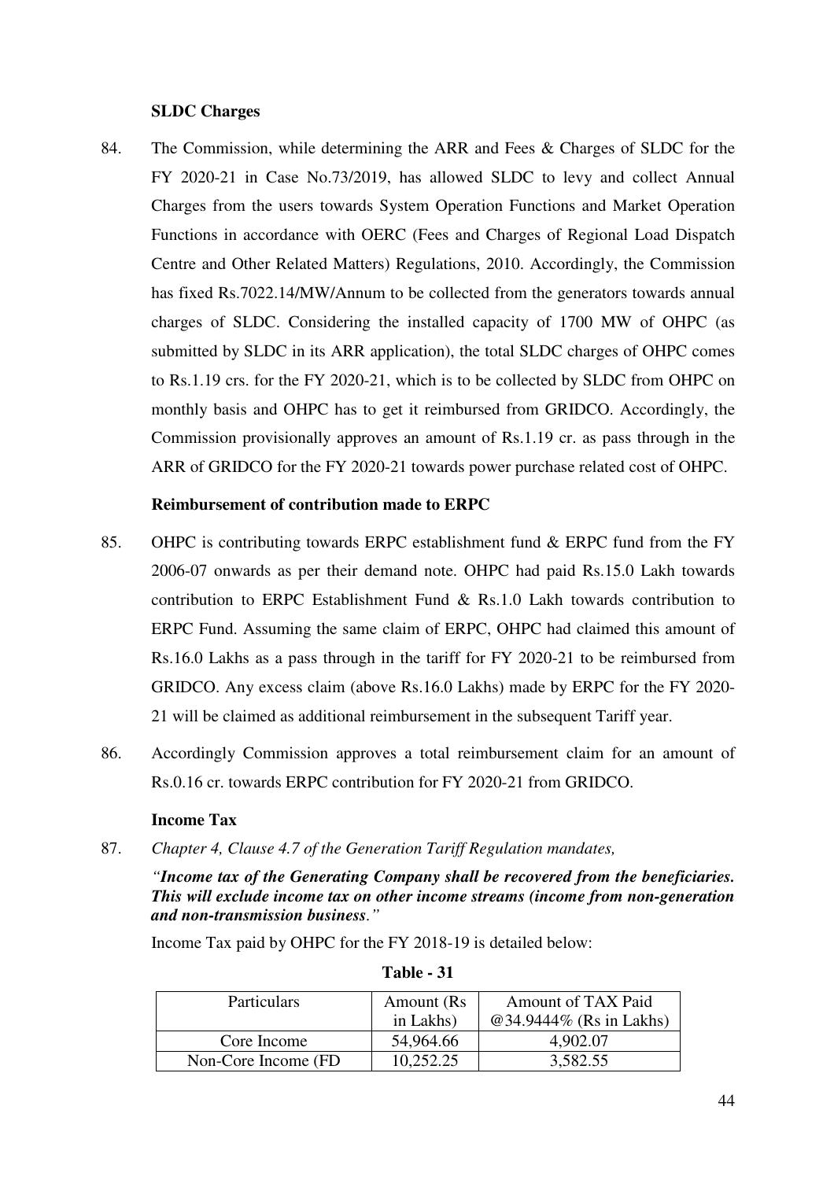**SLDC Charges**

84. The Commission, while determining the ARR and Fees & Charges of SLDC for the FY 2020-21 in Case No.73/2019, has allowed SLDC to levy and collect Annual Charges from the users towards System Operation Functions and Market Operation Functions in accordance with OERC (Fees and Charges of Regional Load Dispatch Centre and Other Related Matters) Regulations, 2010. Accordingly, the Commission has fixed Rs.7022.14/MW/Annum to be collected from the generators towards annual charges of SLDC. Considering the installed capacity of 1700 MW of OHPC (as submitted by SLDC in its ARR application), the total SLDC charges of OHPC comes to Rs.1.19 crs. for the FY 2020-21, which is to be collected by SLDC from OHPC on monthly basis and OHPC has to get it reimbursed from GRIDCO. Accordingly, the Commission provisionally approves an amount of Rs.1.19 cr. as pass through in the ARR of GRIDCO for the FY 2020-21 towards power purchase related cost of OHPC.

**Reimbursement of contribution made to ERPC**

85. OHPC is contributing towards ERPC establishment fund & ERPC fund from the FY 2006-07 onwards as per their demand note. OHPC had paid Rs.15.0 Lakh towards contribution to ERPC Establishment Fund & Rs.1.0 Lakh towards contribution to ERPC Fund. Assuming the same claim of ERPC, OHPC had claimed this amount of Rs.16.0 Lakhs as a pass through in the tariff for FY 2020-21 to be reimbursed from GRIDCO. Any excess claim (above Rs.16.0 Lakhs) made by ERPC for the FY 2020-21 will be claimed as additional reimbursement in the subsequent Tariff year.

86. Accordingly Commission approves a total reimbursement claim for an amount of Rs.0.16 cr. towards ERPC contribution for FY 2020-21 from GRIDCO.

**Income Tax**

87. *Chapter 4, Clause 4.7 of the Generation Tariff Regulation mandates,*

*"**Income tax of the Generating Company shall be recovered from the beneficiaries. This will exclude income tax on other income streams (income from non-generation and non-transmission business**."*

Income Tax paid by OHPC for the FY 2018-19 is detailed below:

**Table - 31**

| Particulars | Amount (Rs in Lakhs) | Amount of TAX Paid @34.9444% (Rs in Lakhs) |
|---|---|---|
| Core Income | 54,964.66 | 4,902.07 |
| Non-Core Income (FD | 10,252.25 | 3,582.55 |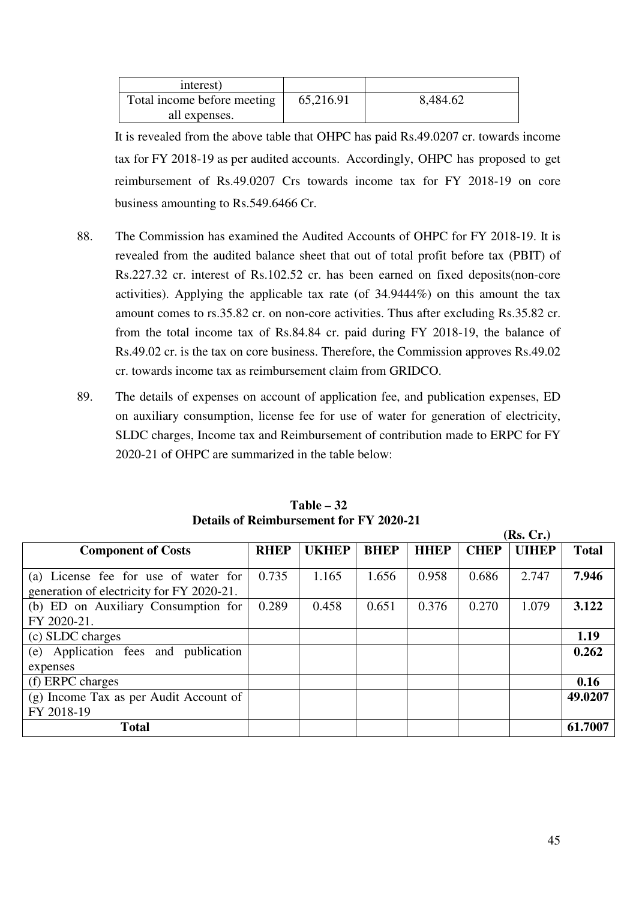| interest) | | |
|---|---|---|
| Total income before meeting all expenses. | 65,216.91 | 8,484.62 |

It is revealed from the above table that OHPC has paid Rs.49.0207 cr. towards income tax for FY 2018-19 as per audited accounts. Accordingly, OHPC has proposed to get reimbursement of Rs.49.0207 Crs towards income tax for FY 2018-19 on core business amounting to Rs.549.6466 Cr.

88. The Commission has examined the Audited Accounts of OHPC for FY 2018-19. It is revealed from the audited balance sheet that out of total profit before tax (PBIT) of Rs.227.32 cr. interest of Rs.102.52 cr. has been earned on fixed deposits(non-core activities). Applying the applicable tax rate (of 34.9444%) on this amount the tax amount comes to rs.35.82 cr. on non-core activities. Thus after excluding Rs.35.82 cr. from the total income tax of Rs.84.84 cr. paid during FY 2018-19, the balance of Rs.49.02 cr. is the tax on core business. Therefore, the Commission approves Rs.49.02 cr. towards income tax as reimbursement claim from GRIDCO.

89. The details of expenses on account of application fee, and publication expenses, ED on auxiliary consumption, license fee for use of water for generation of electricity, SLDC charges, Income tax and Reimbursement of contribution made to ERPC for FY 2020-21 of OHPC are summarized in the table below:

**Table – 32**
**Details of Reimbursement for FY 2020-21**

(Rs. Cr.)

| Component of Costs | RHEP | UKHEP | BHEP | HHEP | CHEP | UIHEP | Total |
|---|---|---|---|---|---|---|---|
| (a) License fee for use of water for generation of electricity for FY 2020-21. | 0.735 | 1.165 | 1.656 | 0.958 | 0.686 | 2.747 | **7.946** |
| (b) ED on Auxiliary Consumption for FY 2020-21. | 0.289 | 0.458 | 0.651 | 0.376 | 0.270 | 1.079 | **3.122** |
| (c) SLDC charges | | | | | | | **1.19** |
| (e) Application fees and publication expenses | | | | | | | **0.262** |
| (f) ERPC charges | | | | | | | **0.16** |
| (g) Income Tax as per Audit Account of FY 2018-19 | | | | | | | **49.0207** |
| **Total** | | | | | | | **61.7007** |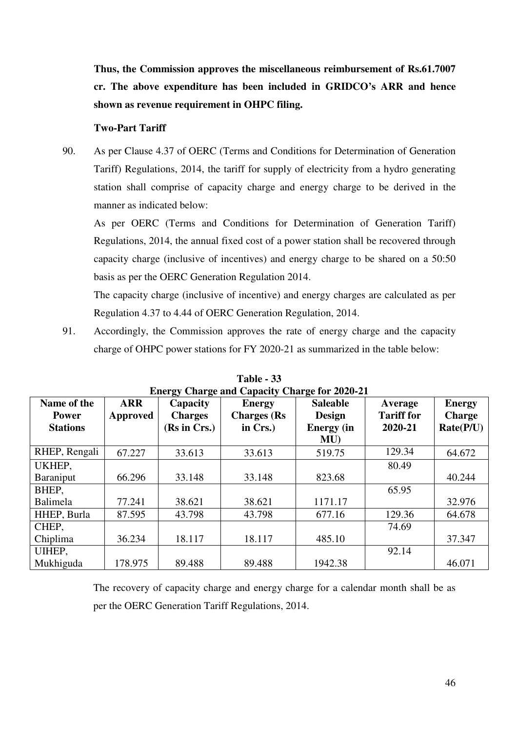**Thus, the Commission approves the miscellaneous reimbursement of Rs.61.7007 cr. The above expenditure has been included in GRIDCO's ARR and hence shown as revenue requirement in OHPC filing.**

**Two-Part Tariff**

90. As per Clause 4.37 of OERC (Terms and Conditions for Determination of Generation Tariff) Regulations, 2014, the tariff for supply of electricity from a hydro generating station shall comprise of capacity charge and energy charge to be derived in the manner as indicated below:

    As per OERC (Terms and Conditions for Determination of Generation Tariff) Regulations, 2014, the annual fixed cost of a power station shall be recovered through capacity charge (inclusive of incentives) and energy charge to be shared on a 50:50 basis as per the OERC Generation Regulation 2014.

    The capacity charge (inclusive of incentive) and energy charges are calculated as per Regulation 4.37 to 4.44 of OERC Generation Regulation, 2014.

91. Accordingly, the Commission approves the rate of energy charge and the capacity charge of OHPC power stations for FY 2020-21 as summarized in the table below:

**Table - 33**
**Energy Charge and Capacity Charge for 2020-21**

| Name of the Power Stations | ARR Approved | Capacity Charges (Rs in Crs.) | Energy Charges (Rs in Crs.) | Saleable Design Energy (in MU) | Average Tariff for 2020-21 | Energy Charge Rate(P/U) |
|---|---|---|---|---|---|---|
| RHEP, Rengali | 67.227 | 33.613 | 33.613 | 519.75 | 129.34 | 64.672 |
| UKHEP, Baraniput | 66.296 | 33.148 | 33.148 | 823.68 | 80.49 | 40.244 |
| BHEP, Balimela | 77.241 | 38.621 | 38.621 | 1171.17 | 65.95 | 32.976 |
| HHEP, Burla | 87.595 | 43.798 | 43.798 | 677.16 | 129.36 | 64.678 |
| CHEP, Chiplima | 36.234 | 18.117 | 18.117 | 485.10 | 74.69 | 37.347 |
| UIHEP, Mukhiguda | 178.975 | 89.488 | 89.488 | 1942.38 | 92.14 | 46.071 |

The recovery of capacity charge and energy charge for a calendar month shall be as per the OERC Generation Tariff Regulations, 2014.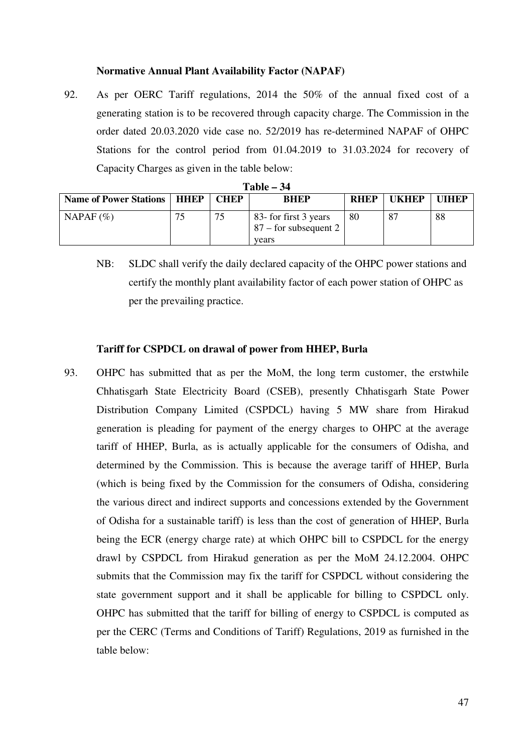**Normative Annual Plant Availability Factor (NAPAF)**

92. As per OERC Tariff regulations, 2014 the 50% of the annual fixed cost of a generating station is to be recovered through capacity charge. The Commission in the order dated 20.03.2020 vide case no. 52/2019 has re-determined NAPAF of OHPC Stations for the control period from 01.04.2019 to 31.03.2024 for recovery of Capacity Charges as given in the table below:

**Table – 34**

| Name of Power Stations | HHEP | CHEP | BHEP | RHEP | UKHEP | UIHEP |
|---|---|---|---|---|---|---|
| NAPAF (%) | 75 | 75 | 83- for first 3 years 87 – for subsequent 2 years | 80 | 87 | 88 |

NB: SLDC shall verify the daily declared capacity of the OHPC power stations and certify the monthly plant availability factor of each power station of OHPC as per the prevailing practice.

**Tariff for CSPDCL on drawal of power from HHEP, Burla**

93. OHPC has submitted that as per the MoM, the long term customer, the erstwhile Chhatisgarh State Electricity Board (CSEB), presently Chhatisgarh State Power Distribution Company Limited (CSPDCL) having 5 MW share from Hirakud generation is pleading for payment of the energy charges to OHPC at the average tariff of HHEP, Burla, as is actually applicable for the consumers of Odisha, and determined by the Commission. This is because the average tariff of HHEP, Burla (which is being fixed by the Commission for the consumers of Odisha, considering the various direct and indirect supports and concessions extended by the Government of Odisha for a sustainable tariff) is less than the cost of generation of HHEP, Burla being the ECR (energy charge rate) at which OHPC bill to CSPDCL for the energy drawl by CSPDCL from Hirakud generation as per the MoM 24.12.2004. OHPC submits that the Commission may fix the tariff for CSPDCL without considering the state government support and it shall be applicable for billing to CSPDCL only. OHPC has submitted that the tariff for billing of energy to CSPDCL is computed as per the CERC (Terms and Conditions of Tariff) Regulations, 2019 as furnished in the table below: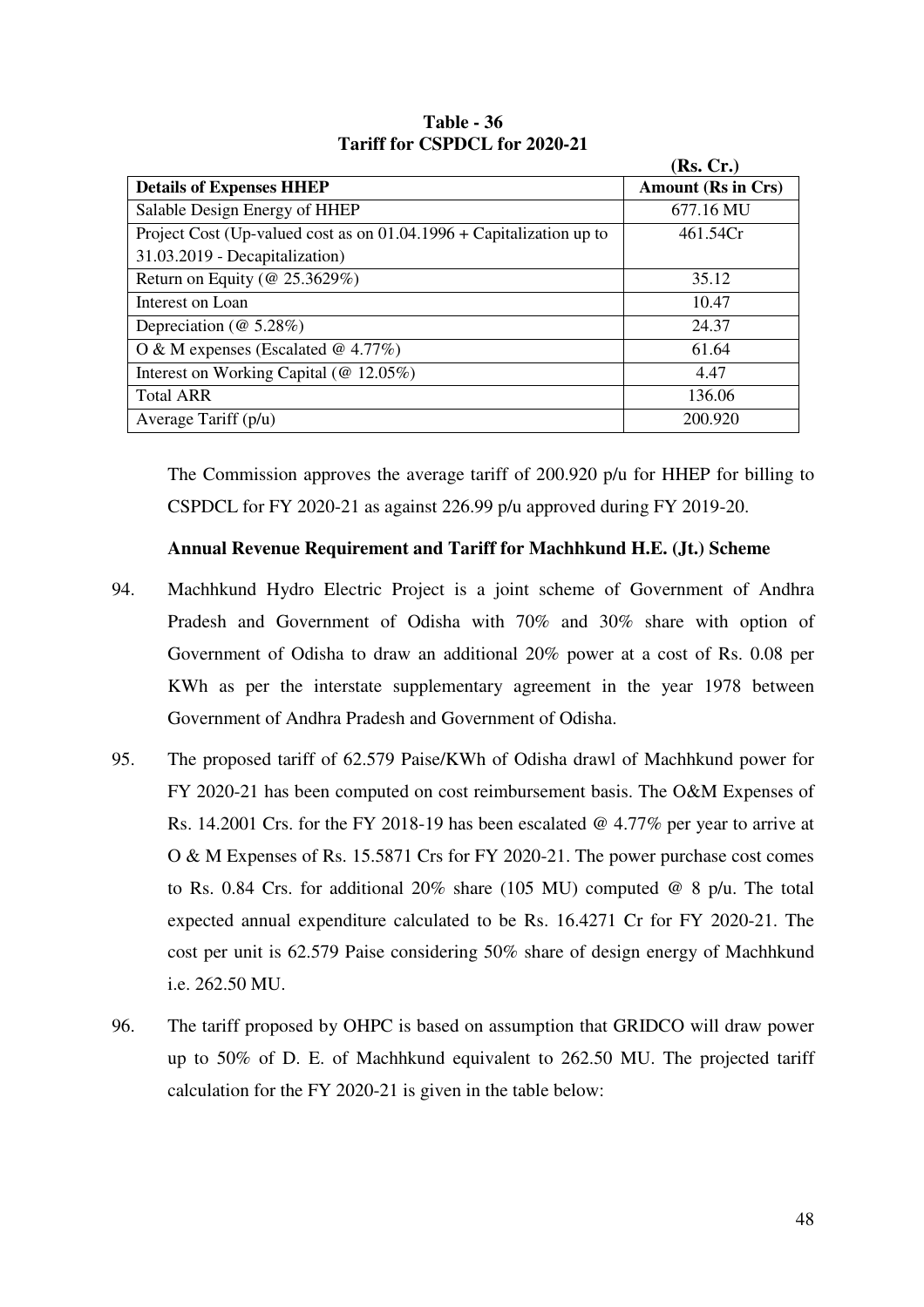**Table - 36**
**Tariff for CSPDCL for 2020-21**

**(Rs. Cr.)**

| Details of Expenses HHEP | Amount (Rs in Crs) |
|---|---|
| Salable Design Energy of HHEP | 677.16 MU |
| Project Cost (Up-valued cost as on 01.04.1996 + Capitalization up to 31.03.2019 - Decapitalization) | 461.54Cr |
| Return on Equity (@ 25.3629%) | 35.12 |
| Interest on Loan | 10.47 |
| Depreciation (@ 5.28%) | 24.37 |
| O & M expenses (Escalated @ 4.77%) | 61.64 |
| Interest on Working Capital (@ 12.05%) | 4.47 |
| Total ARR | 136.06 |
| Average Tariff (p/u) | 200.920 |

The Commission approves the average tariff of 200.920 p/u for HHEP for billing to CSPDCL for FY 2020-21 as against 226.99 p/u approved during FY 2019-20.

**Annual Revenue Requirement and Tariff for Machhkund H.E. (Jt.) Scheme**

94. Machhkund Hydro Electric Project is a joint scheme of Government of Andhra Pradesh and Government of Odisha with 70% and 30% share with option of Government of Odisha to draw an additional 20% power at a cost of Rs. 0.08 per KWh as per the interstate supplementary agreement in the year 1978 between Government of Andhra Pradesh and Government of Odisha.

95. The proposed tariff of 62.579 Paise/KWh of Odisha drawl of Machhkund power for FY 2020-21 has been computed on cost reimbursement basis. The O&M Expenses of Rs. 14.2001 Crs. for the FY 2018-19 has been escalated @ 4.77% per year to arrive at O & M Expenses of Rs. 15.5871 Crs for FY 2020-21. The power purchase cost comes to Rs. 0.84 Crs. for additional 20% share (105 MU) computed @ 8 p/u. The total expected annual expenditure calculated to be Rs. 16.4271 Cr for FY 2020-21. The cost per unit is 62.579 Paise considering 50% share of design energy of Machhkund i.e. 262.50 MU.

96. The tariff proposed by OHPC is based on assumption that GRIDCO will draw power up to 50% of D. E. of Machhkund equivalent to 262.50 MU. The projected tariff calculation for the FY 2020-21 is given in the table below: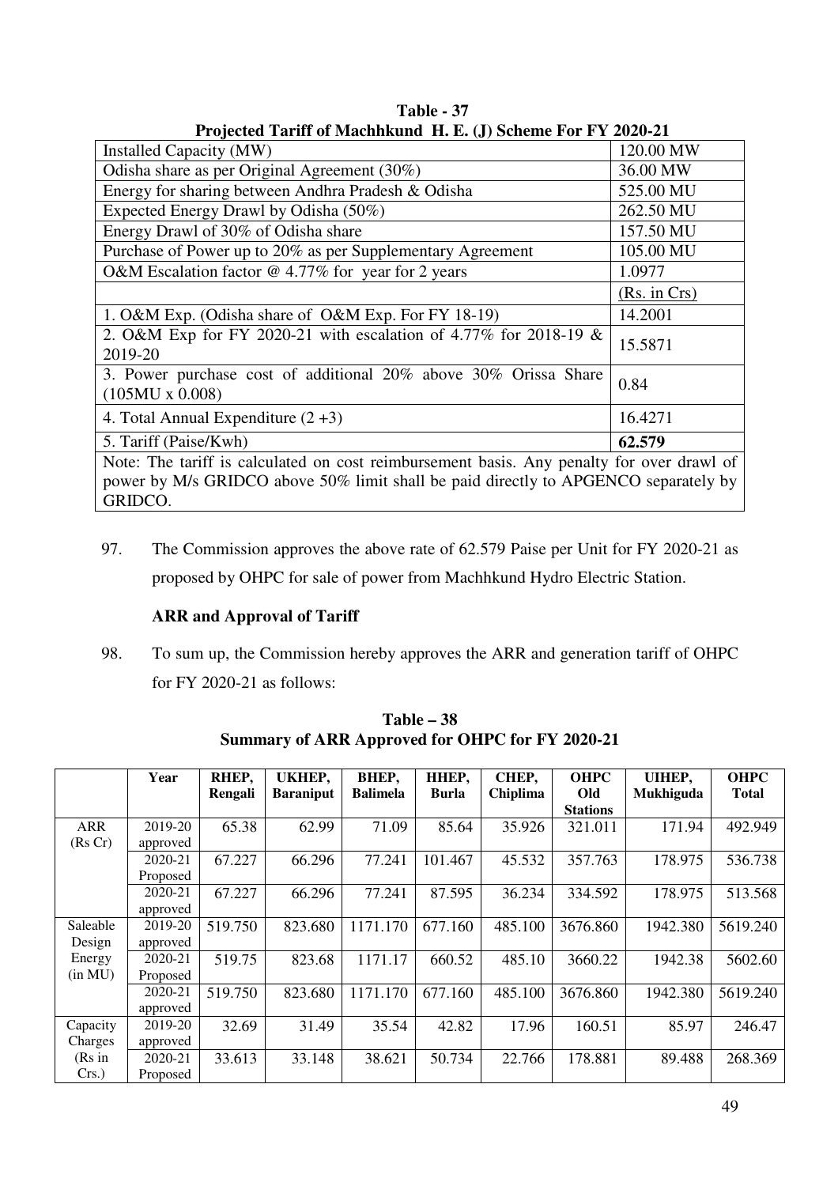**Table - 37**
**Projected Tariff of Machhkund H. E. (J) Scheme For FY 2020-21**

| | |
|---|---|
| Installed Capacity (MW) | 120.00 MW |
| Odisha share as per Original Agreement (30%) | 36.00 MW |
| Energy for sharing between Andhra Pradesh & Odisha | 525.00 MU |
| Expected Energy Drawl by Odisha (50%) | 262.50 MU |
| Energy Drawl of 30% of Odisha share | 157.50 MU |
| Purchase of Power up to 20% as per Supplementary Agreement | 105.00 MU |
| O&M Escalation factor @ 4.77% for year for 2 years | 1.0977 |
| | (Rs. in Crs) |
| 1. O&M Exp. (Odisha share of O&M Exp. For FY 18-19) | 14.2001 |
| 2. O&M Exp for FY 2020-21 with escalation of 4.77% for 2018-19 & 2019-20 | 15.5871 |
| 3. Power purchase cost of additional 20% above 30% Orissa Share (105MU x 0.008) | 0.84 |
| 4. Total Annual Expenditure (2 +3) | 16.4271 |
| 5. Tariff (Paise/Kwh) | **62.579** |
| Note: The tariff is calculated on cost reimbursement basis. Any penalty for over drawl of power by M/s GRIDCO above 50% limit shall be paid directly to APGENCO separately by GRIDCO. | |

97. The Commission approves the above rate of 62.579 Paise per Unit for FY 2020-21 as proposed by OHPC for sale of power from Machhkund Hydro Electric Station.

**ARR and Approval of Tariff**

98. To sum up, the Commission hereby approves the ARR and generation tariff of OHPC for FY 2020-21 as follows:

**Table – 38**
**Summary of ARR Approved for OHPC for FY 2020-21**

| | Year | RHEP, Rengali | UKHEP, Baraniput | BHEP, Balimela | HHEP, Burla | CHEP, Chiplima | OHPC Old Stations | UIHEP, Mukhiguda | OHPC Total |
|---|---|---|---|---|---|---|---|---|---|
| ARR (Rs Cr) | 2019-20 approved | 65.38 | 62.99 | 71.09 | 85.64 | 35.926 | 321.011 | 171.94 | 492.949 |
| | 2020-21 Proposed | 67.227 | 66.296 | 77.241 | 101.467 | 45.532 | 357.763 | 178.975 | 536.738 |
| | 2020-21 approved | 67.227 | 66.296 | 77.241 | 87.595 | 36.234 | 334.592 | 178.975 | 513.568 |
| Saleable Design Energy (in MU) | 2019-20 approved | 519.750 | 823.680 | 1171.170 | 677.160 | 485.100 | 3676.860 | 1942.380 | 5619.240 |
| | 2020-21 Proposed | 519.75 | 823.68 | 1171.17 | 660.52 | 485.10 | 3660.22 | 1942.38 | 5602.60 |
| | 2020-21 approved | 519.750 | 823.680 | 1171.170 | 677.160 | 485.100 | 3676.860 | 1942.380 | 5619.240 |
| Capacity Charges (Rs in Crs.) | 2019-20 approved | 32.69 | 31.49 | 35.54 | 42.82 | 17.96 | 160.51 | 85.97 | 246.47 |
| | 2020-21 Proposed | 33.613 | 33.148 | 38.621 | 50.734 | 22.766 | 178.881 | 89.488 | 268.369 |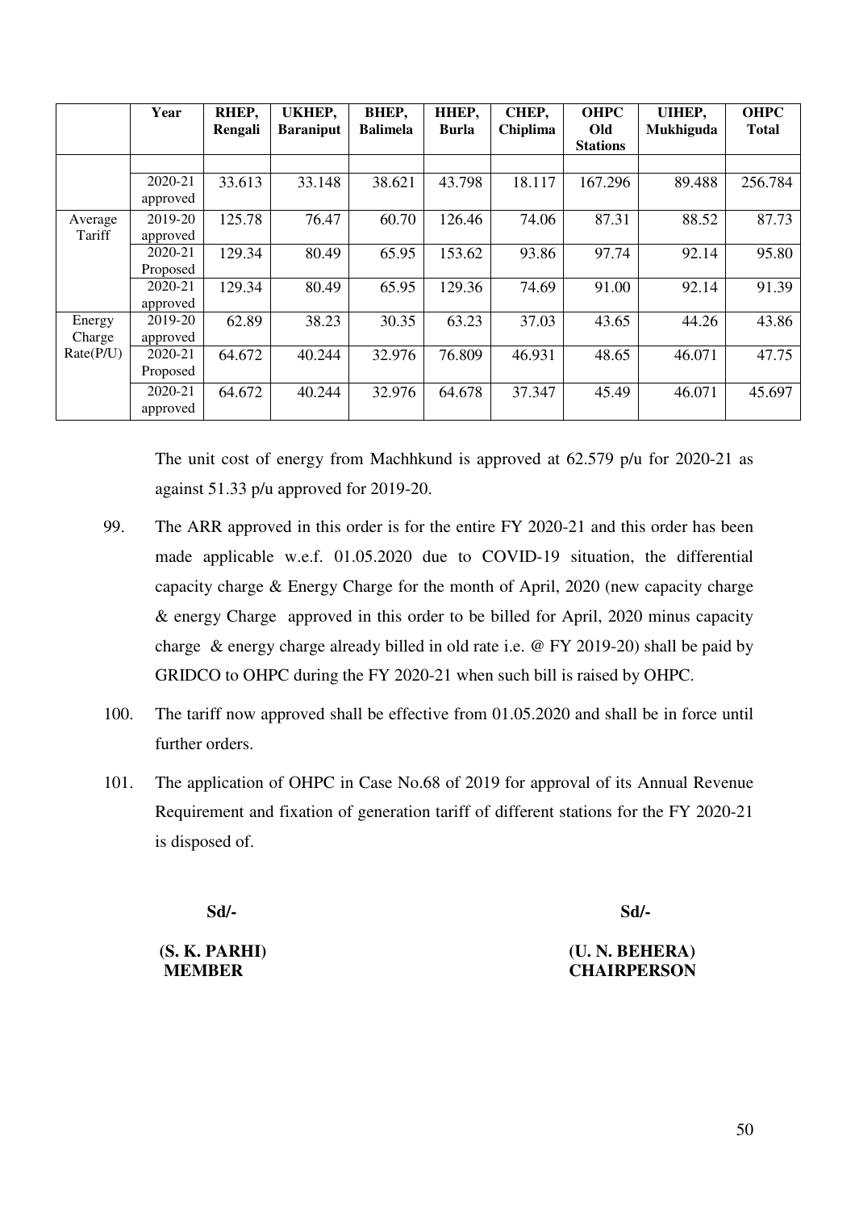| | Year | RHEP, Rengali | UKHEP, Baraniput | BHEP, Balimela | HHEP, Burla | CHEP, Chiplima | OHPC Old Stations | UIHEP, Mukhiguda | OHPC Total |
|---|---|---|---|---|---|---|---|---|---|
| | | | | | | | | | |
| | 2020-21 approved | 33.613 | 33.148 | 38.621 | 43.798 | 18.117 | 167.296 | 89.488 | 256.784 |
| Average Tariff | 2019-20 approved | 125.78 | 76.47 | 60.70 | 126.46 | 74.06 | 87.31 | 88.52 | 87.73 |
| | 2020-21 Proposed | 129.34 | 80.49 | 65.95 | 153.62 | 93.86 | 97.74 | 92.14 | 95.80 |
| | 2020-21 approved | 129.34 | 80.49 | 65.95 | 129.36 | 74.69 | 91.00 | 92.14 | 91.39 |
| Energy Charge Rate(P/U) | 2019-20 approved | 62.89 | 38.23 | 30.35 | 63.23 | 37.03 | 43.65 | 44.26 | 43.86 |
| | 2020-21 Proposed | 64.672 | 40.244 | 32.976 | 76.809 | 46.931 | 48.65 | 46.071 | 47.75 |
| | 2020-21 approved | 64.672 | 40.244 | 32.976 | 64.678 | 37.347 | 45.49 | 46.071 | 45.697 |

The unit cost of energy from Machhkund is approved at 62.579 p/u for 2020-21 as against 51.33 p/u approved for 2019-20.

99. The ARR approved in this order is for the entire FY 2020-21 and this order has been made applicable w.e.f. 01.05.2020 due to COVID-19 situation, the differential capacity charge & Energy Charge for the month of April, 2020 (new capacity charge & energy Charge approved in this order to be billed for April, 2020 minus capacity charge & energy charge already billed in old rate i.e. @ FY 2019-20) shall be paid by GRIDCO to OHPC during the FY 2020-21 when such bill is raised by OHPC.

100. The tariff now approved shall be effective from 01.05.2020 and shall be in force until further orders.

101. The application of OHPC in Case No.68 of 2019 for approval of its Annual Revenue Requirement and fixation of generation tariff of different stations for the FY 2020-21 is disposed of.

**Sd/-**

**(S. K. PARHI)**
**MEMBER**

**Sd/-**

**(U. N. BEHERA)**
**CHAIRPERSON**